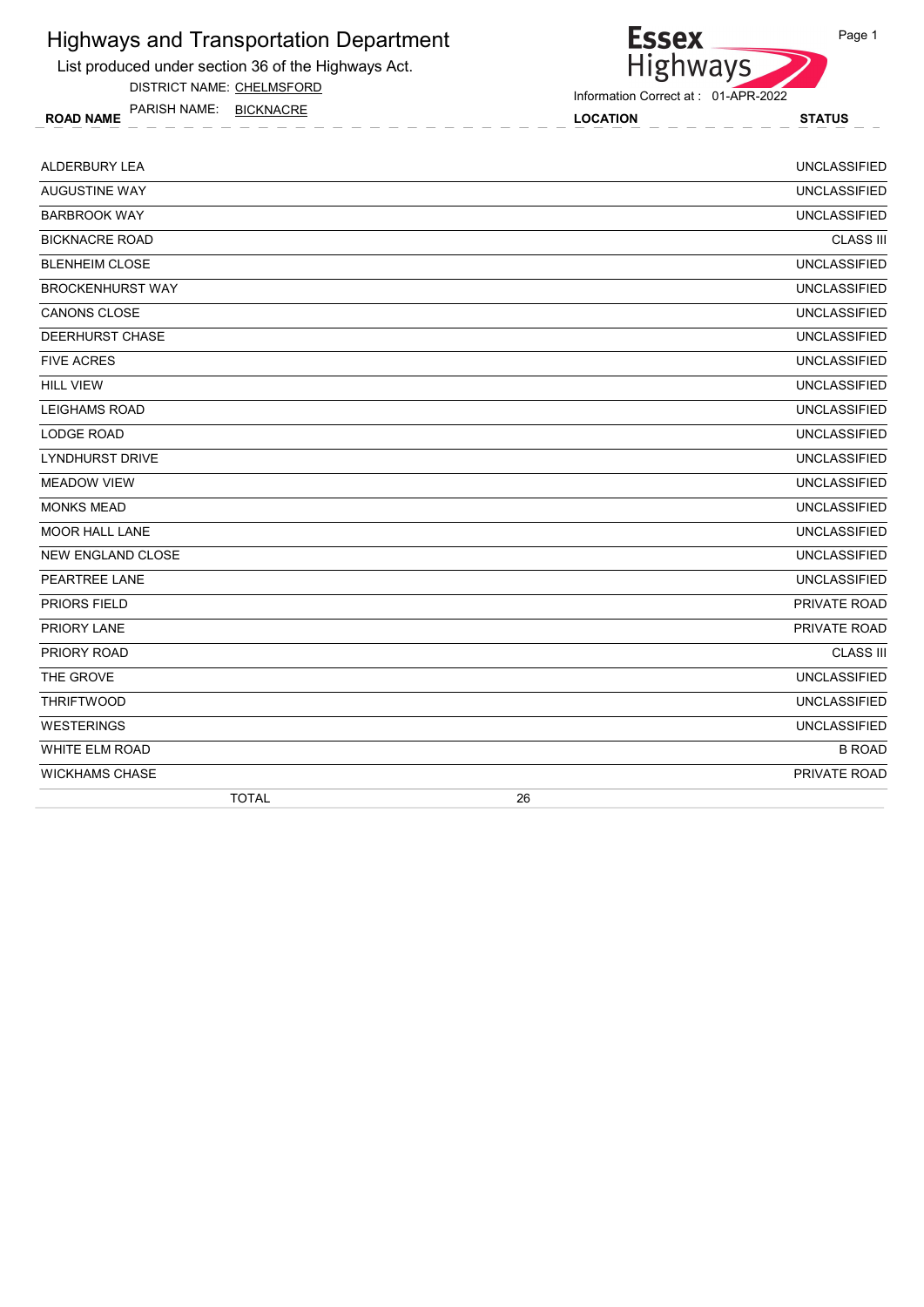# Highways and Transportation Department

List produced under section 36 of the Highways Act.

DISTRICT NAME: CHELMSFORD

PARISH NAME: BICKNACRE

Essex Highways

Information Correct at : 01-APR-2022

| ROAD NAME | LOCATION | STATUS |
|---|---|---|
| ALDERBURY LEA | | UNCLASSIFIED |
| AUGUSTINE WAY | | UNCLASSIFIED |
| BARBROOK WAY | | UNCLASSIFIED |
| BICKNACRE ROAD | | CLASS III |
| BLENHEIM CLOSE | | UNCLASSIFIED |
| BROCKENHURST WAY | | UNCLASSIFIED |
| CANONS CLOSE | | UNCLASSIFIED |
| DEERHURST CHASE | | UNCLASSIFIED |
| FIVE ACRES | | UNCLASSIFIED |
| HILL VIEW | | UNCLASSIFIED |
| LEIGHAMS ROAD | | UNCLASSIFIED |
| LODGE ROAD | | UNCLASSIFIED |
| LYNDHURST DRIVE | | UNCLASSIFIED |
| MEADOW VIEW | | UNCLASSIFIED |
| MONKS MEAD | | UNCLASSIFIED |
| MOOR HALL LANE | | UNCLASSIFIED |
| NEW ENGLAND CLOSE | | UNCLASSIFIED |
| PEARTREE LANE | | UNCLASSIFIED |
| PRIORS FIELD | | PRIVATE ROAD |
| PRIORY LANE | | PRIVATE ROAD |
| PRIORY ROAD | | CLASS III |
| THE GROVE | | UNCLASSIFIED |
| THRIFTWOOD | | UNCLASSIFIED |
| WESTERINGS | | UNCLASSIFIED |
| WHITE ELM ROAD | | B ROAD |
| WICKHAMS CHASE | | PRIVATE ROAD |
| TOTAL | 26 | |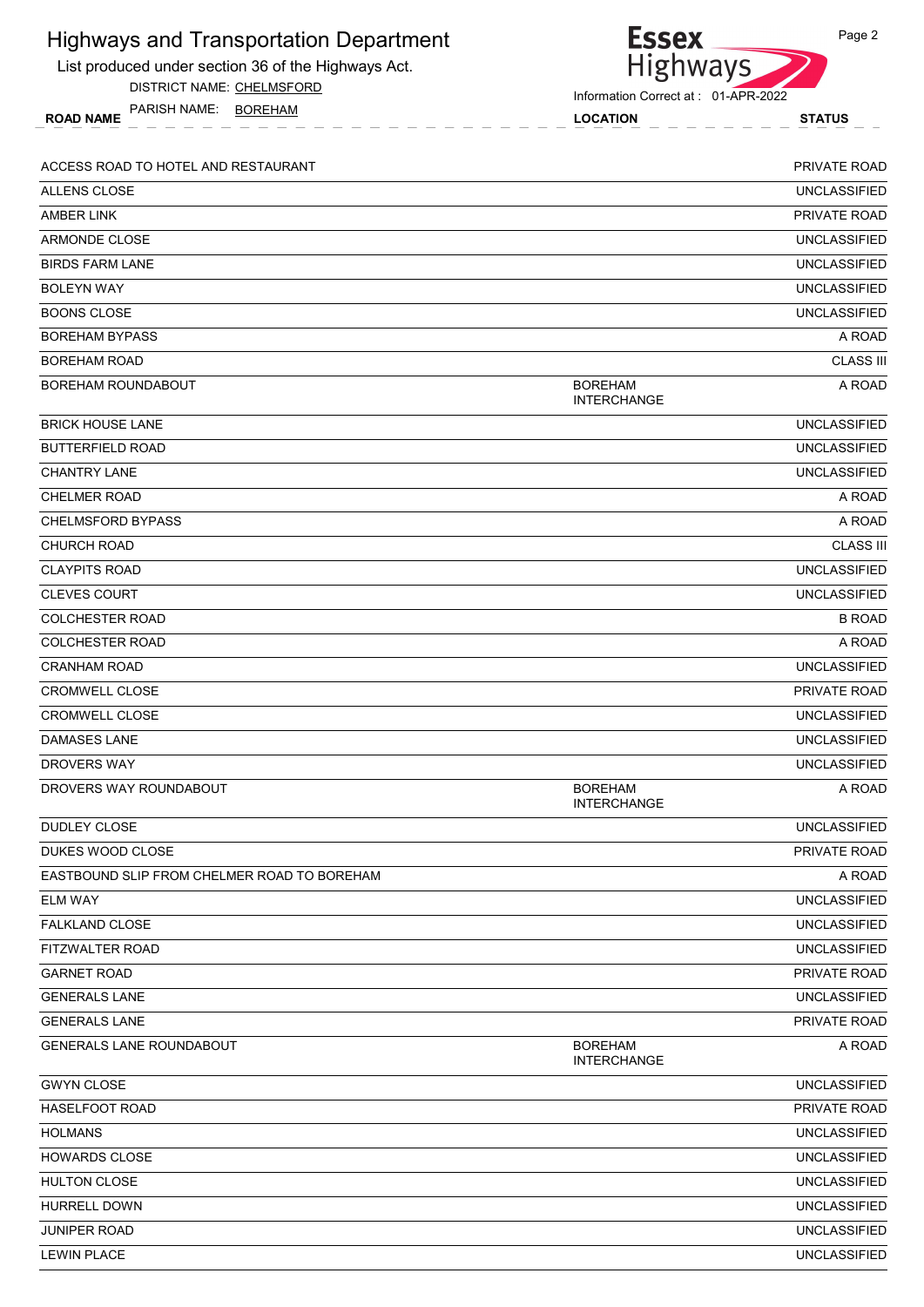# Highways and Transportation Department

List produced under section 36 of the Highways Act.

DISTRICT NAME: CHELMSFORD

PARISH NAME: BOREHAM

Information Correct at : 01-APR-2022

| ROAD NAME | LOCATION | STATUS |
|---|---|---|
| ACCESS ROAD TO HOTEL AND RESTAURANT | | PRIVATE ROAD |
| ALLENS CLOSE | | UNCLASSIFIED |
| AMBER LINK | | PRIVATE ROAD |
| ARMONDE CLOSE | | UNCLASSIFIED |
| BIRDS FARM LANE | | UNCLASSIFIED |
| BOLEYN WAY | | UNCLASSIFIED |
| BOONS CLOSE | | UNCLASSIFIED |
| BOREHAM BYPASS | | A ROAD |
| BOREHAM ROAD | | CLASS III |
| BOREHAM ROUNDABOUT | BOREHAM INTERCHANGE | A ROAD |
| BRICK HOUSE LANE | | UNCLASSIFIED |
| BUTTERFIELD ROAD | | UNCLASSIFIED |
| CHANTRY LANE | | UNCLASSIFIED |
| CHELMER ROAD | | A ROAD |
| CHELMSFORD BYPASS | | A ROAD |
| CHURCH ROAD | | CLASS III |
| CLAYPITS ROAD | | UNCLASSIFIED |
| CLEVES COURT | | UNCLASSIFIED |
| COLCHESTER ROAD | | B ROAD |
| COLCHESTER ROAD | | A ROAD |
| CRANHAM ROAD | | UNCLASSIFIED |
| CROMWELL CLOSE | | PRIVATE ROAD |
| CROMWELL CLOSE | | UNCLASSIFIED |
| DAMASES LANE | | UNCLASSIFIED |
| DROVERS WAY | | UNCLASSIFIED |
| DROVERS WAY ROUNDABOUT | BOREHAM INTERCHANGE | A ROAD |
| DUDLEY CLOSE | | UNCLASSIFIED |
| DUKES WOOD CLOSE | | PRIVATE ROAD |
| EASTBOUND SLIP FROM CHELMER ROAD TO BOREHAM | | A ROAD |
| ELM WAY | | UNCLASSIFIED |
| FALKLAND CLOSE | | UNCLASSIFIED |
| FITZWALTER ROAD | | UNCLASSIFIED |
| GARNET ROAD | | PRIVATE ROAD |
| GENERALS LANE | | UNCLASSIFIED |
| GENERALS LANE | | PRIVATE ROAD |
| GENERALS LANE ROUNDABOUT | BOREHAM INTERCHANGE | A ROAD |
| GWYN CLOSE | | UNCLASSIFIED |
| HASELFOOT ROAD | | PRIVATE ROAD |
| HOLMANS | | UNCLASSIFIED |
| HOWARDS CLOSE | | UNCLASSIFIED |
| HULTON CLOSE | | UNCLASSIFIED |
| HURRELL DOWN | | UNCLASSIFIED |
| JUNIPER ROAD | | UNCLASSIFIED |
| LEWIN PLACE | | UNCLASSIFIED |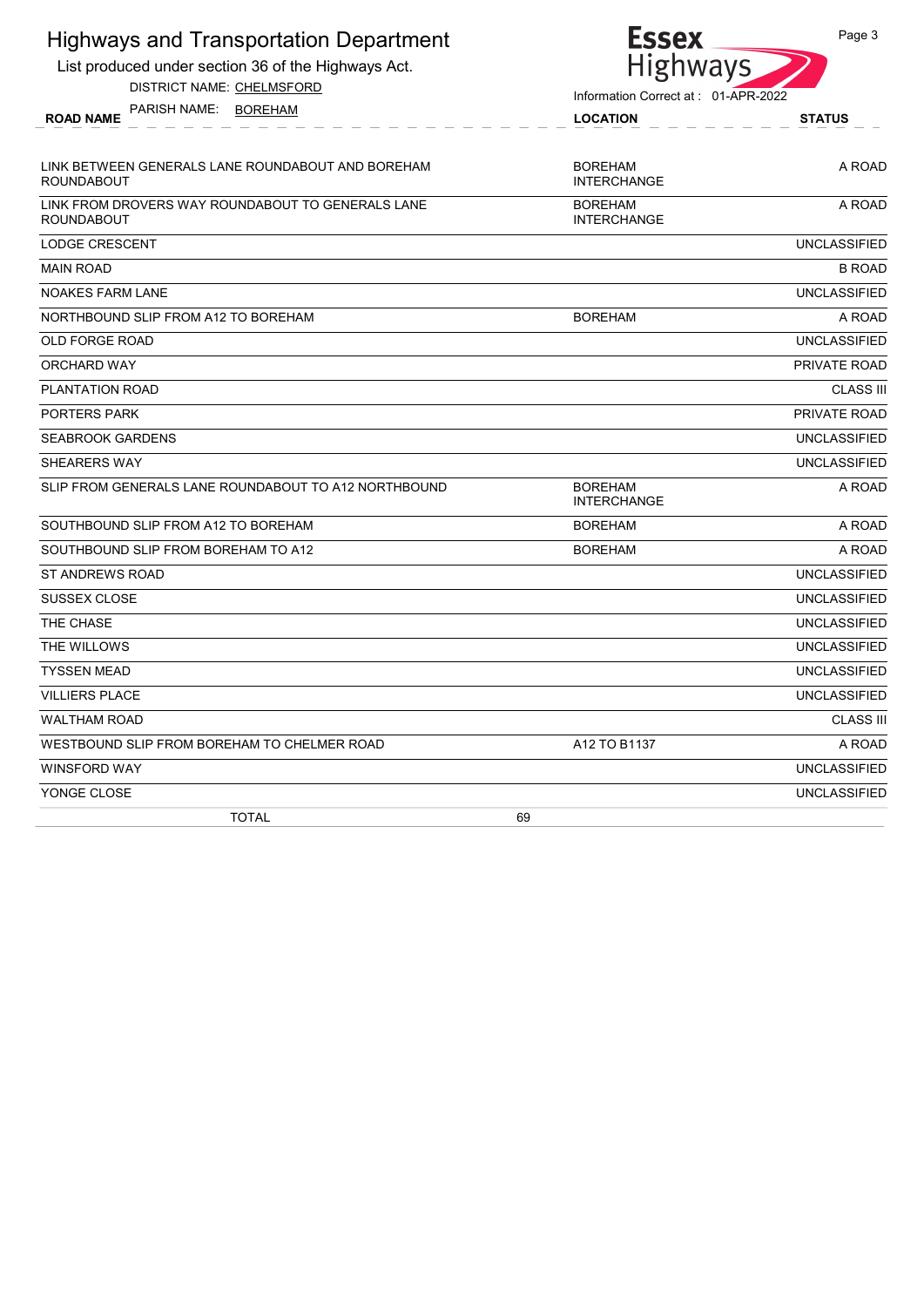# Highways and Transportation Department

List produced under section 36 of the Highways Act.

DISTRICT NAME: CHELMSFORD

PARISH NAME: BOREHAM

Information Correct at : 01-APR-2022

| ROAD NAME | LOCATION | STATUS |
|---|---|---|
| LINK BETWEEN GENERALS LANE ROUNDABOUT AND BOREHAM ROUNDABOUT | BOREHAM INTERCHANGE | A ROAD |
| LINK FROM DROVERS WAY ROUNDABOUT TO GENERALS LANE ROUNDABOUT | BOREHAM INTERCHANGE | A ROAD |
| LODGE CRESCENT | | UNCLASSIFIED |
| MAIN ROAD | | B ROAD |
| NOAKES FARM LANE | | UNCLASSIFIED |
| NORTHBOUND SLIP FROM A12 TO BOREHAM | BOREHAM | A ROAD |
| OLD FORGE ROAD | | UNCLASSIFIED |
| ORCHARD WAY | | PRIVATE ROAD |
| PLANTATION ROAD | | CLASS III |
| PORTERS PARK | | PRIVATE ROAD |
| SEABROOK GARDENS | | UNCLASSIFIED |
| SHEARERS WAY | | UNCLASSIFIED |
| SLIP FROM GENERALS LANE ROUNDABOUT TO A12 NORTHBOUND | BOREHAM INTERCHANGE | A ROAD |
| SOUTHBOUND SLIP FROM A12 TO BOREHAM | BOREHAM | A ROAD |
| SOUTHBOUND SLIP FROM BOREHAM TO A12 | BOREHAM | A ROAD |
| ST ANDREWS ROAD | | UNCLASSIFIED |
| SUSSEX CLOSE | | UNCLASSIFIED |
| THE CHASE | | UNCLASSIFIED |
| THE WILLOWS | | UNCLASSIFIED |
| TYSSEN MEAD | | UNCLASSIFIED |
| VILLIERS PLACE | | UNCLASSIFIED |
| WALTHAM ROAD | | CLASS III |
| WESTBOUND SLIP FROM BOREHAM TO CHELMER ROAD | A12 TO B1137 | A ROAD |
| WINSFORD WAY | | UNCLASSIFIED |
| YONGE CLOSE | | UNCLASSIFIED |
| TOTAL | 69 | |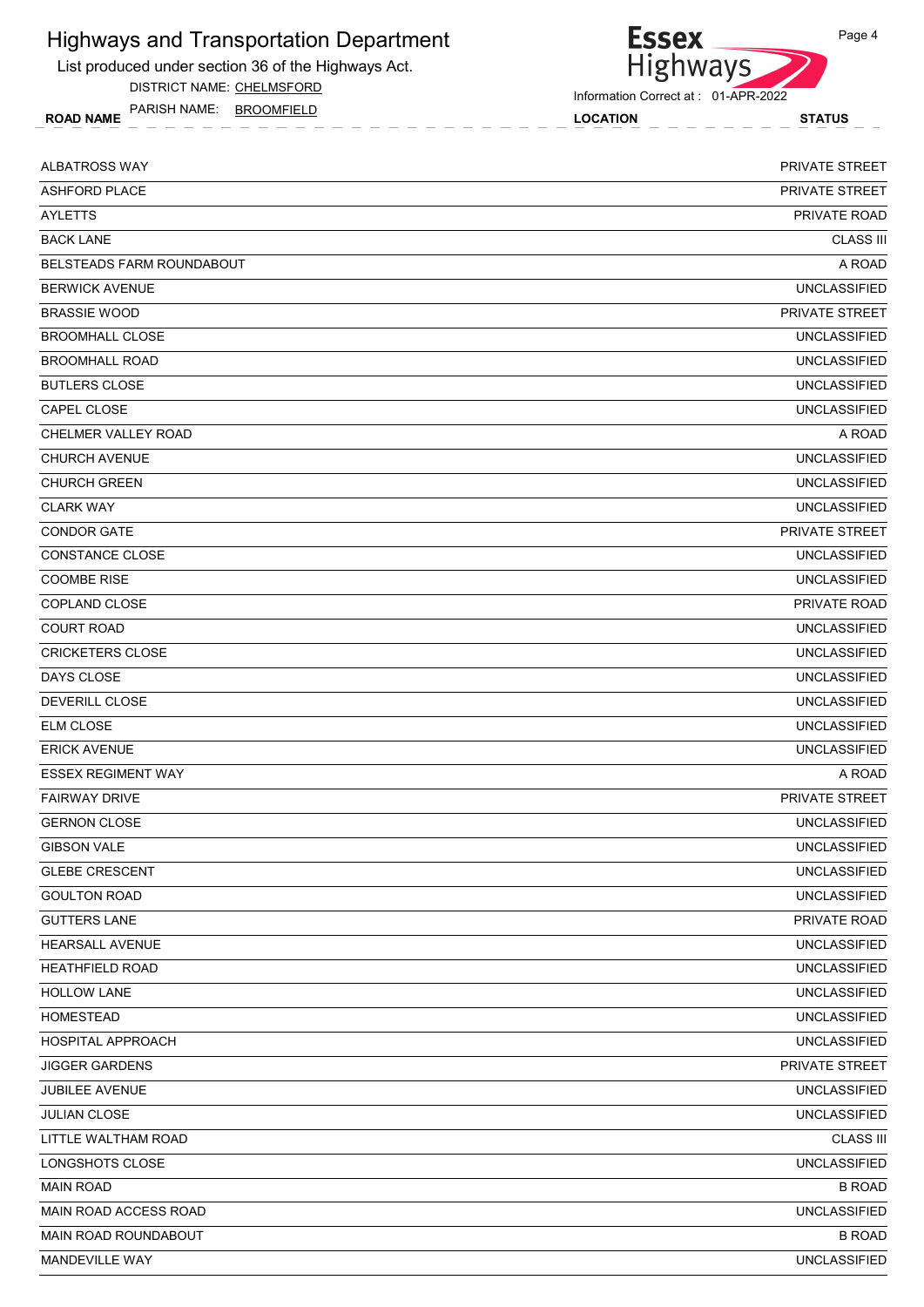# Highways and Transportation Department

List produced under section 36 of the Highways Act.

DISTRICT NAME: CHELMSFORD

PARISH NAME: BROOMFIELD

Essex Highways

Information Correct at : 01-APR-2022

| ROAD NAME | LOCATION | STATUS |
|---|---|---|
| ALBATROSS WAY | | PRIVATE STREET |
| ASHFORD PLACE | | PRIVATE STREET |
| AYLETTS | | PRIVATE ROAD |
| BACK LANE | | CLASS III |
| BELSTEADS FARM ROUNDABOUT | | A ROAD |
| BERWICK AVENUE | | UNCLASSIFIED |
| BRASSIE WOOD | | PRIVATE STREET |
| BROOMHALL CLOSE | | UNCLASSIFIED |
| BROOMHALL ROAD | | UNCLASSIFIED |
| BUTLERS CLOSE | | UNCLASSIFIED |
| CAPEL CLOSE | | UNCLASSIFIED |
| CHELMER VALLEY ROAD | | A ROAD |
| CHURCH AVENUE | | UNCLASSIFIED |
| CHURCH GREEN | | UNCLASSIFIED |
| CLARK WAY | | UNCLASSIFIED |
| CONDOR GATE | | PRIVATE STREET |
| CONSTANCE CLOSE | | UNCLASSIFIED |
| COOMBE RISE | | UNCLASSIFIED |
| COPLAND CLOSE | | PRIVATE ROAD |
| COURT ROAD | | UNCLASSIFIED |
| CRICKETERS CLOSE | | UNCLASSIFIED |
| DAYS CLOSE | | UNCLASSIFIED |
| DEVERILL CLOSE | | UNCLASSIFIED |
| ELM CLOSE | | UNCLASSIFIED |
| ERICK AVENUE | | UNCLASSIFIED |
| ESSEX REGIMENT WAY | | A ROAD |
| FAIRWAY DRIVE | | PRIVATE STREET |
| GERNON CLOSE | | UNCLASSIFIED |
| GIBSON VALE | | UNCLASSIFIED |
| GLEBE CRESCENT | | UNCLASSIFIED |
| GOULTON ROAD | | UNCLASSIFIED |
| GUTTERS LANE | | PRIVATE ROAD |
| HEARSALL AVENUE | | UNCLASSIFIED |
| HEATHFIELD ROAD | | UNCLASSIFIED |
| HOLLOW LANE | | UNCLASSIFIED |
| HOMESTEAD | | UNCLASSIFIED |
| HOSPITAL APPROACH | | UNCLASSIFIED |
| JIGGER GARDENS | | PRIVATE STREET |
| JUBILEE AVENUE | | UNCLASSIFIED |
| JULIAN CLOSE | | UNCLASSIFIED |
| LITTLE WALTHAM ROAD | | CLASS III |
| LONGSHOTS CLOSE | | UNCLASSIFIED |
| MAIN ROAD | | B ROAD |
| MAIN ROAD ACCESS ROAD | | UNCLASSIFIED |
| MAIN ROAD ROUNDABOUT | | B ROAD |
| MANDEVILLE WAY | | UNCLASSIFIED |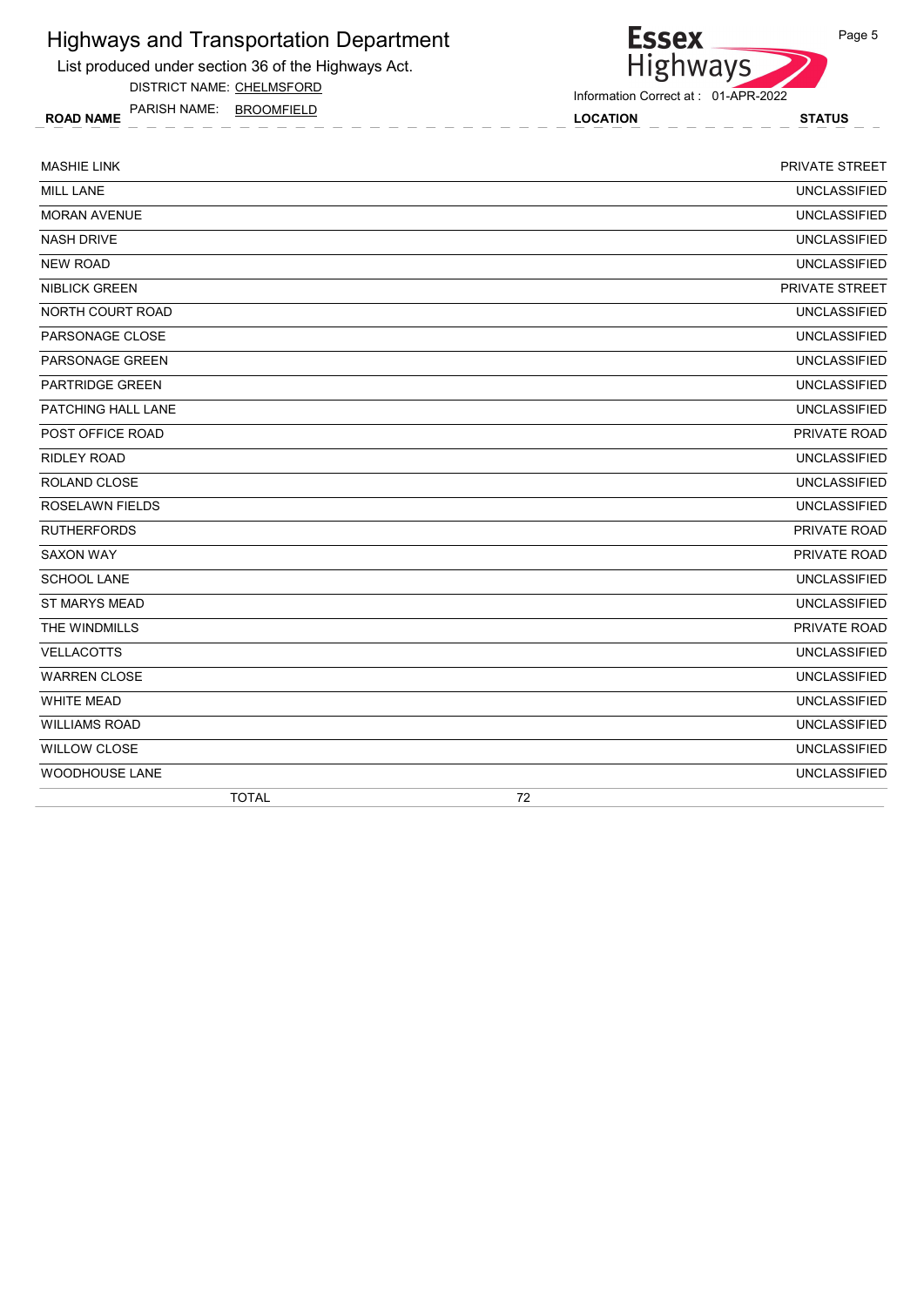# Highways and Transportation Department

List produced under section 36 of the Highways Act.

DISTRICT NAME: CHELMSFORD

PARISH NAME: BROOMFIELD

Information Correct at : 01-APR-2022

| ROAD NAME | LOCATION | STATUS |
|---|---|---|
| MASHIE LINK | | PRIVATE STREET |
| MILL LANE | | UNCLASSIFIED |
| MORAN AVENUE | | UNCLASSIFIED |
| NASH DRIVE | | UNCLASSIFIED |
| NEW ROAD | | UNCLASSIFIED |
| NIBLICK GREEN | | PRIVATE STREET |
| NORTH COURT ROAD | | UNCLASSIFIED |
| PARSONAGE CLOSE | | UNCLASSIFIED |
| PARSONAGE GREEN | | UNCLASSIFIED |
| PARTRIDGE GREEN | | UNCLASSIFIED |
| PATCHING HALL LANE | | UNCLASSIFIED |
| POST OFFICE ROAD | | PRIVATE ROAD |
| RIDLEY ROAD | | UNCLASSIFIED |
| ROLAND CLOSE | | UNCLASSIFIED |
| ROSELAWN FIELDS | | UNCLASSIFIED |
| RUTHERFORDS | | PRIVATE ROAD |
| SAXON WAY | | PRIVATE ROAD |
| SCHOOL LANE | | UNCLASSIFIED |
| ST MARYS MEAD | | UNCLASSIFIED |
| THE WINDMILLS | | PRIVATE ROAD |
| VELLACOTTS | | UNCLASSIFIED |
| WARREN CLOSE | | UNCLASSIFIED |
| WHITE MEAD | | UNCLASSIFIED |
| WILLIAMS ROAD | | UNCLASSIFIED |
| WILLOW CLOSE | | UNCLASSIFIED |
| WOODHOUSE LANE | | UNCLASSIFIED |
| TOTAL | 72 | |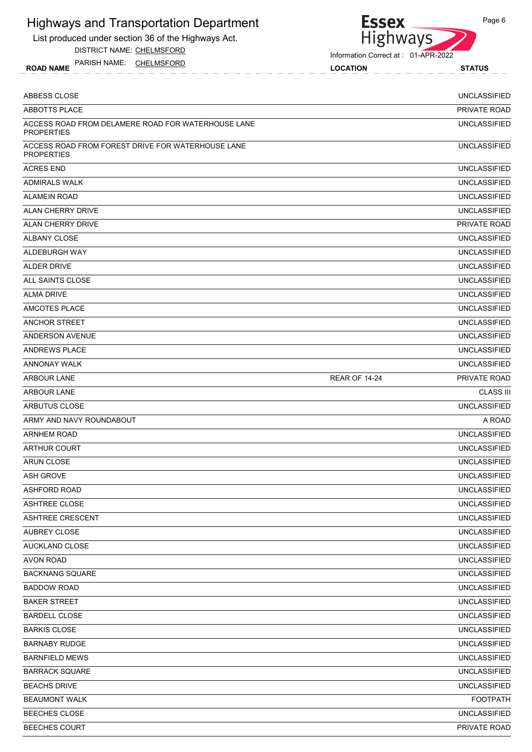# Highways and Transportation Department

List produced under section 36 of the Highways Act.

DISTRICT NAME: CHELMSFORD

PARISH NAME: CHELMSFORD

Information Correct at : 01-APR-2022

| ROAD NAME | LOCATION | STATUS |
|---|---|---|
| ABBESS CLOSE | | UNCLASSIFIED |
| ABBOTTS PLACE | | PRIVATE ROAD |
| ACCESS ROAD FROM DELAMERE ROAD FOR WATERHOUSE LANE PROPERTIES | | UNCLASSIFIED |
| ACCESS ROAD FROM FOREST DRIVE FOR WATERHOUSE LANE PROPERTIES | | UNCLASSIFIED |
| ACRES END | | UNCLASSIFIED |
| ADMIRALS WALK | | UNCLASSIFIED |
| ALAMEIN ROAD | | UNCLASSIFIED |
| ALAN CHERRY DRIVE | | UNCLASSIFIED |
| ALAN CHERRY DRIVE | | PRIVATE ROAD |
| ALBANY CLOSE | | UNCLASSIFIED |
| ALDEBURGH WAY | | UNCLASSIFIED |
| ALDER DRIVE | | UNCLASSIFIED |
| ALL SAINTS CLOSE | | UNCLASSIFIED |
| ALMA DRIVE | | UNCLASSIFIED |
| AMCOTES PLACE | | UNCLASSIFIED |
| ANCHOR STREET | | UNCLASSIFIED |
| ANDERSON AVENUE | | UNCLASSIFIED |
| ANDREWS PLACE | | UNCLASSIFIED |
| ANNONAY WALK | | UNCLASSIFIED |
| ARBOUR LANE | REAR OF 14-24 | PRIVATE ROAD |
| ARBOUR LANE | | CLASS III |
| ARBUTUS CLOSE | | UNCLASSIFIED |
| ARMY AND NAVY ROUNDABOUT | | A ROAD |
| ARNHEM ROAD | | UNCLASSIFIED |
| ARTHUR COURT | | UNCLASSIFIED |
| ARUN CLOSE | | UNCLASSIFIED |
| ASH GROVE | | UNCLASSIFIED |
| ASHFORD ROAD | | UNCLASSIFIED |
| ASHTREE CLOSE | | UNCLASSIFIED |
| ASHTREE CRESCENT | | UNCLASSIFIED |
| AUBREY CLOSE | | UNCLASSIFIED |
| AUCKLAND CLOSE | | UNCLASSIFIED |
| AVON ROAD | | UNCLASSIFIED |
| BACKNANG SQUARE | | UNCLASSIFIED |
| BADDOW ROAD | | UNCLASSIFIED |
| BAKER STREET | | UNCLASSIFIED |
| BARDELL CLOSE | | UNCLASSIFIED |
| BARKIS CLOSE | | UNCLASSIFIED |
| BARNABY RUDGE | | UNCLASSIFIED |
| BARNFIELD MEWS | | UNCLASSIFIED |
| BARRACK SQUARE | | UNCLASSIFIED |
| BEACHS DRIVE | | UNCLASSIFIED |
| BEAUMONT WALK | | FOOTPATH |
| BEECHES CLOSE | | UNCLASSIFIED |
| BEECHES COURT | | PRIVATE ROAD |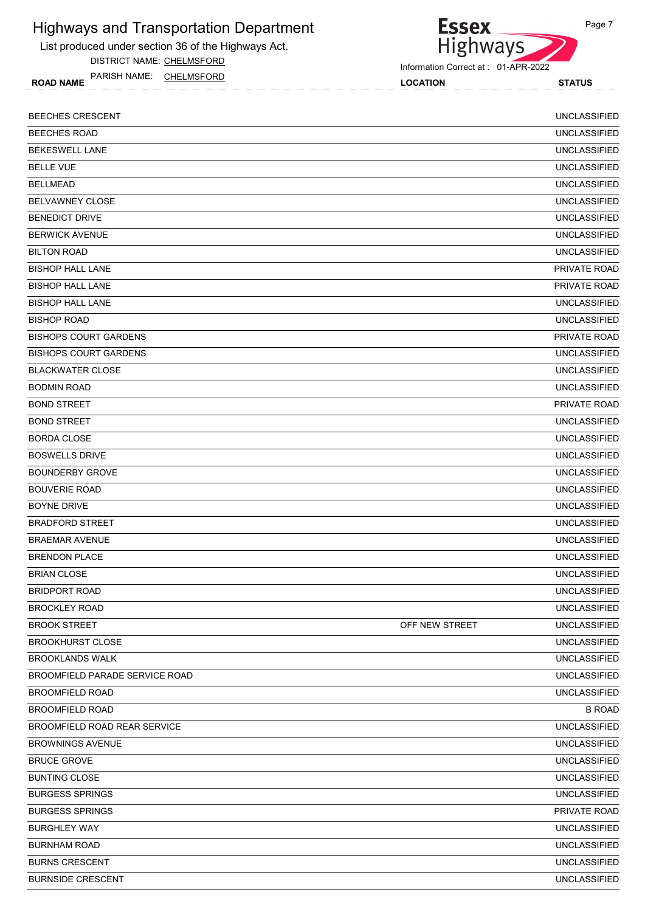# Highways and Transportation Department

List produced under section 36 of the Highways Act.

DISTRICT NAME: CHELMSFORD

PARISH NAME: CHELMSFORD

Information Correct at : 01-APR-2022

| ROAD NAME | LOCATION | STATUS |
|---|---|---|
| BEECHES CRESCENT | | UNCLASSIFIED |
| BEECHES ROAD | | UNCLASSIFIED |
| BEKESWELL LANE | | UNCLASSIFIED |
| BELLE VUE | | UNCLASSIFIED |
| BELLMEAD | | UNCLASSIFIED |
| BELVAWNEY CLOSE | | UNCLASSIFIED |
| BENEDICT DRIVE | | UNCLASSIFIED |
| BERWICK AVENUE | | UNCLASSIFIED |
| BILTON ROAD | | UNCLASSIFIED |
| BISHOP HALL LANE | | PRIVATE ROAD |
| BISHOP HALL LANE | | PRIVATE ROAD |
| BISHOP HALL LANE | | UNCLASSIFIED |
| BISHOP ROAD | | UNCLASSIFIED |
| BISHOPS COURT GARDENS | | PRIVATE ROAD |
| BISHOPS COURT GARDENS | | UNCLASSIFIED |
| BLACKWATER CLOSE | | UNCLASSIFIED |
| BODMIN ROAD | | UNCLASSIFIED |
| BOND STREET | | PRIVATE ROAD |
| BOND STREET | | UNCLASSIFIED |
| BORDA CLOSE | | UNCLASSIFIED |
| BOSWELLS DRIVE | | UNCLASSIFIED |
| BOUNDERBY GROVE | | UNCLASSIFIED |
| BOUVERIE ROAD | | UNCLASSIFIED |
| BOYNE DRIVE | | UNCLASSIFIED |
| BRADFORD STREET | | UNCLASSIFIED |
| BRAEMAR AVENUE | | UNCLASSIFIED |
| BRENDON PLACE | | UNCLASSIFIED |
| BRIAN CLOSE | | UNCLASSIFIED |
| BRIDPORT ROAD | | UNCLASSIFIED |
| BROCKLEY ROAD | | UNCLASSIFIED |
| BROOK STREET | OFF NEW STREET | UNCLASSIFIED |
| BROOKHURST CLOSE | | UNCLASSIFIED |
| BROOKLANDS WALK | | UNCLASSIFIED |
| BROOMFIELD PARADE SERVICE ROAD | | UNCLASSIFIED |
| BROOMFIELD ROAD | | UNCLASSIFIED |
| BROOMFIELD ROAD | | B ROAD |
| BROOMFIELD ROAD REAR SERVICE | | UNCLASSIFIED |
| BROWNINGS AVENUE | | UNCLASSIFIED |
| BRUCE GROVE | | UNCLASSIFIED |
| BUNTING CLOSE | | UNCLASSIFIED |
| BURGESS SPRINGS | | UNCLASSIFIED |
| BURGESS SPRINGS | | PRIVATE ROAD |
| BURGHLEY WAY | | UNCLASSIFIED |
| BURNHAM ROAD | | UNCLASSIFIED |
| BURNS CRESCENT | | UNCLASSIFIED |
| BURNSIDE CRESCENT | | UNCLASSIFIED |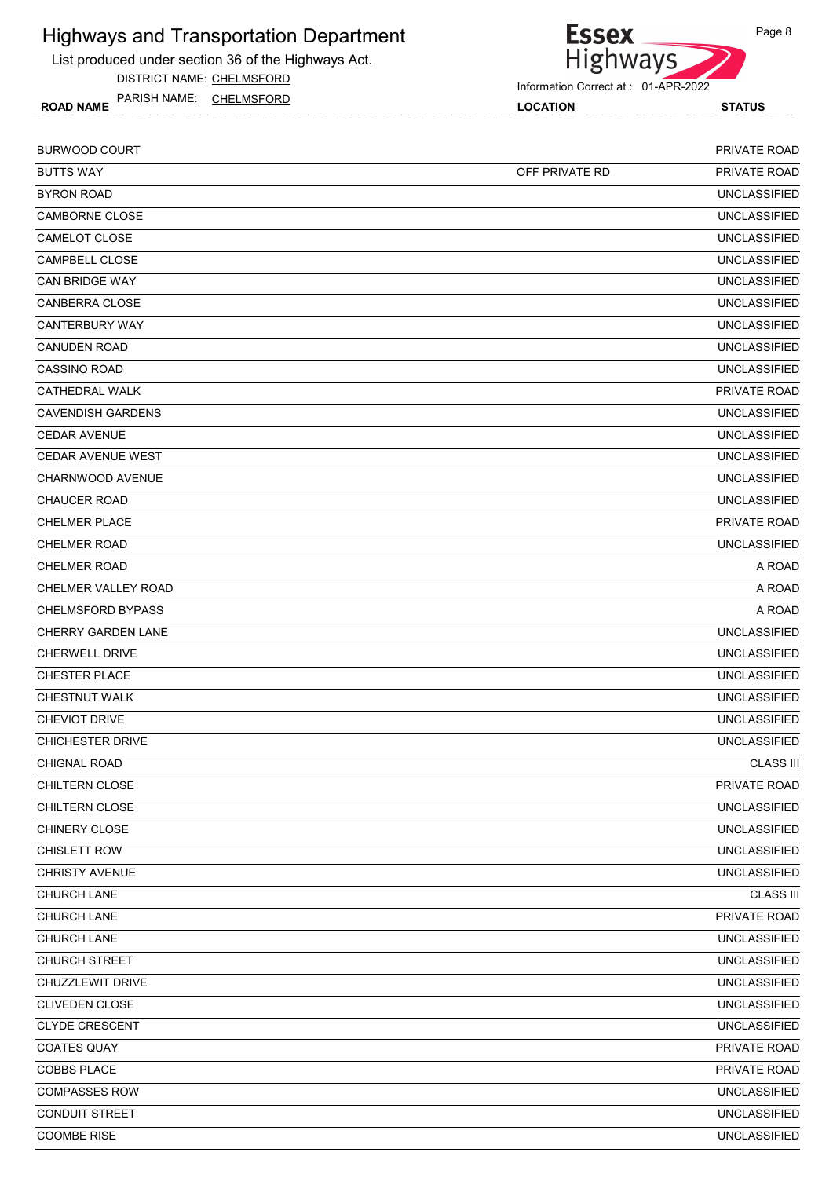# Highways and Transportation Department

List produced under section 36 of the Highways Act.

DISTRICT NAME: CHELMSFORD

PARISH NAME: CHELMSFORD

Information Correct at : 01-APR-2022

| ROAD NAME | LOCATION | STATUS |
|---|---|---|
| BURWOOD COURT | | PRIVATE ROAD |
| BUTTS WAY | OFF PRIVATE RD | PRIVATE ROAD |
| BYRON ROAD | | UNCLASSIFIED |
| CAMBORNE CLOSE | | UNCLASSIFIED |
| CAMELOT CLOSE | | UNCLASSIFIED |
| CAMPBELL CLOSE | | UNCLASSIFIED |
| CAN BRIDGE WAY | | UNCLASSIFIED |
| CANBERRA CLOSE | | UNCLASSIFIED |
| CANTERBURY WAY | | UNCLASSIFIED |
| CANUDEN ROAD | | UNCLASSIFIED |
| CASSINO ROAD | | UNCLASSIFIED |
| CATHEDRAL WALK | | PRIVATE ROAD |
| CAVENDISH GARDENS | | UNCLASSIFIED |
| CEDAR AVENUE | | UNCLASSIFIED |
| CEDAR AVENUE WEST | | UNCLASSIFIED |
| CHARNWOOD AVENUE | | UNCLASSIFIED |
| CHAUCER ROAD | | UNCLASSIFIED |
| CHELMER PLACE | | PRIVATE ROAD |
| CHELMER ROAD | | UNCLASSIFIED |
| CHELMER ROAD | | A ROAD |
| CHELMER VALLEY ROAD | | A ROAD |
| CHELMSFORD BYPASS | | A ROAD |
| CHERRY GARDEN LANE | | UNCLASSIFIED |
| CHERWELL DRIVE | | UNCLASSIFIED |
| CHESTER PLACE | | UNCLASSIFIED |
| CHESTNUT WALK | | UNCLASSIFIED |
| CHEVIOT DRIVE | | UNCLASSIFIED |
| CHICHESTER DRIVE | | UNCLASSIFIED |
| CHIGNAL ROAD | | CLASS III |
| CHILTERN CLOSE | | PRIVATE ROAD |
| CHILTERN CLOSE | | UNCLASSIFIED |
| CHINERY CLOSE | | UNCLASSIFIED |
| CHISLETT ROW | | UNCLASSIFIED |
| CHRISTY AVENUE | | UNCLASSIFIED |
| CHURCH LANE | | CLASS III |
| CHURCH LANE | | PRIVATE ROAD |
| CHURCH LANE | | UNCLASSIFIED |
| CHURCH STREET | | UNCLASSIFIED |
| CHUZZLEWIT DRIVE | | UNCLASSIFIED |
| CLIVEDEN CLOSE | | UNCLASSIFIED |
| CLYDE CRESCENT | | UNCLASSIFIED |
| COATES QUAY | | PRIVATE ROAD |
| COBBS PLACE | | PRIVATE ROAD |
| COMPASSES ROW | | UNCLASSIFIED |
| CONDUIT STREET | | UNCLASSIFIED |
| COOMBE RISE | | UNCLASSIFIED |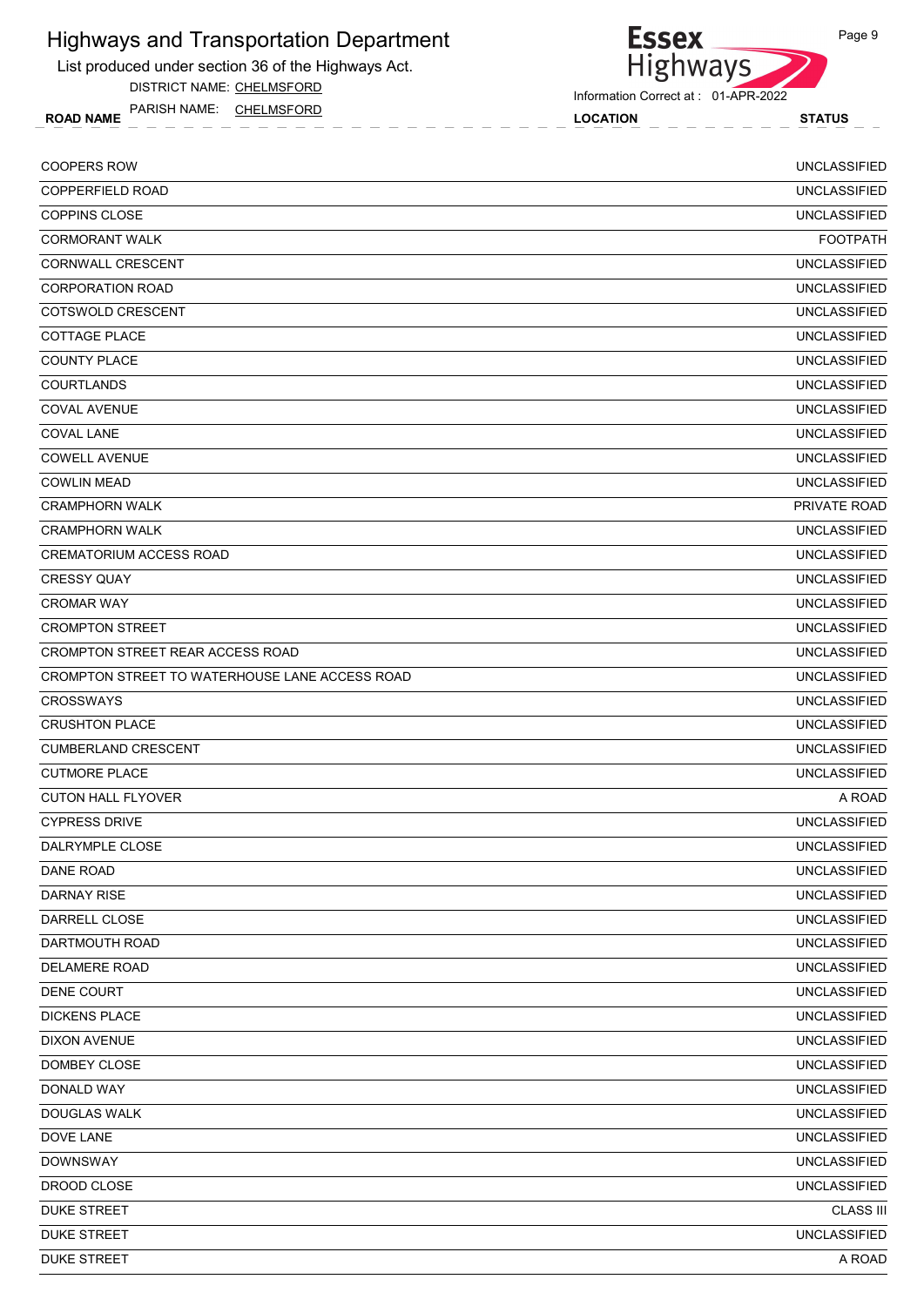# Highways and Transportation Department

List produced under section 36 of the Highways Act.

DISTRICT NAME: CHELMSFORD

PARISH NAME: CHELMSFORD

Information Correct at : 01-APR-2022

| ROAD NAME | LOCATION | STATUS |
|---|---|---|
| COOPERS ROW | | UNCLASSIFIED |
| COPPERFIELD ROAD | | UNCLASSIFIED |
| COPPINS CLOSE | | UNCLASSIFIED |
| CORMORANT WALK | | FOOTPATH |
| CORNWALL CRESCENT | | UNCLASSIFIED |
| CORPORATION ROAD | | UNCLASSIFIED |
| COTSWOLD CRESCENT | | UNCLASSIFIED |
| COTTAGE PLACE | | UNCLASSIFIED |
| COUNTY PLACE | | UNCLASSIFIED |
| COURTLANDS | | UNCLASSIFIED |
| COVAL AVENUE | | UNCLASSIFIED |
| COVAL LANE | | UNCLASSIFIED |
| COWELL AVENUE | | UNCLASSIFIED |
| COWLIN MEAD | | UNCLASSIFIED |
| CRAMPHORN WALK | | PRIVATE ROAD |
| CRAMPHORN WALK | | UNCLASSIFIED |
| CREMATORIUM ACCESS ROAD | | UNCLASSIFIED |
| CRESSY QUAY | | UNCLASSIFIED |
| CROMAR WAY | | UNCLASSIFIED |
| CROMPTON STREET | | UNCLASSIFIED |
| CROMPTON STREET REAR ACCESS ROAD | | UNCLASSIFIED |
| CROMPTON STREET TO WATERHOUSE LANE ACCESS ROAD | | UNCLASSIFIED |
| CROSSWAYS | | UNCLASSIFIED |
| CRUSHTON PLACE | | UNCLASSIFIED |
| CUMBERLAND CRESCENT | | UNCLASSIFIED |
| CUTMORE PLACE | | UNCLASSIFIED |
| CUTON HALL FLYOVER | | A ROAD |
| CYPRESS DRIVE | | UNCLASSIFIED |
| DALRYMPLE CLOSE | | UNCLASSIFIED |
| DANE ROAD | | UNCLASSIFIED |
| DARNAY RISE | | UNCLASSIFIED |
| DARRELL CLOSE | | UNCLASSIFIED |
| DARTMOUTH ROAD | | UNCLASSIFIED |
| DELAMERE ROAD | | UNCLASSIFIED |
| DENE COURT | | UNCLASSIFIED |
| DICKENS PLACE | | UNCLASSIFIED |
| DIXON AVENUE | | UNCLASSIFIED |
| DOMBEY CLOSE | | UNCLASSIFIED |
| DONALD WAY | | UNCLASSIFIED |
| DOUGLAS WALK | | UNCLASSIFIED |
| DOVE LANE | | UNCLASSIFIED |
| DOWNSWAY | | UNCLASSIFIED |
| DROOD CLOSE | | UNCLASSIFIED |
| DUKE STREET | | CLASS III |
| DUKE STREET | | UNCLASSIFIED |
| DUKE STREET | | A ROAD |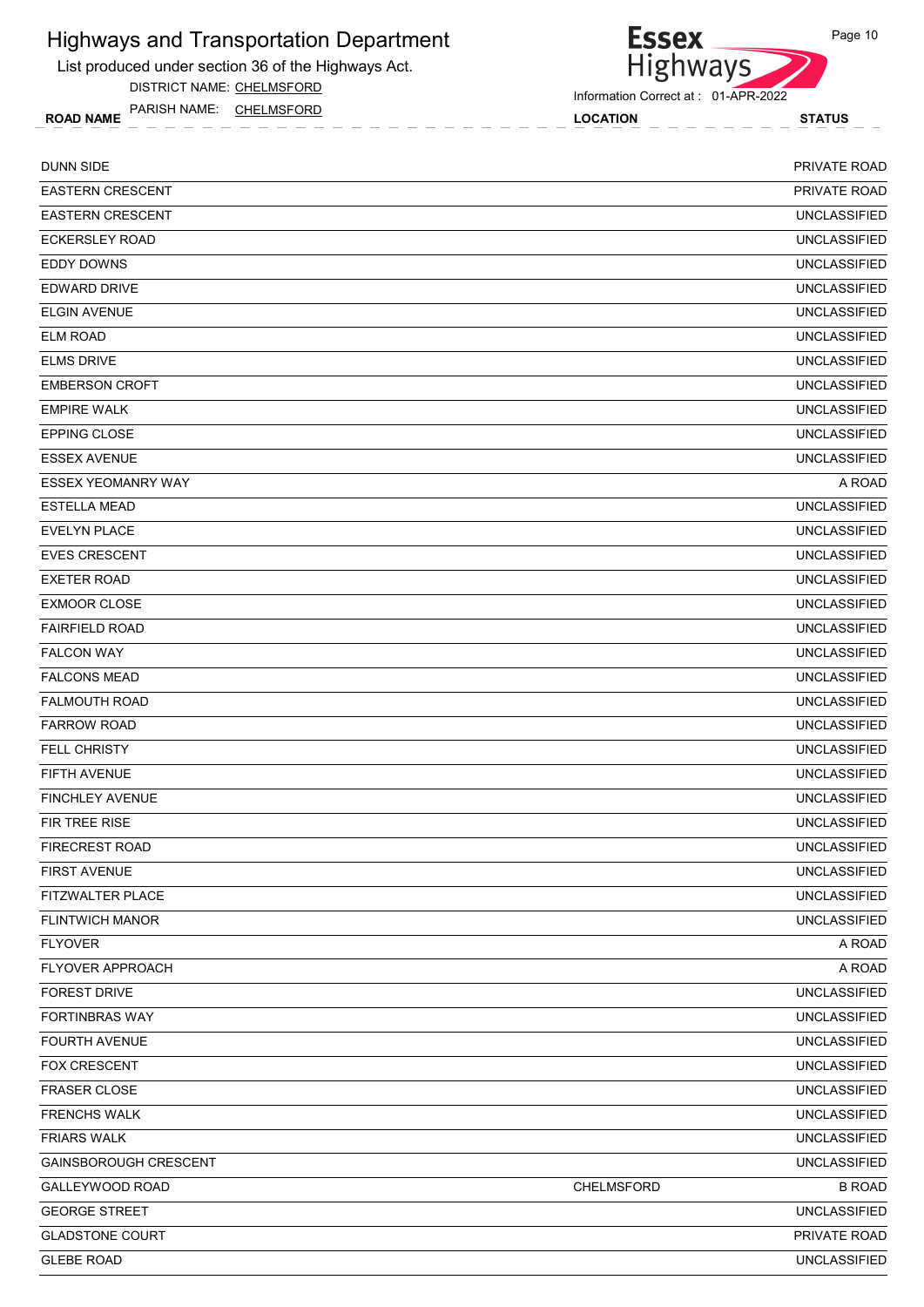# Highways and Transportation Department

List produced under section 36 of the Highways Act.

DISTRICT NAME: CHELMSFORD

PARISH NAME: CHELMSFORD

Information Correct at : 01-APR-2022

| ROAD NAME | LOCATION | STATUS |
|---|---|---|
| DUNN SIDE | | PRIVATE ROAD |
| EASTERN CRESCENT | | PRIVATE ROAD |
| EASTERN CRESCENT | | UNCLASSIFIED |
| ECKERSLEY ROAD | | UNCLASSIFIED |
| EDDY DOWNS | | UNCLASSIFIED |
| EDWARD DRIVE | | UNCLASSIFIED |
| ELGIN AVENUE | | UNCLASSIFIED |
| ELM ROAD | | UNCLASSIFIED |
| ELMS DRIVE | | UNCLASSIFIED |
| EMBERSON CROFT | | UNCLASSIFIED |
| EMPIRE WALK | | UNCLASSIFIED |
| EPPING CLOSE | | UNCLASSIFIED |
| ESSEX AVENUE | | UNCLASSIFIED |
| ESSEX YEOMANRY WAY | | A ROAD |
| ESTELLA MEAD | | UNCLASSIFIED |
| EVELYN PLACE | | UNCLASSIFIED |
| EVES CRESCENT | | UNCLASSIFIED |
| EXETER ROAD | | UNCLASSIFIED |
| EXMOOR CLOSE | | UNCLASSIFIED |
| FAIRFIELD ROAD | | UNCLASSIFIED |
| FALCON WAY | | UNCLASSIFIED |
| FALCONS MEAD | | UNCLASSIFIED |
| FALMOUTH ROAD | | UNCLASSIFIED |
| FARROW ROAD | | UNCLASSIFIED |
| FELL CHRISTY | | UNCLASSIFIED |
| FIFTH AVENUE | | UNCLASSIFIED |
| FINCHLEY AVENUE | | UNCLASSIFIED |
| FIR TREE RISE | | UNCLASSIFIED |
| FIRECREST ROAD | | UNCLASSIFIED |
| FIRST AVENUE | | UNCLASSIFIED |
| FITZWALTER PLACE | | UNCLASSIFIED |
| FLINTWICH MANOR | | UNCLASSIFIED |
| FLYOVER | | A ROAD |
| FLYOVER APPROACH | | A ROAD |
| FOREST DRIVE | | UNCLASSIFIED |
| FORTINBRAS WAY | | UNCLASSIFIED |
| FOURTH AVENUE | | UNCLASSIFIED |
| FOX CRESCENT | | UNCLASSIFIED |
| FRASER CLOSE | | UNCLASSIFIED |
| FRENCHS WALK | | UNCLASSIFIED |
| FRIARS WALK | | UNCLASSIFIED |
| GAINSBOROUGH CRESCENT | | UNCLASSIFIED |
| GALLEYWOOD ROAD | CHELMSFORD | B ROAD |
| GEORGE STREET | | UNCLASSIFIED |
| GLADSTONE COURT | | PRIVATE ROAD |
| GLEBE ROAD | | UNCLASSIFIED |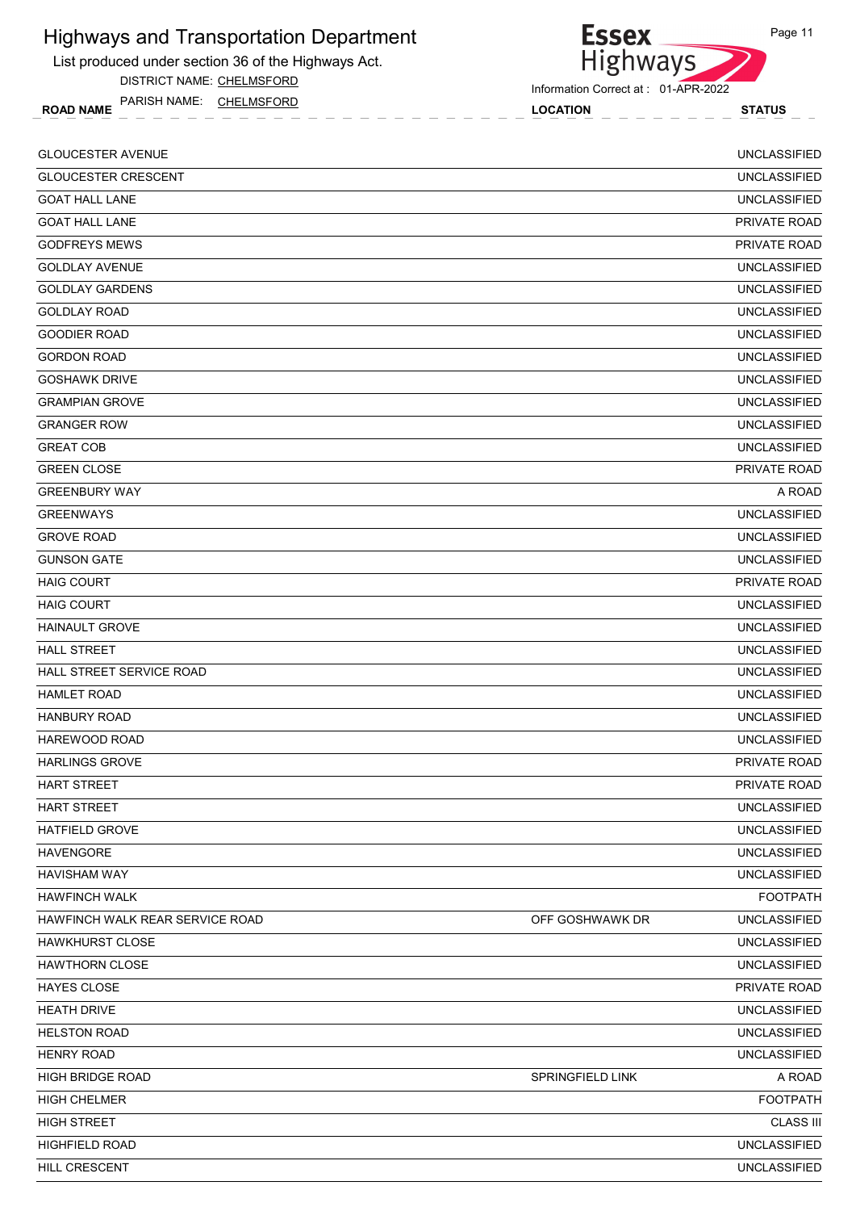# Highways and Transportation Department

List produced under section 36 of the Highways Act.

DISTRICT NAME: CHELMSFORD

PARISH NAME: CHELMSFORD

Information Correct at : 01-APR-2022

| ROAD NAME | LOCATION | STATUS |
|---|---|---|
| GLOUCESTER AVENUE | | UNCLASSIFIED |
| GLOUCESTER CRESCENT | | UNCLASSIFIED |
| GOAT HALL LANE | | UNCLASSIFIED |
| GOAT HALL LANE | | PRIVATE ROAD |
| GODFREYS MEWS | | PRIVATE ROAD |
| GOLDLAY AVENUE | | UNCLASSIFIED |
| GOLDLAY GARDENS | | UNCLASSIFIED |
| GOLDLAY ROAD | | UNCLASSIFIED |
| GOODIER ROAD | | UNCLASSIFIED |
| GORDON ROAD | | UNCLASSIFIED |
| GOSHAWK DRIVE | | UNCLASSIFIED |
| GRAMPIAN GROVE | | UNCLASSIFIED |
| GRANGER ROW | | UNCLASSIFIED |
| GREAT COB | | UNCLASSIFIED |
| GREEN CLOSE | | PRIVATE ROAD |
| GREENBURY WAY | | A ROAD |
| GREENWAYS | | UNCLASSIFIED |
| GROVE ROAD | | UNCLASSIFIED |
| GUNSON GATE | | UNCLASSIFIED |
| HAIG COURT | | PRIVATE ROAD |
| HAIG COURT | | UNCLASSIFIED |
| HAINAULT GROVE | | UNCLASSIFIED |
| HALL STREET | | UNCLASSIFIED |
| HALL STREET SERVICE ROAD | | UNCLASSIFIED |
| HAMLET ROAD | | UNCLASSIFIED |
| HANBURY ROAD | | UNCLASSIFIED |
| HAREWOOD ROAD | | UNCLASSIFIED |
| HARLINGS GROVE | | PRIVATE ROAD |
| HART STREET | | PRIVATE ROAD |
| HART STREET | | UNCLASSIFIED |
| HATFIELD GROVE | | UNCLASSIFIED |
| HAVENGORE | | UNCLASSIFIED |
| HAVISHAM WAY | | UNCLASSIFIED |
| HAWFINCH WALK | | FOOTPATH |
| HAWFINCH WALK REAR SERVICE ROAD | OFF GOSHWAWK DR | UNCLASSIFIED |
| HAWKHURST CLOSE | | UNCLASSIFIED |
| HAWTHORN CLOSE | | UNCLASSIFIED |
| HAYES CLOSE | | PRIVATE ROAD |
| HEATH DRIVE | | UNCLASSIFIED |
| HELSTON ROAD | | UNCLASSIFIED |
| HENRY ROAD | | UNCLASSIFIED |
| HIGH BRIDGE ROAD | SPRINGFIELD LINK | A ROAD |
| HIGH CHELMER | | FOOTPATH |
| HIGH STREET | | CLASS III |
| HIGHFIELD ROAD | | UNCLASSIFIED |
| HILL CRESCENT | | UNCLASSIFIED |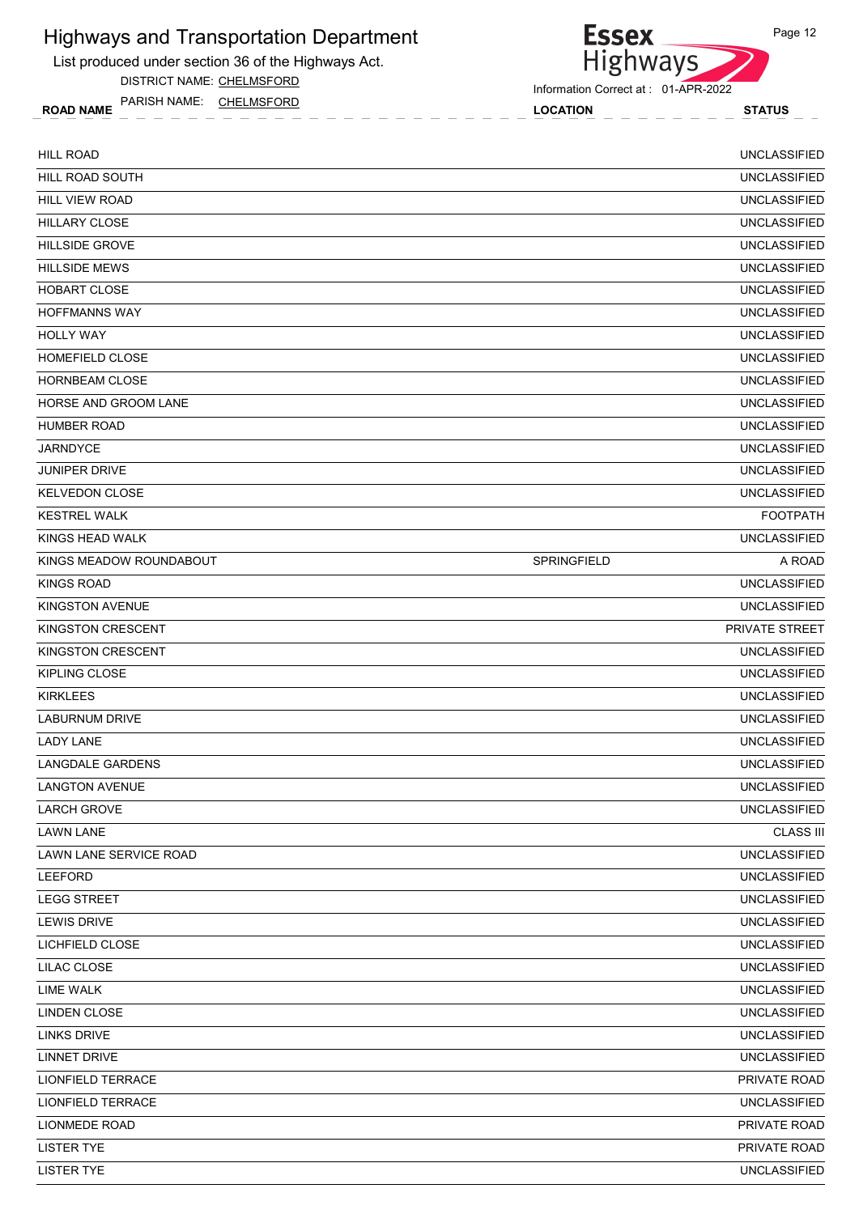# Highways and Transportation Department

List produced under section 36 of the Highways Act.

DISTRICT NAME: CHELMSFORD

PARISH NAME: CHELMSFORD

Information Correct at : 01-APR-2022

| ROAD NAME | LOCATION | STATUS |
|---|---|---|
| HILL ROAD | | UNCLASSIFIED |
| HILL ROAD SOUTH | | UNCLASSIFIED |
| HILL VIEW ROAD | | UNCLASSIFIED |
| HILLARY CLOSE | | UNCLASSIFIED |
| HILLSIDE GROVE | | UNCLASSIFIED |
| HILLSIDE MEWS | | UNCLASSIFIED |
| HOBART CLOSE | | UNCLASSIFIED |
| HOFFMANNS WAY | | UNCLASSIFIED |
| HOLLY WAY | | UNCLASSIFIED |
| HOMEFIELD CLOSE | | UNCLASSIFIED |
| HORNBEAM CLOSE | | UNCLASSIFIED |
| HORSE AND GROOM LANE | | UNCLASSIFIED |
| HUMBER ROAD | | UNCLASSIFIED |
| JARNDYCE | | UNCLASSIFIED |
| JUNIPER DRIVE | | UNCLASSIFIED |
| KELVEDON CLOSE | | UNCLASSIFIED |
| KESTREL WALK | | FOOTPATH |
| KINGS HEAD WALK | | UNCLASSIFIED |
| KINGS MEADOW ROUNDABOUT | SPRINGFIELD | A ROAD |
| KINGS ROAD | | UNCLASSIFIED |
| KINGSTON AVENUE | | UNCLASSIFIED |
| KINGSTON CRESCENT | | PRIVATE STREET |
| KINGSTON CRESCENT | | UNCLASSIFIED |
| KIPLING CLOSE | | UNCLASSIFIED |
| KIRKLEES | | UNCLASSIFIED |
| LABURNUM DRIVE | | UNCLASSIFIED |
| LADY LANE | | UNCLASSIFIED |
| LANGDALE GARDENS | | UNCLASSIFIED |
| LANGTON AVENUE | | UNCLASSIFIED |
| LARCH GROVE | | UNCLASSIFIED |
| LAWN LANE | | CLASS III |
| LAWN LANE SERVICE ROAD | | UNCLASSIFIED |
| LEEFORD | | UNCLASSIFIED |
| LEGG STREET | | UNCLASSIFIED |
| LEWIS DRIVE | | UNCLASSIFIED |
| LICHFIELD CLOSE | | UNCLASSIFIED |
| LILAC CLOSE | | UNCLASSIFIED |
| LIME WALK | | UNCLASSIFIED |
| LINDEN CLOSE | | UNCLASSIFIED |
| LINKS DRIVE | | UNCLASSIFIED |
| LINNET DRIVE | | UNCLASSIFIED |
| LIONFIELD TERRACE | | PRIVATE ROAD |
| LIONFIELD TERRACE | | UNCLASSIFIED |
| LIONMEDE ROAD | | PRIVATE ROAD |
| LISTER TYE | | PRIVATE ROAD |
| LISTER TYE | | UNCLASSIFIED |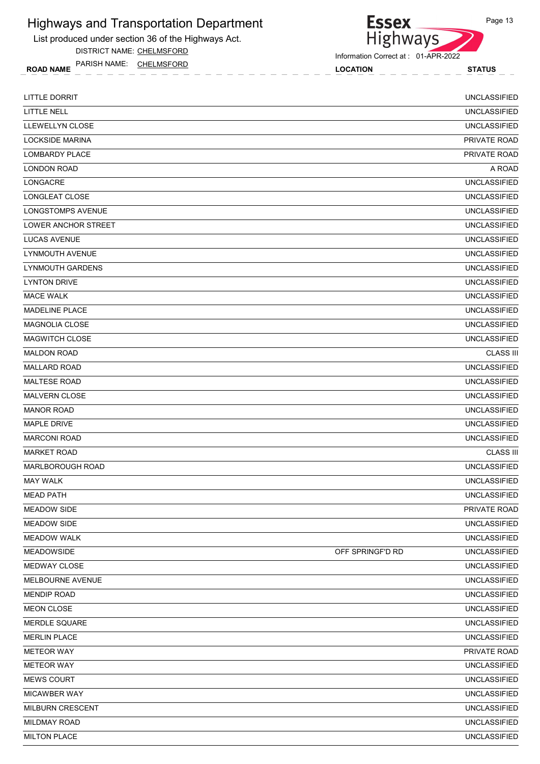# Highways and Transportation Department

List produced under section 36 of the Highways Act.

DISTRICT NAME: CHELMSFORD

PARISH NAME: CHELMSFORD

Information Correct at : 01-APR-2022

| ROAD NAME | LOCATION | STATUS |
|---|---|---|
| LITTLE DORRIT | | UNCLASSIFIED |
| LITTLE NELL | | UNCLASSIFIED |
| LLEWELLYN CLOSE | | UNCLASSIFIED |
| LOCKSIDE MARINA | | PRIVATE ROAD |
| LOMBARDY PLACE | | PRIVATE ROAD |
| LONDON ROAD | | A ROAD |
| LONGACRE | | UNCLASSIFIED |
| LONGLEAT CLOSE | | UNCLASSIFIED |
| LONGSTOMPS AVENUE | | UNCLASSIFIED |
| LOWER ANCHOR STREET | | UNCLASSIFIED |
| LUCAS AVENUE | | UNCLASSIFIED |
| LYNMOUTH AVENUE | | UNCLASSIFIED |
| LYNMOUTH GARDENS | | UNCLASSIFIED |
| LYNTON DRIVE | | UNCLASSIFIED |
| MACE WALK | | UNCLASSIFIED |
| MADELINE PLACE | | UNCLASSIFIED |
| MAGNOLIA CLOSE | | UNCLASSIFIED |
| MAGWITCH CLOSE | | UNCLASSIFIED |
| MALDON ROAD | | CLASS III |
| MALLARD ROAD | | UNCLASSIFIED |
| MALTESE ROAD | | UNCLASSIFIED |
| MALVERN CLOSE | | UNCLASSIFIED |
| MANOR ROAD | | UNCLASSIFIED |
| MAPLE DRIVE | | UNCLASSIFIED |
| MARCONI ROAD | | UNCLASSIFIED |
| MARKET ROAD | | CLASS III |
| MARLBOROUGH ROAD | | UNCLASSIFIED |
| MAY WALK | | UNCLASSIFIED |
| MEAD PATH | | UNCLASSIFIED |
| MEADOW SIDE | | PRIVATE ROAD |
| MEADOW SIDE | | UNCLASSIFIED |
| MEADOW WALK | | UNCLASSIFIED |
| MEADOWSIDE | OFF SPRINGF'D RD | UNCLASSIFIED |
| MEDWAY CLOSE | | UNCLASSIFIED |
| MELBOURNE AVENUE | | UNCLASSIFIED |
| MENDIP ROAD | | UNCLASSIFIED |
| MEON CLOSE | | UNCLASSIFIED |
| MERDLE SQUARE | | UNCLASSIFIED |
| MERLIN PLACE | | UNCLASSIFIED |
| METEOR WAY | | PRIVATE ROAD |
| METEOR WAY | | UNCLASSIFIED |
| MEWS COURT | | UNCLASSIFIED |
| MICAWBER WAY | | UNCLASSIFIED |
| MILBURN CRESCENT | | UNCLASSIFIED |
| MILDMAY ROAD | | UNCLASSIFIED |
| MILTON PLACE | | UNCLASSIFIED |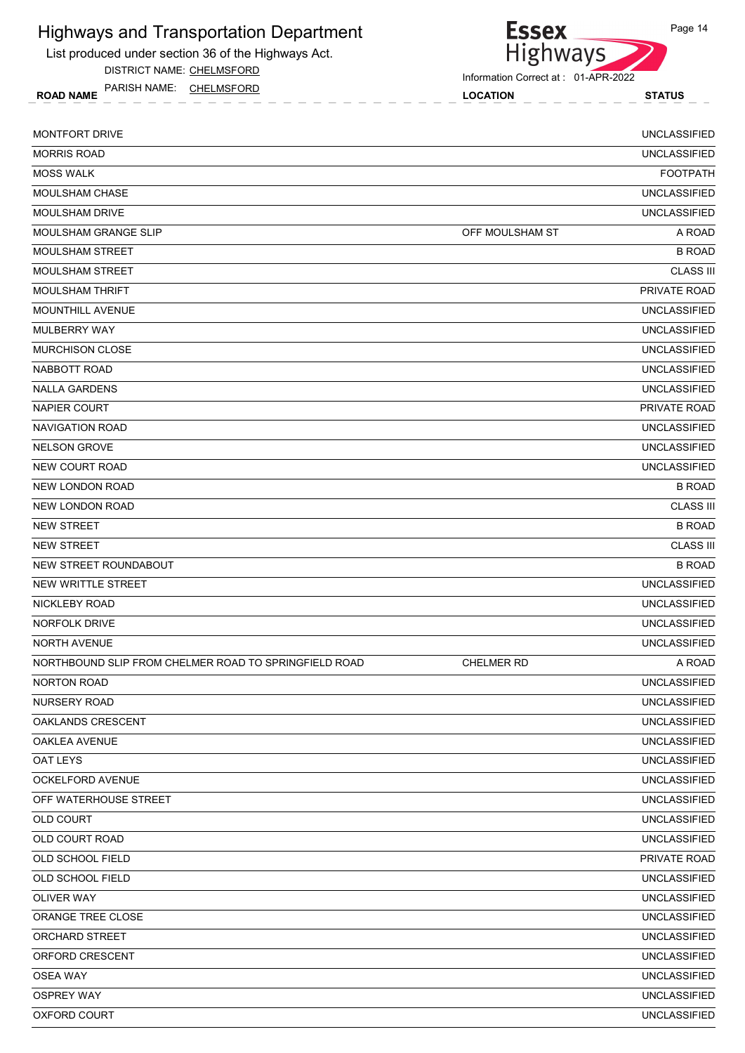# Highways and Transportation Department

List produced under section 36 of the Highways Act.

DISTRICT NAME: CHELMSFORD

PARISH NAME: CHELMSFORD

Information Correct at : 01-APR-2022

| ROAD NAME | LOCATION | STATUS |
|---|---|---|
| MONTFORT DRIVE | | UNCLASSIFIED |
| MORRIS ROAD | | UNCLASSIFIED |
| MOSS WALK | | FOOTPATH |
| MOULSHAM CHASE | | UNCLASSIFIED |
| MOULSHAM DRIVE | | UNCLASSIFIED |
| MOULSHAM GRANGE SLIP | OFF MOULSHAM ST | A ROAD |
| MOULSHAM STREET | | B ROAD |
| MOULSHAM STREET | | CLASS III |
| MOULSHAM THRIFT | | PRIVATE ROAD |
| MOUNTHILL AVENUE | | UNCLASSIFIED |
| MULBERRY WAY | | UNCLASSIFIED |
| MURCHISON CLOSE | | UNCLASSIFIED |
| NABBOTT ROAD | | UNCLASSIFIED |
| NALLA GARDENS | | UNCLASSIFIED |
| NAPIER COURT | | PRIVATE ROAD |
| NAVIGATION ROAD | | UNCLASSIFIED |
| NELSON GROVE | | UNCLASSIFIED |
| NEW COURT ROAD | | UNCLASSIFIED |
| NEW LONDON ROAD | | B ROAD |
| NEW LONDON ROAD | | CLASS III |
| NEW STREET | | B ROAD |
| NEW STREET | | CLASS III |
| NEW STREET ROUNDABOUT | | B ROAD |
| NEW WRITTLE STREET | | UNCLASSIFIED |
| NICKLEBY ROAD | | UNCLASSIFIED |
| NORFOLK DRIVE | | UNCLASSIFIED |
| NORTH AVENUE | | UNCLASSIFIED |
| NORTHBOUND SLIP FROM CHELMER ROAD TO SPRINGFIELD ROAD | CHELMER RD | A ROAD |
| NORTON ROAD | | UNCLASSIFIED |
| NURSERY ROAD | | UNCLASSIFIED |
| OAKLANDS CRESCENT | | UNCLASSIFIED |
| OAKLEA AVENUE | | UNCLASSIFIED |
| OAT LEYS | | UNCLASSIFIED |
| OCKELFORD AVENUE | | UNCLASSIFIED |
| OFF WATERHOUSE STREET | | UNCLASSIFIED |
| OLD COURT | | UNCLASSIFIED |
| OLD COURT ROAD | | UNCLASSIFIED |
| OLD SCHOOL FIELD | | PRIVATE ROAD |
| OLD SCHOOL FIELD | | UNCLASSIFIED |
| OLIVER WAY | | UNCLASSIFIED |
| ORANGE TREE CLOSE | | UNCLASSIFIED |
| ORCHARD STREET | | UNCLASSIFIED |
| ORFORD CRESCENT | | UNCLASSIFIED |
| OSEA WAY | | UNCLASSIFIED |
| OSPREY WAY | | UNCLASSIFIED |
| OXFORD COURT | | UNCLASSIFIED |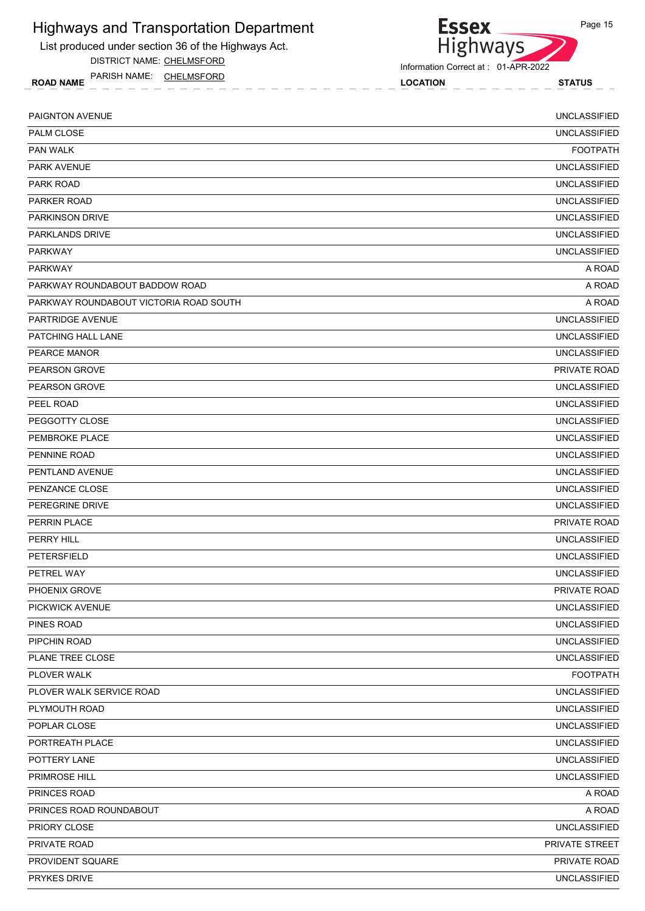# Highways and Transportation Department

List produced under section 36 of the Highways Act.

DISTRICT NAME: CHELMSFORD

PARISH NAME: CHELMSFORD

Information Correct at : 01-APR-2022

| ROAD NAME | LOCATION | STATUS |
|---|---|---|
| PAIGNTON AVENUE | | UNCLASSIFIED |
| PALM CLOSE | | UNCLASSIFIED |
| PAN WALK | | FOOTPATH |
| PARK AVENUE | | UNCLASSIFIED |
| PARK ROAD | | UNCLASSIFIED |
| PARKER ROAD | | UNCLASSIFIED |
| PARKINSON DRIVE | | UNCLASSIFIED |
| PARKLANDS DRIVE | | UNCLASSIFIED |
| PARKWAY | | UNCLASSIFIED |
| PARKWAY | | A ROAD |
| PARKWAY ROUNDABOUT BADDOW ROAD | | A ROAD |
| PARKWAY ROUNDABOUT VICTORIA ROAD SOUTH | | A ROAD |
| PARTRIDGE AVENUE | | UNCLASSIFIED |
| PATCHING HALL LANE | | UNCLASSIFIED |
| PEARCE MANOR | | UNCLASSIFIED |
| PEARSON GROVE | | PRIVATE ROAD |
| PEARSON GROVE | | UNCLASSIFIED |
| PEEL ROAD | | UNCLASSIFIED |
| PEGGOTTY CLOSE | | UNCLASSIFIED |
| PEMBROKE PLACE | | UNCLASSIFIED |
| PENNINE ROAD | | UNCLASSIFIED |
| PENTLAND AVENUE | | UNCLASSIFIED |
| PENZANCE CLOSE | | UNCLASSIFIED |
| PEREGRINE DRIVE | | UNCLASSIFIED |
| PERRIN PLACE | | PRIVATE ROAD |
| PERRY HILL | | UNCLASSIFIED |
| PETERSFIELD | | UNCLASSIFIED |
| PETREL WAY | | UNCLASSIFIED |
| PHOENIX GROVE | | PRIVATE ROAD |
| PICKWICK AVENUE | | UNCLASSIFIED |
| PINES ROAD | | UNCLASSIFIED |
| PIPCHIN ROAD | | UNCLASSIFIED |
| PLANE TREE CLOSE | | UNCLASSIFIED |
| PLOVER WALK | | FOOTPATH |
| PLOVER WALK SERVICE ROAD | | UNCLASSIFIED |
| PLYMOUTH ROAD | | UNCLASSIFIED |
| POPLAR CLOSE | | UNCLASSIFIED |
| PORTREATH PLACE | | UNCLASSIFIED |
| POTTERY LANE | | UNCLASSIFIED |
| PRIMROSE HILL | | UNCLASSIFIED |
| PRINCES ROAD | | A ROAD |
| PRINCES ROAD ROUNDABOUT | | A ROAD |
| PRIORY CLOSE | | UNCLASSIFIED |
| PRIVATE ROAD | | PRIVATE STREET |
| PROVIDENT SQUARE | | PRIVATE ROAD |
| PRYKES DRIVE | | UNCLASSIFIED |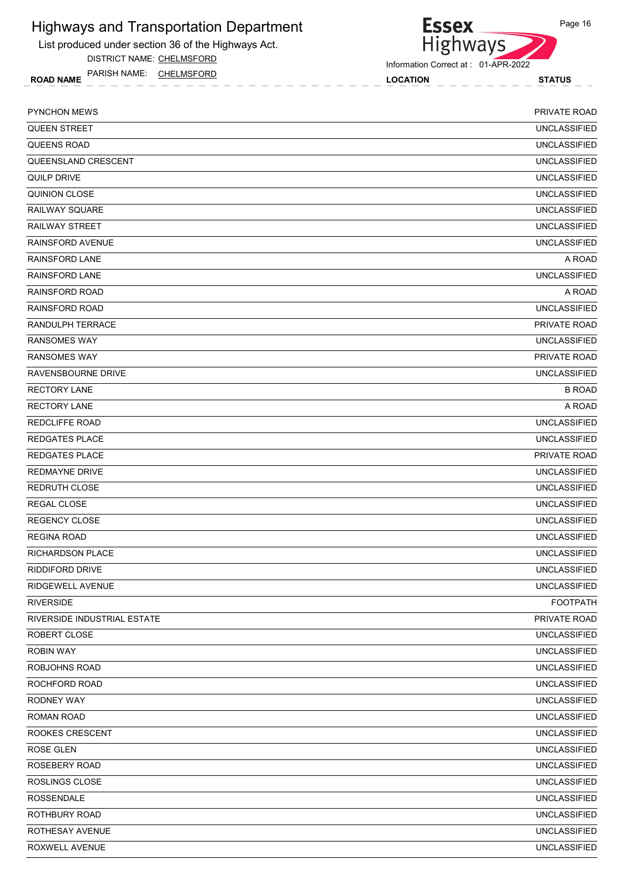# Highways and Transportation Department

List produced under section 36 of the Highways Act.

DISTRICT NAME: CHELMSFORD

PARISH NAME: CHELMSFORD

Information Correct at : 01-APR-2022

| ROAD NAME | LOCATION | STATUS |
|---|---|---|
| PYNCHON MEWS | | PRIVATE ROAD |
| QUEEN STREET | | UNCLASSIFIED |
| QUEENS ROAD | | UNCLASSIFIED |
| QUEENSLAND CRESCENT | | UNCLASSIFIED |
| QUILP DRIVE | | UNCLASSIFIED |
| QUINION CLOSE | | UNCLASSIFIED |
| RAILWAY SQUARE | | UNCLASSIFIED |
| RAILWAY STREET | | UNCLASSIFIED |
| RAINSFORD AVENUE | | UNCLASSIFIED |
| RAINSFORD LANE | | A ROAD |
| RAINSFORD LANE | | UNCLASSIFIED |
| RAINSFORD ROAD | | A ROAD |
| RAINSFORD ROAD | | UNCLASSIFIED |
| RANDULPH TERRACE | | PRIVATE ROAD |
| RANSOMES WAY | | UNCLASSIFIED |
| RANSOMES WAY | | PRIVATE ROAD |
| RAVENSBOURNE DRIVE | | UNCLASSIFIED |
| RECTORY LANE | | B ROAD |
| RECTORY LANE | | A ROAD |
| REDCLIFFE ROAD | | UNCLASSIFIED |
| REDGATES PLACE | | UNCLASSIFIED |
| REDGATES PLACE | | PRIVATE ROAD |
| REDMAYNE DRIVE | | UNCLASSIFIED |
| REDRUTH CLOSE | | UNCLASSIFIED |
| REGAL CLOSE | | UNCLASSIFIED |
| REGENCY CLOSE | | UNCLASSIFIED |
| REGINA ROAD | | UNCLASSIFIED |
| RICHARDSON PLACE | | UNCLASSIFIED |
| RIDDIFORD DRIVE | | UNCLASSIFIED |
| RIDGEWELL AVENUE | | UNCLASSIFIED |
| RIVERSIDE | | FOOTPATH |
| RIVERSIDE INDUSTRIAL ESTATE | | PRIVATE ROAD |
| ROBERT CLOSE | | UNCLASSIFIED |
| ROBIN WAY | | UNCLASSIFIED |
| ROBJOHNS ROAD | | UNCLASSIFIED |
| ROCHFORD ROAD | | UNCLASSIFIED |
| RODNEY WAY | | UNCLASSIFIED |
| ROMAN ROAD | | UNCLASSIFIED |
| ROOKES CRESCENT | | UNCLASSIFIED |
| ROSE GLEN | | UNCLASSIFIED |
| ROSEBERY ROAD | | UNCLASSIFIED |
| ROSLINGS CLOSE | | UNCLASSIFIED |
| ROSSENDALE | | UNCLASSIFIED |
| ROTHBURY ROAD | | UNCLASSIFIED |
| ROTHESAY AVENUE | | UNCLASSIFIED |
| ROXWELL AVENUE | | UNCLASSIFIED |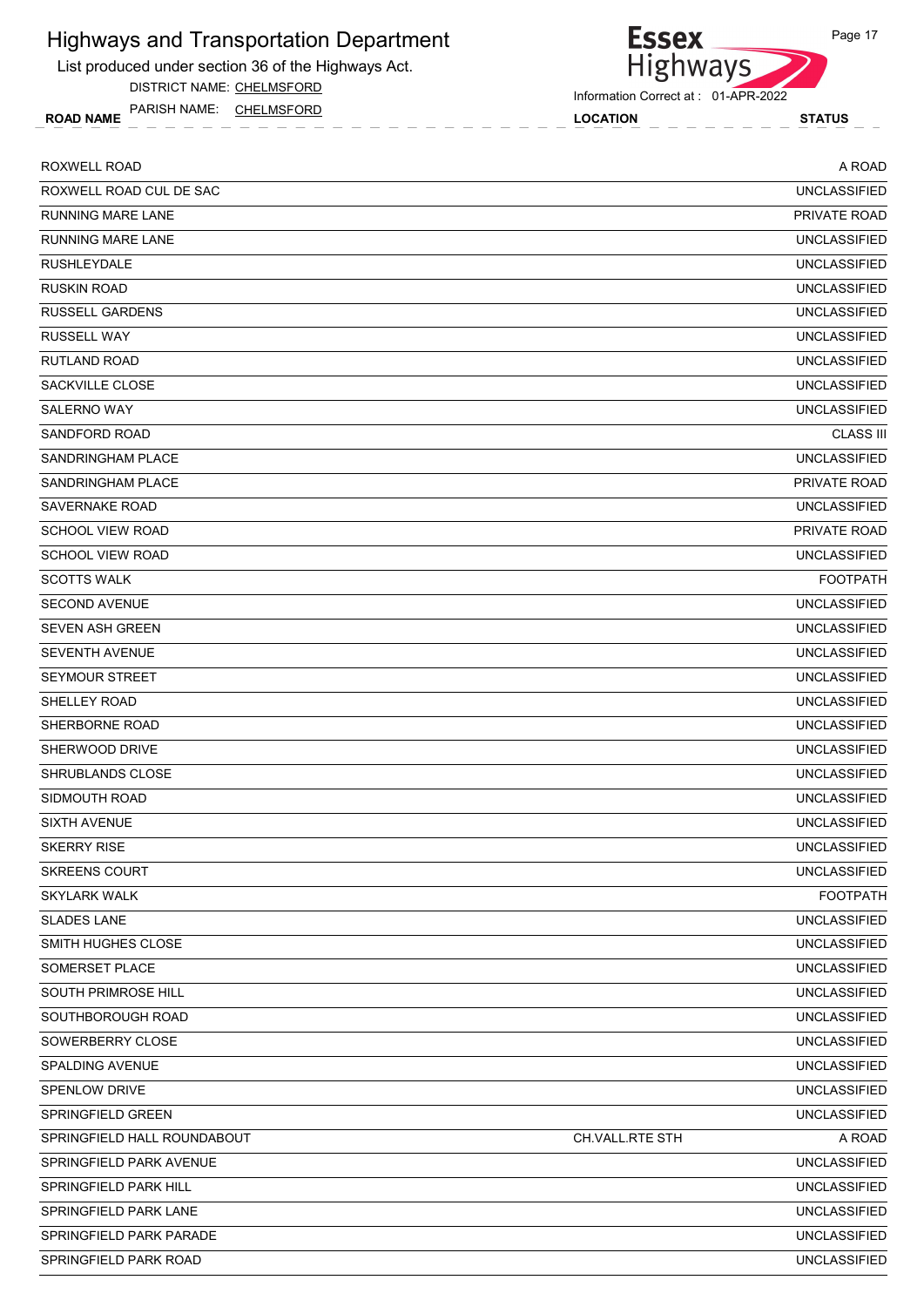# Highways and Transportation Department

List produced under section 36 of the Highways Act.

DISTRICT NAME: CHELMSFORD

PARISH NAME: CHELMSFORD

Information Correct at : 01-APR-2022

| ROAD NAME | LOCATION | STATUS |
|---|---|---|
| ROXWELL ROAD | | A ROAD |
| ROXWELL ROAD CUL DE SAC | | UNCLASSIFIED |
| RUNNING MARE LANE | | PRIVATE ROAD |
| RUNNING MARE LANE | | UNCLASSIFIED |
| RUSHLEYDALE | | UNCLASSIFIED |
| RUSKIN ROAD | | UNCLASSIFIED |
| RUSSELL GARDENS | | UNCLASSIFIED |
| RUSSELL WAY | | UNCLASSIFIED |
| RUTLAND ROAD | | UNCLASSIFIED |
| SACKVILLE CLOSE | | UNCLASSIFIED |
| SALERNO WAY | | UNCLASSIFIED |
| SANDFORD ROAD | | CLASS III |
| SANDRINGHAM PLACE | | UNCLASSIFIED |
| SANDRINGHAM PLACE | | PRIVATE ROAD |
| SAVERNAKE ROAD | | UNCLASSIFIED |
| SCHOOL VIEW ROAD | | PRIVATE ROAD |
| SCHOOL VIEW ROAD | | UNCLASSIFIED |
| SCOTTS WALK | | FOOTPATH |
| SECOND AVENUE | | UNCLASSIFIED |
| SEVEN ASH GREEN | | UNCLASSIFIED |
| SEVENTH AVENUE | | UNCLASSIFIED |
| SEYMOUR STREET | | UNCLASSIFIED |
| SHELLEY ROAD | | UNCLASSIFIED |
| SHERBORNE ROAD | | UNCLASSIFIED |
| SHERWOOD DRIVE | | UNCLASSIFIED |
| SHRUBLANDS CLOSE | | UNCLASSIFIED |
| SIDMOUTH ROAD | | UNCLASSIFIED |
| SIXTH AVENUE | | UNCLASSIFIED |
| SKERRY RISE | | UNCLASSIFIED |
| SKREENS COURT | | UNCLASSIFIED |
| SKYLARK WALK | | FOOTPATH |
| SLADES LANE | | UNCLASSIFIED |
| SMITH HUGHES CLOSE | | UNCLASSIFIED |
| SOMERSET PLACE | | UNCLASSIFIED |
| SOUTH PRIMROSE HILL | | UNCLASSIFIED |
| SOUTHBOROUGH ROAD | | UNCLASSIFIED |
| SOWERBERRY CLOSE | | UNCLASSIFIED |
| SPALDING AVENUE | | UNCLASSIFIED |
| SPENLOW DRIVE | | UNCLASSIFIED |
| SPRINGFIELD GREEN | | UNCLASSIFIED |
| SPRINGFIELD HALL ROUNDABOUT | CH.VALL.RTE STH | A ROAD |
| SPRINGFIELD PARK AVENUE | | UNCLASSIFIED |
| SPRINGFIELD PARK HILL | | UNCLASSIFIED |
| SPRINGFIELD PARK LANE | | UNCLASSIFIED |
| SPRINGFIELD PARK PARADE | | UNCLASSIFIED |
| SPRINGFIELD PARK ROAD | | UNCLASSIFIED |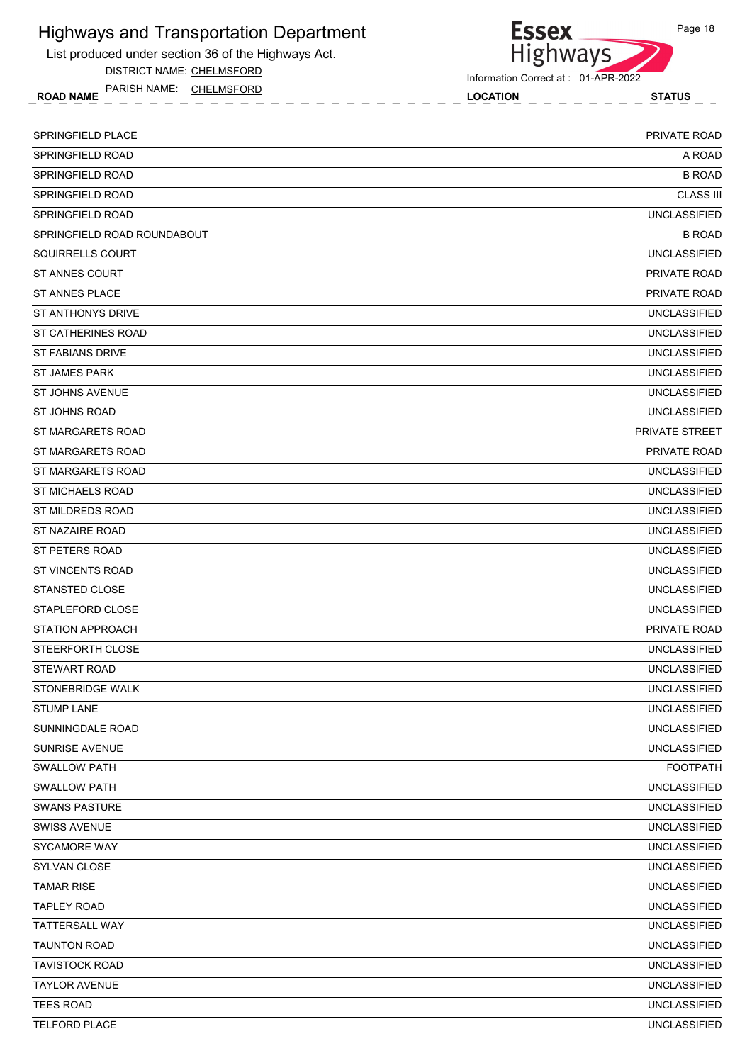# Highways and Transportation Department

List produced under section 36 of the Highways Act.

DISTRICT NAME: CHELMSFORD

PARISH NAME: CHELMSFORD

Information Correct at : 01-APR-2022

| ROAD NAME | LOCATION | STATUS |
|---|---|---|
| SPRINGFIELD PLACE | | PRIVATE ROAD |
| SPRINGFIELD ROAD | | A ROAD |
| SPRINGFIELD ROAD | | B ROAD |
| SPRINGFIELD ROAD | | CLASS III |
| SPRINGFIELD ROAD | | UNCLASSIFIED |
| SPRINGFIELD ROAD ROUNDABOUT | | B ROAD |
| SQUIRRELLS COURT | | UNCLASSIFIED |
| ST ANNES COURT | | PRIVATE ROAD |
| ST ANNES PLACE | | PRIVATE ROAD |
| ST ANTHONYS DRIVE | | UNCLASSIFIED |
| ST CATHERINES ROAD | | UNCLASSIFIED |
| ST FABIANS DRIVE | | UNCLASSIFIED |
| ST JAMES PARK | | UNCLASSIFIED |
| ST JOHNS AVENUE | | UNCLASSIFIED |
| ST JOHNS ROAD | | UNCLASSIFIED |
| ST MARGARETS ROAD | | PRIVATE STREET |
| ST MARGARETS ROAD | | PRIVATE ROAD |
| ST MARGARETS ROAD | | UNCLASSIFIED |
| ST MICHAELS ROAD | | UNCLASSIFIED |
| ST MILDREDS ROAD | | UNCLASSIFIED |
| ST NAZAIRE ROAD | | UNCLASSIFIED |
| ST PETERS ROAD | | UNCLASSIFIED |
| ST VINCENTS ROAD | | UNCLASSIFIED |
| STANSTED CLOSE | | UNCLASSIFIED |
| STAPLEFORD CLOSE | | UNCLASSIFIED |
| STATION APPROACH | | PRIVATE ROAD |
| STEERFORTH CLOSE | | UNCLASSIFIED |
| STEWART ROAD | | UNCLASSIFIED |
| STONEBRIDGE WALK | | UNCLASSIFIED |
| STUMP LANE | | UNCLASSIFIED |
| SUNNINGDALE ROAD | | UNCLASSIFIED |
| SUNRISE AVENUE | | UNCLASSIFIED |
| SWALLOW PATH | | FOOTPATH |
| SWALLOW PATH | | UNCLASSIFIED |
| SWANS PASTURE | | UNCLASSIFIED |
| SWISS AVENUE | | UNCLASSIFIED |
| SYCAMORE WAY | | UNCLASSIFIED |
| SYLVAN CLOSE | | UNCLASSIFIED |
| TAMAR RISE | | UNCLASSIFIED |
| TAPLEY ROAD | | UNCLASSIFIED |
| TATTERSALL WAY | | UNCLASSIFIED |
| TAUNTON ROAD | | UNCLASSIFIED |
| TAVISTOCK ROAD | | UNCLASSIFIED |
| TAYLOR AVENUE | | UNCLASSIFIED |
| TEES ROAD | | UNCLASSIFIED |
| TELFORD PLACE | | UNCLASSIFIED |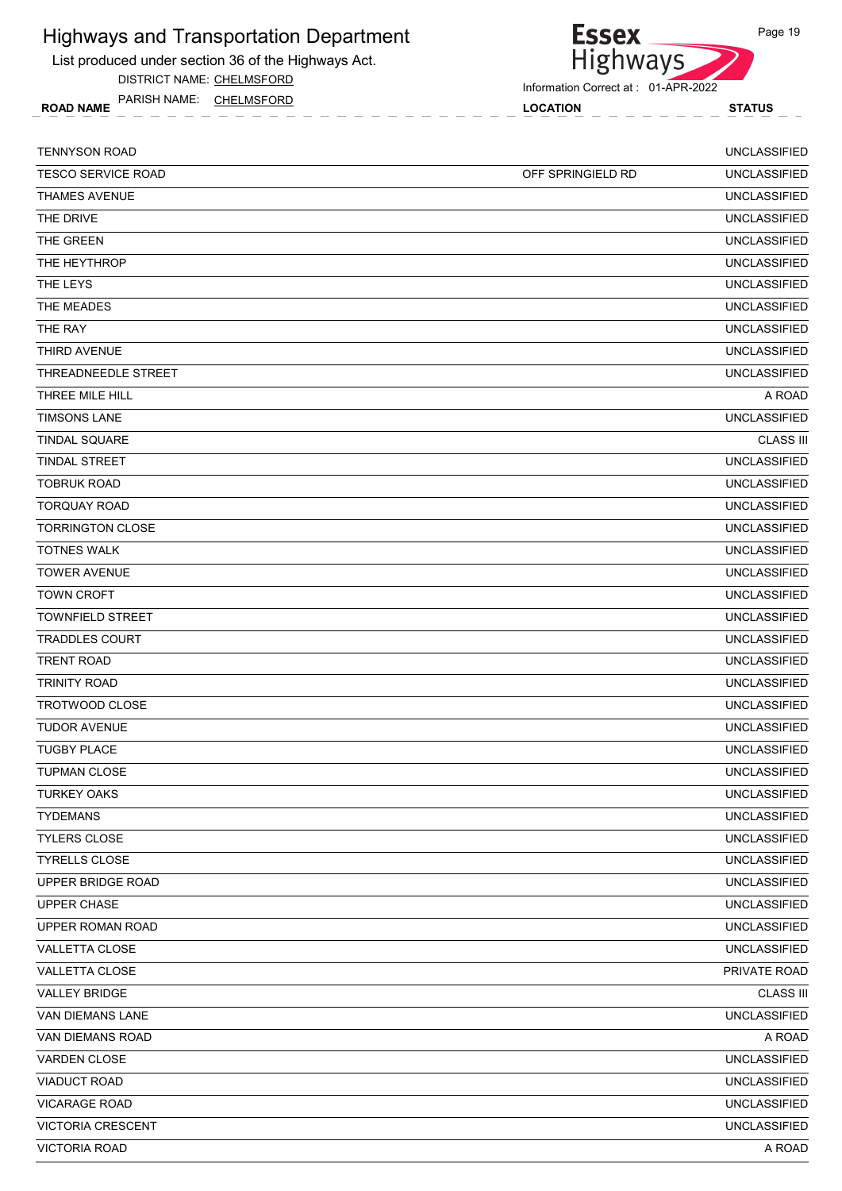# Highways and Transportation Department

List produced under section 36 of the Highways Act.

DISTRICT NAME: CHELMSFORD

PARISH NAME: CHELMSFORD

Information Correct at : 01-APR-2022

| ROAD NAME | LOCATION | STATUS |
|---|---|---|
| TENNYSON ROAD | | UNCLASSIFIED |
| TESCO SERVICE ROAD | OFF SPRINGIELD RD | UNCLASSIFIED |
| THAMES AVENUE | | UNCLASSIFIED |
| THE DRIVE | | UNCLASSIFIED |
| THE GREEN | | UNCLASSIFIED |
| THE HEYTHROP | | UNCLASSIFIED |
| THE LEYS | | UNCLASSIFIED |
| THE MEADES | | UNCLASSIFIED |
| THE RAY | | UNCLASSIFIED |
| THIRD AVENUE | | UNCLASSIFIED |
| THREADNEEDLE STREET | | UNCLASSIFIED |
| THREE MILE HILL | | A ROAD |
| TIMSONS LANE | | UNCLASSIFIED |
| TINDAL SQUARE | | CLASS III |
| TINDAL STREET | | UNCLASSIFIED |
| TOBRUK ROAD | | UNCLASSIFIED |
| TORQUAY ROAD | | UNCLASSIFIED |
| TORRINGTON CLOSE | | UNCLASSIFIED |
| TOTNES WALK | | UNCLASSIFIED |
| TOWER AVENUE | | UNCLASSIFIED |
| TOWN CROFT | | UNCLASSIFIED |
| TOWNFIELD STREET | | UNCLASSIFIED |
| TRADDLES COURT | | UNCLASSIFIED |
| TRENT ROAD | | UNCLASSIFIED |
| TRINITY ROAD | | UNCLASSIFIED |
| TROTWOOD CLOSE | | UNCLASSIFIED |
| TUDOR AVENUE | | UNCLASSIFIED |
| TUGBY PLACE | | UNCLASSIFIED |
| TUPMAN CLOSE | | UNCLASSIFIED |
| TURKEY OAKS | | UNCLASSIFIED |
| TYDEMANS | | UNCLASSIFIED |
| TYLERS CLOSE | | UNCLASSIFIED |
| TYRELLS CLOSE | | UNCLASSIFIED |
| UPPER BRIDGE ROAD | | UNCLASSIFIED |
| UPPER CHASE | | UNCLASSIFIED |
| UPPER ROMAN ROAD | | UNCLASSIFIED |
| VALLETTA CLOSE | | UNCLASSIFIED |
| VALLETTA CLOSE | | PRIVATE ROAD |
| VALLEY BRIDGE | | CLASS III |
| VAN DIEMANS LANE | | UNCLASSIFIED |
| VAN DIEMANS ROAD | | A ROAD |
| VARDEN CLOSE | | UNCLASSIFIED |
| VIADUCT ROAD | | UNCLASSIFIED |
| VICARAGE ROAD | | UNCLASSIFIED |
| VICTORIA CRESCENT | | UNCLASSIFIED |
| VICTORIA ROAD | | A ROAD |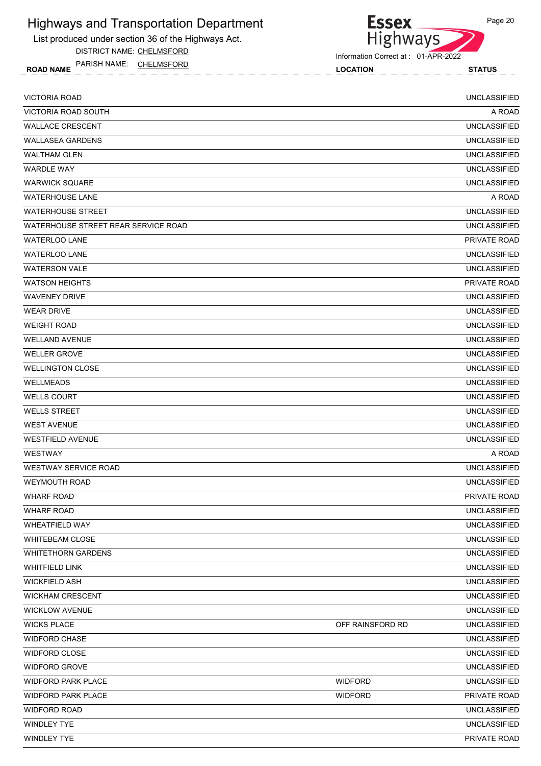# Highways and Transportation Department

List produced under section 36 of the Highways Act.

DISTRICT NAME: CHELMSFORD

PARISH NAME: CHELMSFORD

Information Correct at : 01-APR-2022

| ROAD NAME | LOCATION | STATUS |
|---|---|---|
| VICTORIA ROAD | | UNCLASSIFIED |
| VICTORIA ROAD SOUTH | | A ROAD |
| WALLACE CRESCENT | | UNCLASSIFIED |
| WALLASEA GARDENS | | UNCLASSIFIED |
| WALTHAM GLEN | | UNCLASSIFIED |
| WARDLE WAY | | UNCLASSIFIED |
| WARWICK SQUARE | | UNCLASSIFIED |
| WATERHOUSE LANE | | A ROAD |
| WATERHOUSE STREET | | UNCLASSIFIED |
| WATERHOUSE STREET REAR SERVICE ROAD | | UNCLASSIFIED |
| WATERLOO LANE | | PRIVATE ROAD |
| WATERLOO LANE | | UNCLASSIFIED |
| WATERSON VALE | | UNCLASSIFIED |
| WATSON HEIGHTS | | PRIVATE ROAD |
| WAVENEY DRIVE | | UNCLASSIFIED |
| WEAR DRIVE | | UNCLASSIFIED |
| WEIGHT ROAD | | UNCLASSIFIED |
| WELLAND AVENUE | | UNCLASSIFIED |
| WELLER GROVE | | UNCLASSIFIED |
| WELLINGTON CLOSE | | UNCLASSIFIED |
| WELLMEADS | | UNCLASSIFIED |
| WELLS COURT | | UNCLASSIFIED |
| WELLS STREET | | UNCLASSIFIED |
| WEST AVENUE | | UNCLASSIFIED |
| WESTFIELD AVENUE | | UNCLASSIFIED |
| WESTWAY | | A ROAD |
| WESTWAY SERVICE ROAD | | UNCLASSIFIED |
| WEYMOUTH ROAD | | UNCLASSIFIED |
| WHARF ROAD | | PRIVATE ROAD |
| WHARF ROAD | | UNCLASSIFIED |
| WHEATFIELD WAY | | UNCLASSIFIED |
| WHITEBEAM CLOSE | | UNCLASSIFIED |
| WHITETHORN GARDENS | | UNCLASSIFIED |
| WHITFIELD LINK | | UNCLASSIFIED |
| WICKFIELD ASH | | UNCLASSIFIED |
| WICKHAM CRESCENT | | UNCLASSIFIED |
| WICKLOW AVENUE | | UNCLASSIFIED |
| WICKS PLACE | OFF RAINSFORD RD | UNCLASSIFIED |
| WIDFORD CHASE | | UNCLASSIFIED |
| WIDFORD CLOSE | | UNCLASSIFIED |
| WIDFORD GROVE | | UNCLASSIFIED |
| WIDFORD PARK PLACE | WIDFORD | UNCLASSIFIED |
| WIDFORD PARK PLACE | WIDFORD | PRIVATE ROAD |
| WIDFORD ROAD | | UNCLASSIFIED |
| WINDLEY TYE | | UNCLASSIFIED |
| WINDLEY TYE | | PRIVATE ROAD |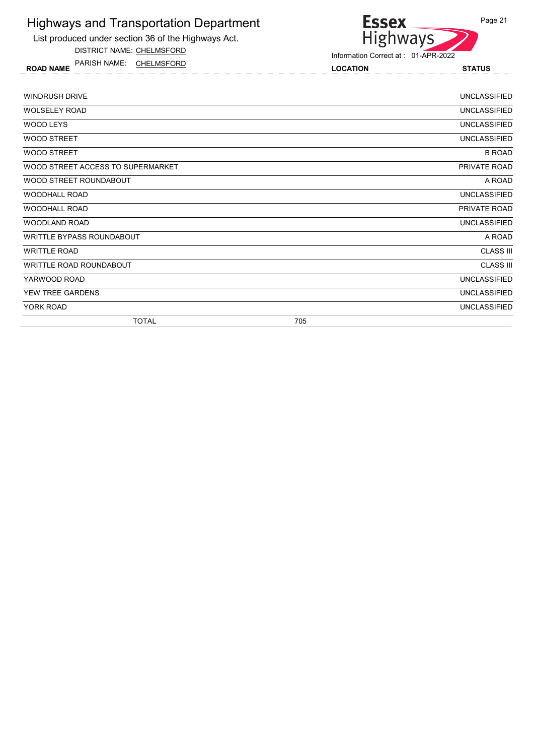# Highways and Transportation Department

List produced under section 36 of the Highways Act.

DISTRICT NAME: CHELMSFORD

PARISH NAME: CHELMSFORD

Information Correct at : 01-APR-2022

| ROAD NAME | LOCATION | STATUS |
|---|---|---|
| WINDRUSH DRIVE | | UNCLASSIFIED |
| WOLSELEY ROAD | | UNCLASSIFIED |
| WOOD LEYS | | UNCLASSIFIED |
| WOOD STREET | | UNCLASSIFIED |
| WOOD STREET | | B ROAD |
| WOOD STREET ACCESS TO SUPERMARKET | | PRIVATE ROAD |
| WOOD STREET ROUNDABOUT | | A ROAD |
| WOODHALL ROAD | | UNCLASSIFIED |
| WOODHALL ROAD | | PRIVATE ROAD |
| WOODLAND ROAD | | UNCLASSIFIED |
| WRITTLE BYPASS ROUNDABOUT | | A ROAD |
| WRITTLE ROAD | | CLASS III |
| WRITTLE ROAD ROUNDABOUT | | CLASS III |
| YARWOOD ROAD | | UNCLASSIFIED |
| YEW TREE GARDENS | | UNCLASSIFIED |
| YORK ROAD | | UNCLASSIFIED |
| TOTAL | 705 | |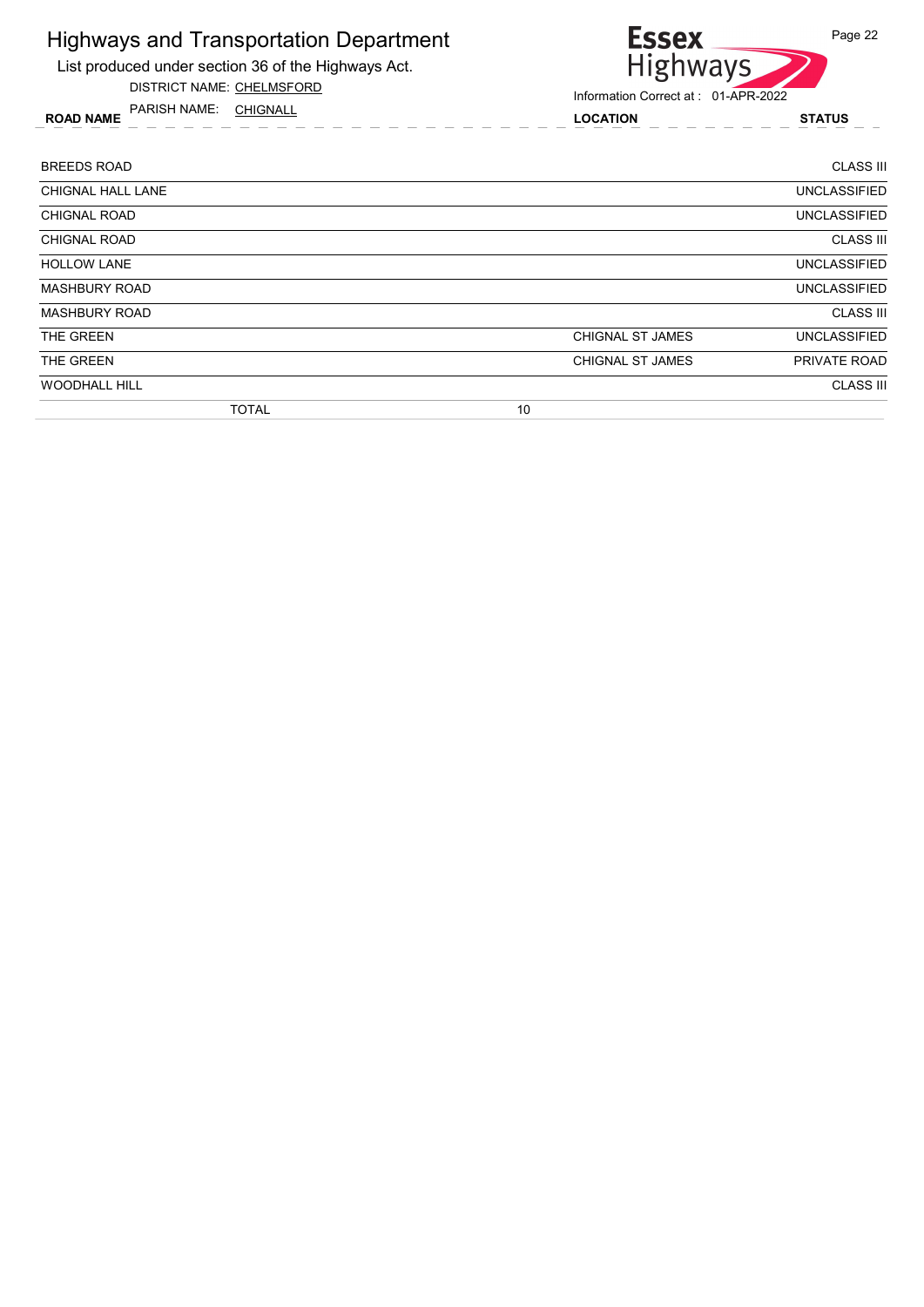# Highways and Transportation Department

List produced under section 36 of the Highways Act.

DISTRICT NAME: CHELMSFORD

PARISH NAME: CHIGNALL

Information Correct at : 01-APR-2022

| ROAD NAME | LOCATION | STATUS |
|---|---|---|
| BREEDS ROAD | | CLASS III |
| CHIGNAL HALL LANE | | UNCLASSIFIED |
| CHIGNAL ROAD | | UNCLASSIFIED |
| CHIGNAL ROAD | | CLASS III |
| HOLLOW LANE | | UNCLASSIFIED |
| MASHBURY ROAD | | UNCLASSIFIED |
| MASHBURY ROAD | | CLASS III |
| THE GREEN | CHIGNAL ST JAMES | UNCLASSIFIED |
| THE GREEN | CHIGNAL ST JAMES | PRIVATE ROAD |
| WOODHALL HILL | | CLASS III |
| TOTAL 10 | | |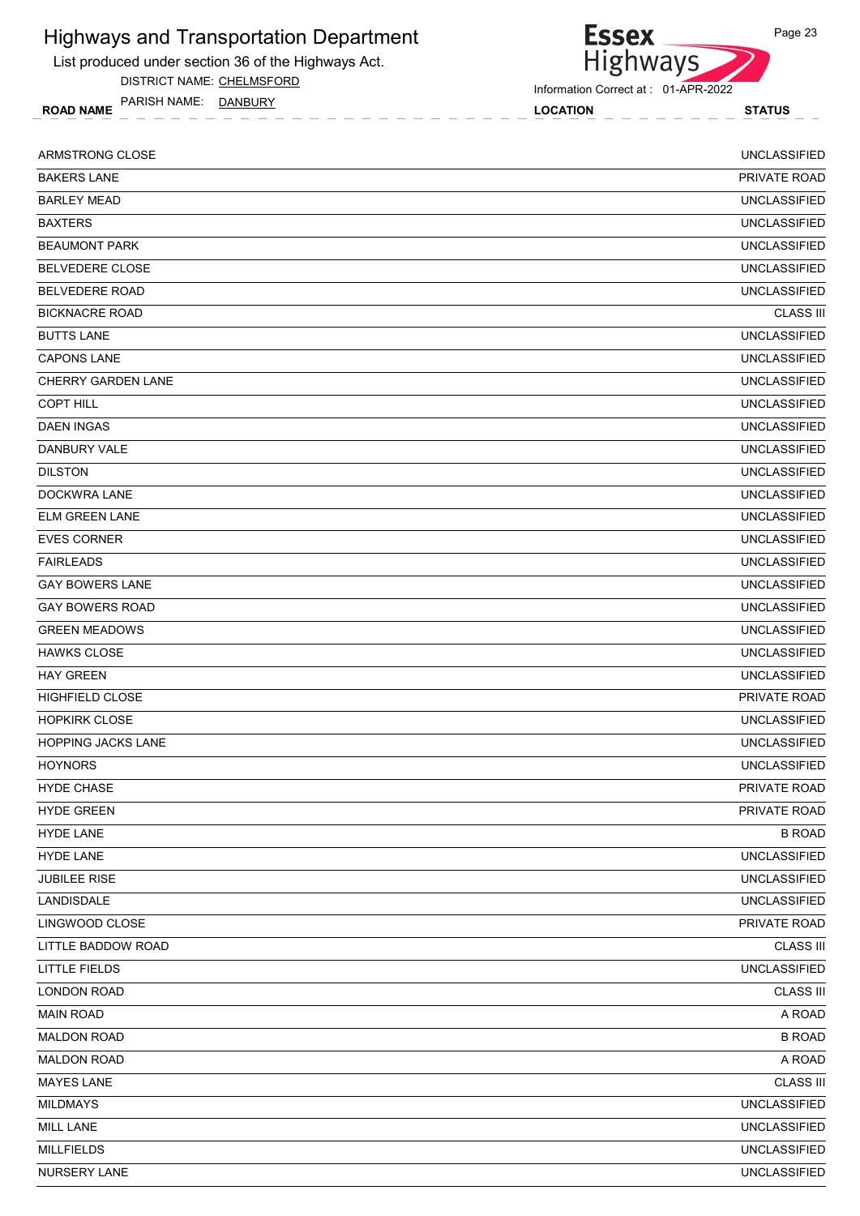# Highways and Transportation Department

List produced under section 36 of the Highways Act.

DISTRICT NAME: CHELMSFORD

PARISH NAME: DANBURY

Information Correct at : 01-APR-2022

| ROAD NAME | LOCATION | STATUS |
|---|---|---|
| ARMSTRONG CLOSE | | UNCLASSIFIED |
| BAKERS LANE | | PRIVATE ROAD |
| BARLEY MEAD | | UNCLASSIFIED |
| BAXTERS | | UNCLASSIFIED |
| BEAUMONT PARK | | UNCLASSIFIED |
| BELVEDERE CLOSE | | UNCLASSIFIED |
| BELVEDERE ROAD | | UNCLASSIFIED |
| BICKNACRE ROAD | | CLASS III |
| BUTTS LANE | | UNCLASSIFIED |
| CAPONS LANE | | UNCLASSIFIED |
| CHERRY GARDEN LANE | | UNCLASSIFIED |
| COPT HILL | | UNCLASSIFIED |
| DAEN INGAS | | UNCLASSIFIED |
| DANBURY VALE | | UNCLASSIFIED |
| DILSTON | | UNCLASSIFIED |
| DOCKWRA LANE | | UNCLASSIFIED |
| ELM GREEN LANE | | UNCLASSIFIED |
| EVES CORNER | | UNCLASSIFIED |
| FAIRLEADS | | UNCLASSIFIED |
| GAY BOWERS LANE | | UNCLASSIFIED |
| GAY BOWERS ROAD | | UNCLASSIFIED |
| GREEN MEADOWS | | UNCLASSIFIED |
| HAWKS CLOSE | | UNCLASSIFIED |
| HAY GREEN | | UNCLASSIFIED |
| HIGHFIELD CLOSE | | PRIVATE ROAD |
| HOPKIRK CLOSE | | UNCLASSIFIED |
| HOPPING JACKS LANE | | UNCLASSIFIED |
| HOYNORS | | UNCLASSIFIED |
| HYDE CHASE | | PRIVATE ROAD |
| HYDE GREEN | | PRIVATE ROAD |
| HYDE LANE | | B ROAD |
| HYDE LANE | | UNCLASSIFIED |
| JUBILEE RISE | | UNCLASSIFIED |
| LANDISDALE | | UNCLASSIFIED |
| LINGWOOD CLOSE | | PRIVATE ROAD |
| LITTLE BADDOW ROAD | | CLASS III |
| LITTLE FIELDS | | UNCLASSIFIED |
| LONDON ROAD | | CLASS III |
| MAIN ROAD | | A ROAD |
| MALDON ROAD | | B ROAD |
| MALDON ROAD | | A ROAD |
| MAYES LANE | | CLASS III |
| MILDMAYS | | UNCLASSIFIED |
| MILL LANE | | UNCLASSIFIED |
| MILLFIELDS | | UNCLASSIFIED |
| NURSERY LANE | | UNCLASSIFIED |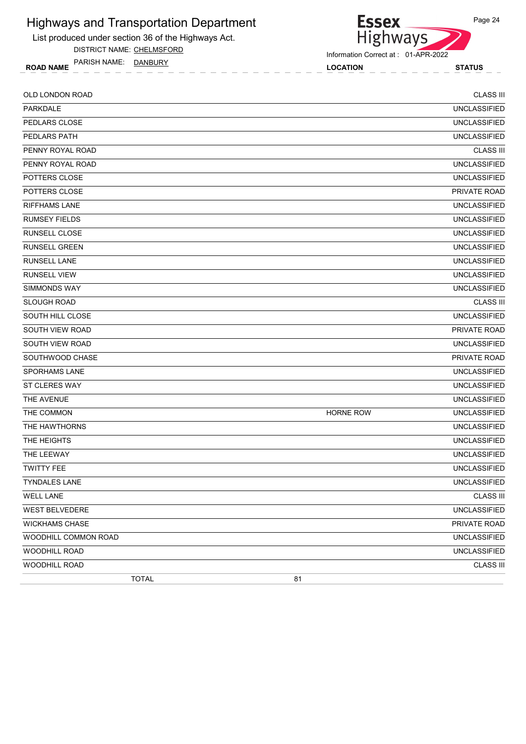# Highways and Transportation Department

List produced under section 36 of the Highways Act.

DISTRICT NAME: CHELMSFORD

PARISH NAME: DANBURY

Information Correct at : 01-APR-2022

| ROAD NAME | LOCATION | STATUS |
|---|---|---|
| OLD LONDON ROAD | | CLASS III |
| PARKDALE | | UNCLASSIFIED |
| PEDLARS CLOSE | | UNCLASSIFIED |
| PEDLARS PATH | | UNCLASSIFIED |
| PENNY ROYAL ROAD | | CLASS III |
| PENNY ROYAL ROAD | | UNCLASSIFIED |
| POTTERS CLOSE | | UNCLASSIFIED |
| POTTERS CLOSE | | PRIVATE ROAD |
| RIFFHAMS LANE | | UNCLASSIFIED |
| RUMSEY FIELDS | | UNCLASSIFIED |
| RUNSELL CLOSE | | UNCLASSIFIED |
| RUNSELL GREEN | | UNCLASSIFIED |
| RUNSELL LANE | | UNCLASSIFIED |
| RUNSELL VIEW | | UNCLASSIFIED |
| SIMMONDS WAY | | UNCLASSIFIED |
| SLOUGH ROAD | | CLASS III |
| SOUTH HILL CLOSE | | UNCLASSIFIED |
| SOUTH VIEW ROAD | | PRIVATE ROAD |
| SOUTH VIEW ROAD | | UNCLASSIFIED |
| SOUTHWOOD CHASE | | PRIVATE ROAD |
| SPORHAMS LANE | | UNCLASSIFIED |
| ST CLERES WAY | | UNCLASSIFIED |
| THE AVENUE | | UNCLASSIFIED |
| THE COMMON | HORNE ROW | UNCLASSIFIED |
| THE HAWTHORNS | | UNCLASSIFIED |
| THE HEIGHTS | | UNCLASSIFIED |
| THE LEEWAY | | UNCLASSIFIED |
| TWITTY FEE | | UNCLASSIFIED |
| TYNDALES LANE | | UNCLASSIFIED |
| WELL LANE | | CLASS III |
| WEST BELVEDERE | | UNCLASSIFIED |
| WICKHAMS CHASE | | PRIVATE ROAD |
| WOODHILL COMMON ROAD | | UNCLASSIFIED |
| WOODHILL ROAD | | UNCLASSIFIED |
| WOODHILL ROAD | | CLASS III |

TOTAL 81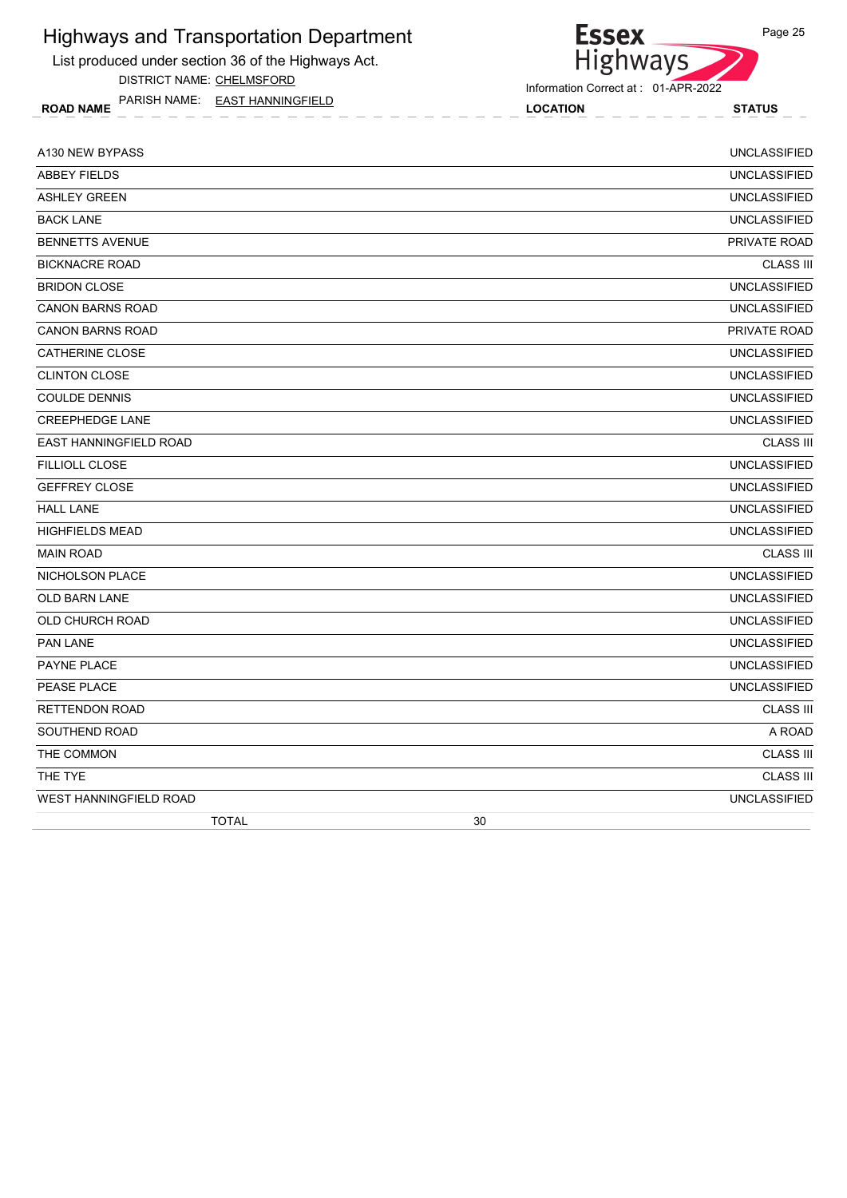# Highways and Transportation Department

List produced under section 36 of the Highways Act.

DISTRICT NAME: CHELMSFORD

PARISH NAME: EAST HANNINGFIELD

Information Correct at : 01-APR-2022

| ROAD NAME | LOCATION | STATUS |
|---|---|---|
| A130 NEW BYPASS | | UNCLASSIFIED |
| ABBEY FIELDS | | UNCLASSIFIED |
| ASHLEY GREEN | | UNCLASSIFIED |
| BACK LANE | | UNCLASSIFIED |
| BENNETTS AVENUE | | PRIVATE ROAD |
| BICKNACRE ROAD | | CLASS III |
| BRIDON CLOSE | | UNCLASSIFIED |
| CANON BARNS ROAD | | UNCLASSIFIED |
| CANON BARNS ROAD | | PRIVATE ROAD |
| CATHERINE CLOSE | | UNCLASSIFIED |
| CLINTON CLOSE | | UNCLASSIFIED |
| COULDE DENNIS | | UNCLASSIFIED |
| CREEPHEDGE LANE | | UNCLASSIFIED |
| EAST HANNINGFIELD ROAD | | CLASS III |
| FILLIOLL CLOSE | | UNCLASSIFIED |
| GEFFREY CLOSE | | UNCLASSIFIED |
| HALL LANE | | UNCLASSIFIED |
| HIGHFIELDS MEAD | | UNCLASSIFIED |
| MAIN ROAD | | CLASS III |
| NICHOLSON PLACE | | UNCLASSIFIED |
| OLD BARN LANE | | UNCLASSIFIED |
| OLD CHURCH ROAD | | UNCLASSIFIED |
| PAN LANE | | UNCLASSIFIED |
| PAYNE PLACE | | UNCLASSIFIED |
| PEASE PLACE | | UNCLASSIFIED |
| RETTENDON ROAD | | CLASS III |
| SOUTHEND ROAD | | A ROAD |
| THE COMMON | | CLASS III |
| THE TYE | | CLASS III |
| WEST HANNINGFIELD ROAD | | UNCLASSIFIED |
| TOTAL | 30 | |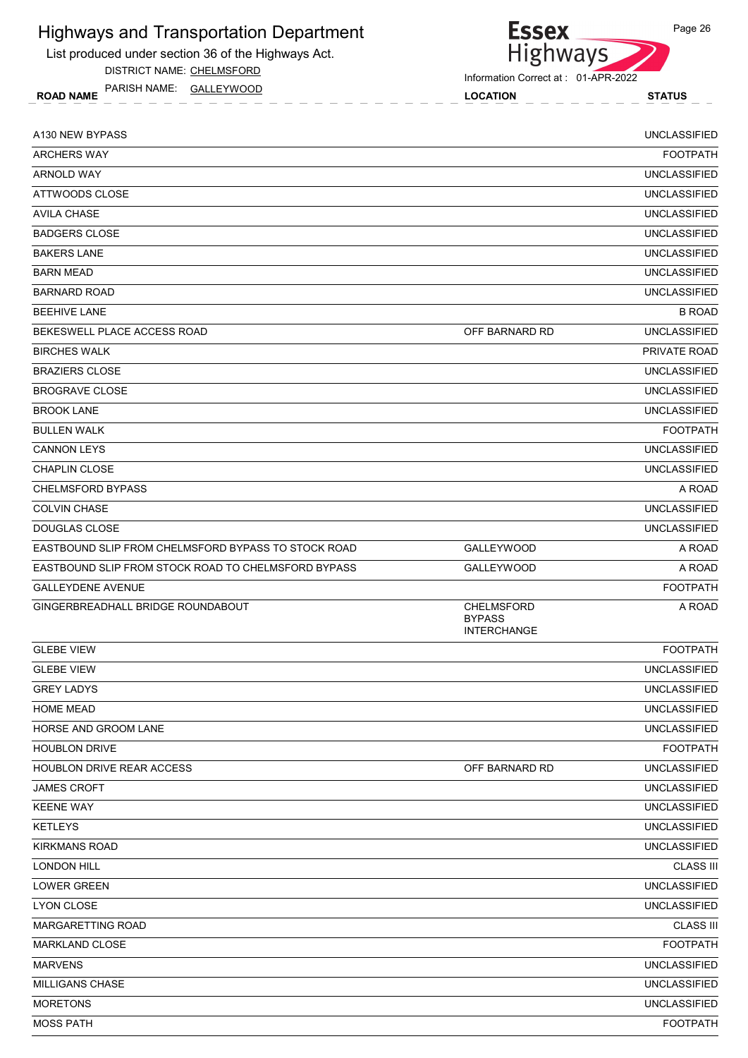# Highways and Transportation Department

List produced under section 36 of the Highways Act.

DISTRICT NAME: CHELMSFORD

PARISH NAME: GALLEYWOOD

Information Correct at : 01-APR-2022

| ROAD NAME | LOCATION | STATUS |
|---|---|---|
| A130 NEW BYPASS | | UNCLASSIFIED |
| ARCHERS WAY | | FOOTPATH |
| ARNOLD WAY | | UNCLASSIFIED |
| ATTWOODS CLOSE | | UNCLASSIFIED |
| AVILA CHASE | | UNCLASSIFIED |
| BADGERS CLOSE | | UNCLASSIFIED |
| BAKERS LANE | | UNCLASSIFIED |
| BARN MEAD | | UNCLASSIFIED |
| BARNARD ROAD | | UNCLASSIFIED |
| BEEHIVE LANE | | B ROAD |
| BEKESWELL PLACE ACCESS ROAD | OFF BARNARD RD | UNCLASSIFIED |
| BIRCHES WALK | | PRIVATE ROAD |
| BRAZIERS CLOSE | | UNCLASSIFIED |
| BROGRAVE CLOSE | | UNCLASSIFIED |
| BROOK LANE | | UNCLASSIFIED |
| BULLEN WALK | | FOOTPATH |
| CANNON LEYS | | UNCLASSIFIED |
| CHAPLIN CLOSE | | UNCLASSIFIED |
| CHELMSFORD BYPASS | | A ROAD |
| COLVIN CHASE | | UNCLASSIFIED |
| DOUGLAS CLOSE | | UNCLASSIFIED |
| EASTBOUND SLIP FROM CHELMSFORD BYPASS TO STOCK ROAD | GALLEYWOOD | A ROAD |
| EASTBOUND SLIP FROM STOCK ROAD TO CHELMSFORD BYPASS | GALLEYWOOD | A ROAD |
| GALLEYDENE AVENUE | | FOOTPATH |
| GINGERBREADHALL BRIDGE ROUNDABOUT | CHELMSFORD BYPASS INTERCHANGE | A ROAD |
| GLEBE VIEW | | FOOTPATH |
| GLEBE VIEW | | UNCLASSIFIED |
| GREY LADYS | | UNCLASSIFIED |
| HOME MEAD | | UNCLASSIFIED |
| HORSE AND GROOM LANE | | UNCLASSIFIED |
| HOUBLON DRIVE | | FOOTPATH |
| HOUBLON DRIVE REAR ACCESS | OFF BARNARD RD | UNCLASSIFIED |
| JAMES CROFT | | UNCLASSIFIED |
| KEENE WAY | | UNCLASSIFIED |
| KETLEYS | | UNCLASSIFIED |
| KIRKMANS ROAD | | UNCLASSIFIED |
| LONDON HILL | | CLASS III |
| LOWER GREEN | | UNCLASSIFIED |
| LYON CLOSE | | UNCLASSIFIED |
| MARGARETTING ROAD | | CLASS III |
| MARKLAND CLOSE | | FOOTPATH |
| MARVENS | | UNCLASSIFIED |
| MILLIGANS CHASE | | UNCLASSIFIED |
| MORETONS | | UNCLASSIFIED |
| MOSS PATH | | FOOTPATH |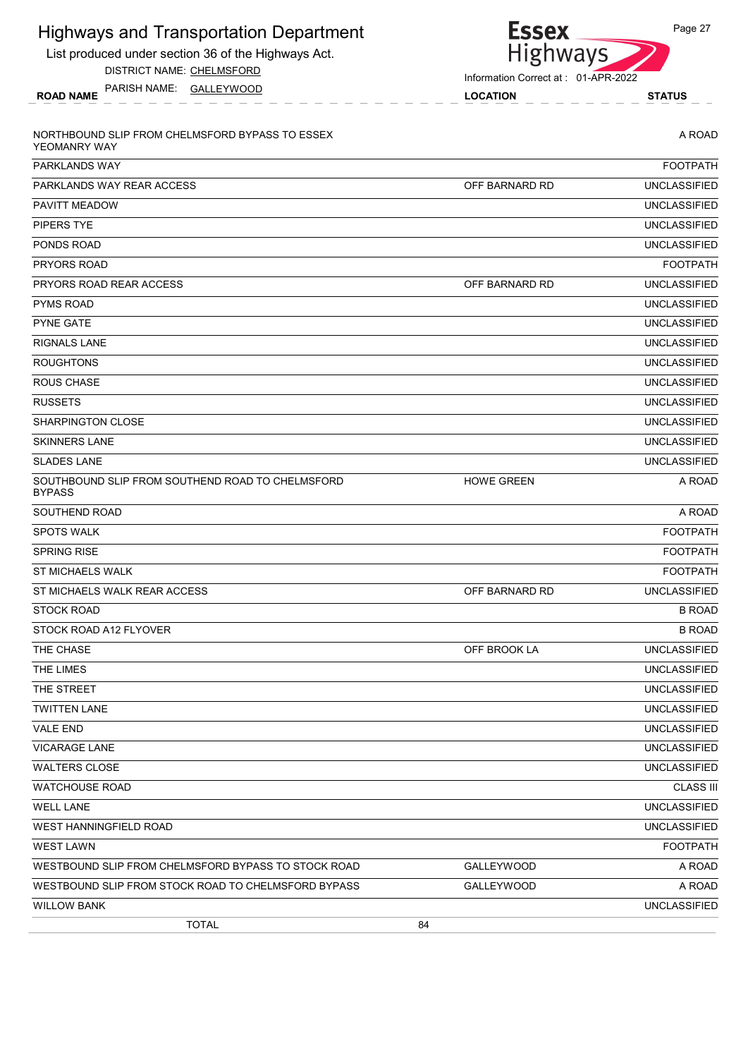# Highways and Transportation Department

List produced under section 36 of the Highways Act.

DISTRICT NAME: CHELMSFORD

PARISH NAME: GALLEYWOOD

Essex Highways

Information Correct at : 01-APR-2022

| ROAD NAME | LOCATION | STATUS |
|---|---|---|
| NORTHBOUND SLIP FROM CHELMSFORD BYPASS TO ESSEX YEOMANRY WAY | | A ROAD |
| PARKLANDS WAY | | FOOTPATH |
| PARKLANDS WAY REAR ACCESS | OFF BARNARD RD | UNCLASSIFIED |
| PAVITT MEADOW | | UNCLASSIFIED |
| PIPERS TYE | | UNCLASSIFIED |
| PONDS ROAD | | UNCLASSIFIED |
| PRYORS ROAD | | FOOTPATH |
| PRYORS ROAD REAR ACCESS | OFF BARNARD RD | UNCLASSIFIED |
| PYMS ROAD | | UNCLASSIFIED |
| PYNE GATE | | UNCLASSIFIED |
| RIGNALS LANE | | UNCLASSIFIED |
| ROUGHTONS | | UNCLASSIFIED |
| ROUS CHASE | | UNCLASSIFIED |
| RUSSETS | | UNCLASSIFIED |
| SHARPINGTON CLOSE | | UNCLASSIFIED |
| SKINNERS LANE | | UNCLASSIFIED |
| SLADES LANE | | UNCLASSIFIED |
| SOUTHBOUND SLIP FROM SOUTHEND ROAD TO CHELMSFORD BYPASS | HOWE GREEN | A ROAD |
| SOUTHEND ROAD | | A ROAD |
| SPOTS WALK | | FOOTPATH |
| SPRING RISE | | FOOTPATH |
| ST MICHAELS WALK | | FOOTPATH |
| ST MICHAELS WALK REAR ACCESS | OFF BARNARD RD | UNCLASSIFIED |
| STOCK ROAD | | B ROAD |
| STOCK ROAD A12 FLYOVER | | B ROAD |
| THE CHASE | OFF BROOK LA | UNCLASSIFIED |
| THE LIMES | | UNCLASSIFIED |
| THE STREET | | UNCLASSIFIED |
| TWITTEN LANE | | UNCLASSIFIED |
| VALE END | | UNCLASSIFIED |
| VICARAGE LANE | | UNCLASSIFIED |
| WALTERS CLOSE | | UNCLASSIFIED |
| WATCHOUSE ROAD | | CLASS III |
| WELL LANE | | UNCLASSIFIED |
| WEST HANNINGFIELD ROAD | | UNCLASSIFIED |
| WEST LAWN | | FOOTPATH |
| WESTBOUND SLIP FROM CHELMSFORD BYPASS TO STOCK ROAD | GALLEYWOOD | A ROAD |
| WESTBOUND SLIP FROM STOCK ROAD TO CHELMSFORD BYPASS | GALLEYWOOD | A ROAD |
| WILLOW BANK | | UNCLASSIFIED |
| TOTAL | 84 | |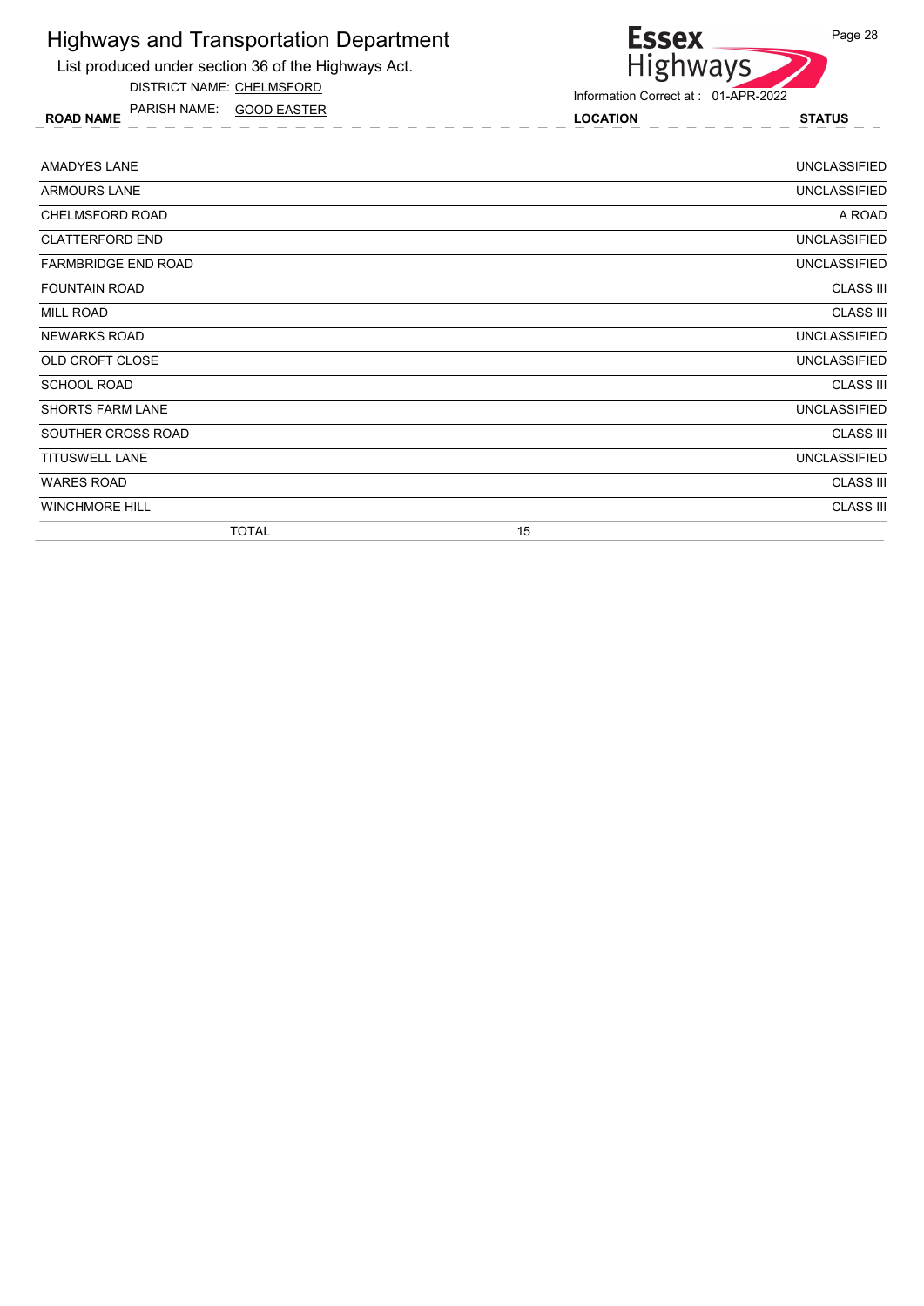# Highways and Transportation Department

List produced under section 36 of the Highways Act.

DISTRICT NAME: CHELMSFORD

PARISH NAME: GOOD EASTER

Information Correct at : 01-APR-2022

| ROAD NAME | LOCATION | STATUS |
|---|---|---|
| AMADYES LANE | | UNCLASSIFIED |
| ARMOURS LANE | | UNCLASSIFIED |
| CHELMSFORD ROAD | | A ROAD |
| CLATTERFORD END | | UNCLASSIFIED |
| FARMBRIDGE END ROAD | | UNCLASSIFIED |
| FOUNTAIN ROAD | | CLASS III |
| MILL ROAD | | CLASS III |
| NEWARKS ROAD | | UNCLASSIFIED |
| OLD CROFT CLOSE | | UNCLASSIFIED |
| SCHOOL ROAD | | CLASS III |
| SHORTS FARM LANE | | UNCLASSIFIED |
| SOUTHER CROSS ROAD | | CLASS III |
| TITUSWELL LANE | | UNCLASSIFIED |
| WARES ROAD | | CLASS III |
| WINCHMORE HILL | | CLASS III |
| TOTAL | 15 | |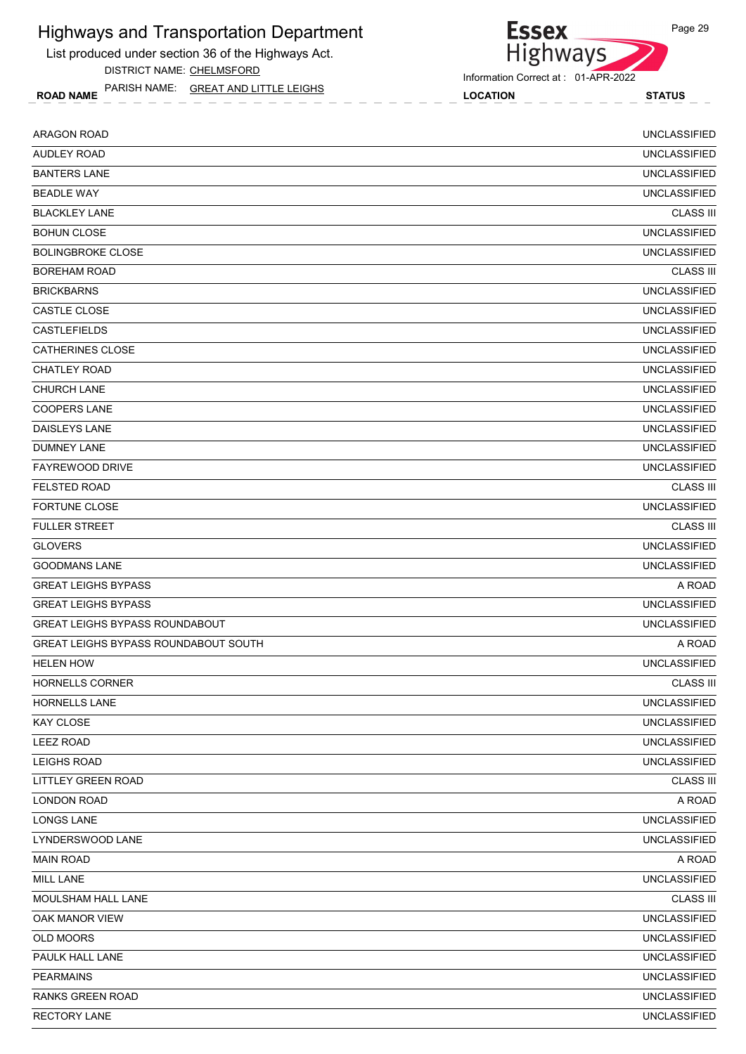# Highways and Transportation Department

List produced under section 36 of the Highways Act.

DISTRICT NAME: CHELMSFORD

PARISH NAME: GREAT AND LITTLE LEIGHS

Information Correct at : 01-APR-2022

| ROAD NAME | LOCATION | STATUS |
|---|---|---|
| ARAGON ROAD | | UNCLASSIFIED |
| AUDLEY ROAD | | UNCLASSIFIED |
| BANTERS LANE | | UNCLASSIFIED |
| BEADLE WAY | | UNCLASSIFIED |
| BLACKLEY LANE | | CLASS III |
| BOHUN CLOSE | | UNCLASSIFIED |
| BOLINGBROKE CLOSE | | UNCLASSIFIED |
| BOREHAM ROAD | | CLASS III |
| BRICKBARNS | | UNCLASSIFIED |
| CASTLE CLOSE | | UNCLASSIFIED |
| CASTLEFIELDS | | UNCLASSIFIED |
| CATHERINES CLOSE | | UNCLASSIFIED |
| CHATLEY ROAD | | UNCLASSIFIED |
| CHURCH LANE | | UNCLASSIFIED |
| COOPERS LANE | | UNCLASSIFIED |
| DAISLEYS LANE | | UNCLASSIFIED |
| DUMNEY LANE | | UNCLASSIFIED |
| FAYREWOOD DRIVE | | UNCLASSIFIED |
| FELSTED ROAD | | CLASS III |
| FORTUNE CLOSE | | UNCLASSIFIED |
| FULLER STREET | | CLASS III |
| GLOVERS | | UNCLASSIFIED |
| GOODMANS LANE | | UNCLASSIFIED |
| GREAT LEIGHS BYPASS | | A ROAD |
| GREAT LEIGHS BYPASS | | UNCLASSIFIED |
| GREAT LEIGHS BYPASS ROUNDABOUT | | UNCLASSIFIED |
| GREAT LEIGHS BYPASS ROUNDABOUT SOUTH | | A ROAD |
| HELEN HOW | | UNCLASSIFIED |
| HORNELLS CORNER | | CLASS III |
| HORNELLS LANE | | UNCLASSIFIED |
| KAY CLOSE | | UNCLASSIFIED |
| LEEZ ROAD | | UNCLASSIFIED |
| LEIGHS ROAD | | UNCLASSIFIED |
| LITTLEY GREEN ROAD | | CLASS III |
| LONDON ROAD | | A ROAD |
| LONGS LANE | | UNCLASSIFIED |
| LYNDERSWOOD LANE | | UNCLASSIFIED |
| MAIN ROAD | | A ROAD |
| MILL LANE | | UNCLASSIFIED |
| MOULSHAM HALL LANE | | CLASS III |
| OAK MANOR VIEW | | UNCLASSIFIED |
| OLD MOORS | | UNCLASSIFIED |
| PAULK HALL LANE | | UNCLASSIFIED |
| PEARMAINS | | UNCLASSIFIED |
| RANKS GREEN ROAD | | UNCLASSIFIED |
| RECTORY LANE | | UNCLASSIFIED |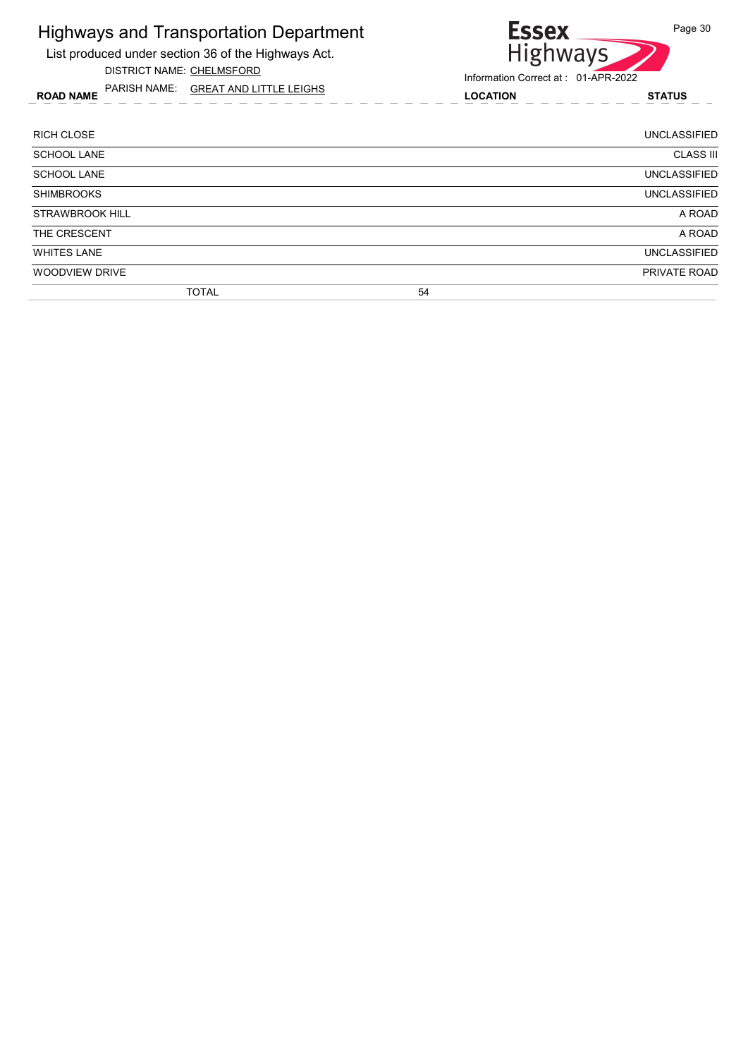# Highways and Transportation Department

List produced under section 36 of the Highways Act.

DISTRICT NAME: CHELMSFORD

PARISH NAME: GREAT AND LITTLE LEIGHS

Information Correct at : 01-APR-2022

| ROAD NAME | LOCATION | STATUS |
|---|---|---|
| RICH CLOSE | | UNCLASSIFIED |
| SCHOOL LANE | | CLASS III |
| SCHOOL LANE | | UNCLASSIFIED |
| SHIMBROOKS | | UNCLASSIFIED |
| STRAWBROOK HILL | | A ROAD |
| THE CRESCENT | | A ROAD |
| WHITES LANE | | UNCLASSIFIED |
| WOODVIEW DRIVE | | PRIVATE ROAD |
| TOTAL | 54 | |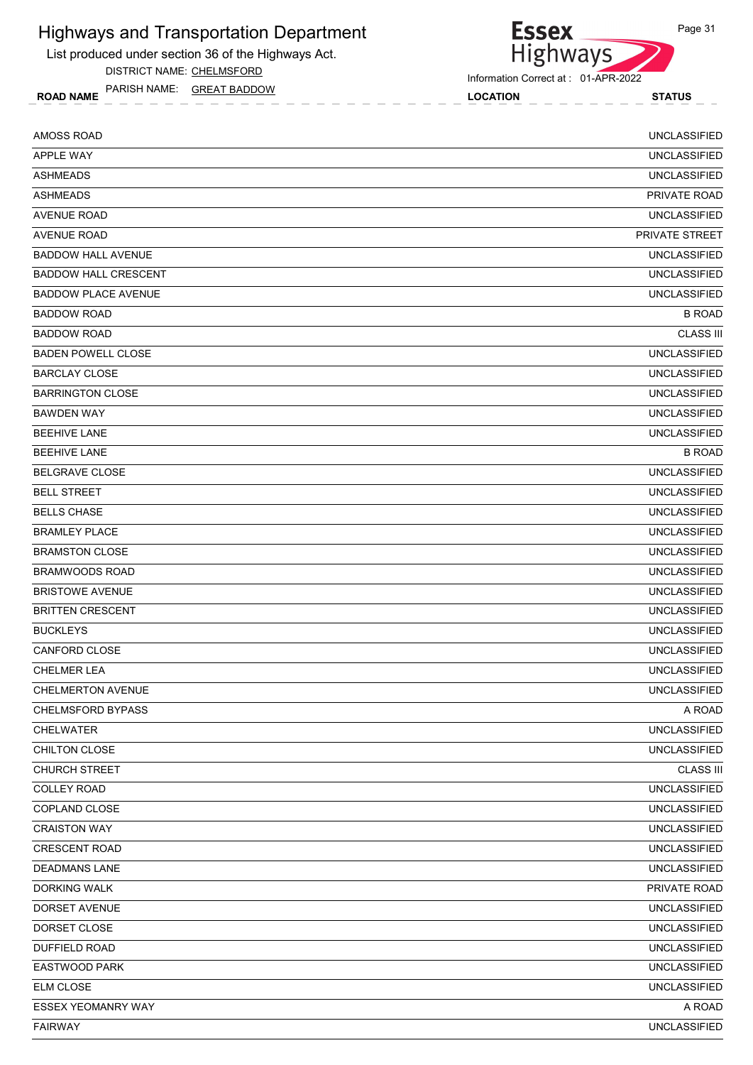# Highways and Transportation Department

List produced under section 36 of the Highways Act.

DISTRICT NAME: CHELMSFORD

PARISH NAME: GREAT BADDOW

Information Correct at : 01-APR-2022

| ROAD NAME | LOCATION | STATUS |
|---|---|---|
| AMOSS ROAD | | UNCLASSIFIED |
| APPLE WAY | | UNCLASSIFIED |
| ASHMEADS | | UNCLASSIFIED |
| ASHMEADS | | PRIVATE ROAD |
| AVENUE ROAD | | UNCLASSIFIED |
| AVENUE ROAD | | PRIVATE STREET |
| BADDOW HALL AVENUE | | UNCLASSIFIED |
| BADDOW HALL CRESCENT | | UNCLASSIFIED |
| BADDOW PLACE AVENUE | | UNCLASSIFIED |
| BADDOW ROAD | | B ROAD |
| BADDOW ROAD | | CLASS III |
| BADEN POWELL CLOSE | | UNCLASSIFIED |
| BARCLAY CLOSE | | UNCLASSIFIED |
| BARRINGTON CLOSE | | UNCLASSIFIED |
| BAWDEN WAY | | UNCLASSIFIED |
| BEEHIVE LANE | | UNCLASSIFIED |
| BEEHIVE LANE | | B ROAD |
| BELGRAVE CLOSE | | UNCLASSIFIED |
| BELL STREET | | UNCLASSIFIED |
| BELLS CHASE | | UNCLASSIFIED |
| BRAMLEY PLACE | | UNCLASSIFIED |
| BRAMSTON CLOSE | | UNCLASSIFIED |
| BRAMWOODS ROAD | | UNCLASSIFIED |
| BRISTOWE AVENUE | | UNCLASSIFIED |
| BRITTEN CRESCENT | | UNCLASSIFIED |
| BUCKLEYS | | UNCLASSIFIED |
| CANFORD CLOSE | | UNCLASSIFIED |
| CHELMER LEA | | UNCLASSIFIED |
| CHELMERTON AVENUE | | UNCLASSIFIED |
| CHELMSFORD BYPASS | | A ROAD |
| CHELWATER | | UNCLASSIFIED |
| CHILTON CLOSE | | UNCLASSIFIED |
| CHURCH STREET | | CLASS III |
| COLLEY ROAD | | UNCLASSIFIED |
| COPLAND CLOSE | | UNCLASSIFIED |
| CRAISTON WAY | | UNCLASSIFIED |
| CRESCENT ROAD | | UNCLASSIFIED |
| DEADMANS LANE | | UNCLASSIFIED |
| DORKING WALK | | PRIVATE ROAD |
| DORSET AVENUE | | UNCLASSIFIED |
| DORSET CLOSE | | UNCLASSIFIED |
| DUFFIELD ROAD | | UNCLASSIFIED |
| EASTWOOD PARK | | UNCLASSIFIED |
| ELM CLOSE | | UNCLASSIFIED |
| ESSEX YEOMANRY WAY | | A ROAD |
| FAIRWAY | | UNCLASSIFIED |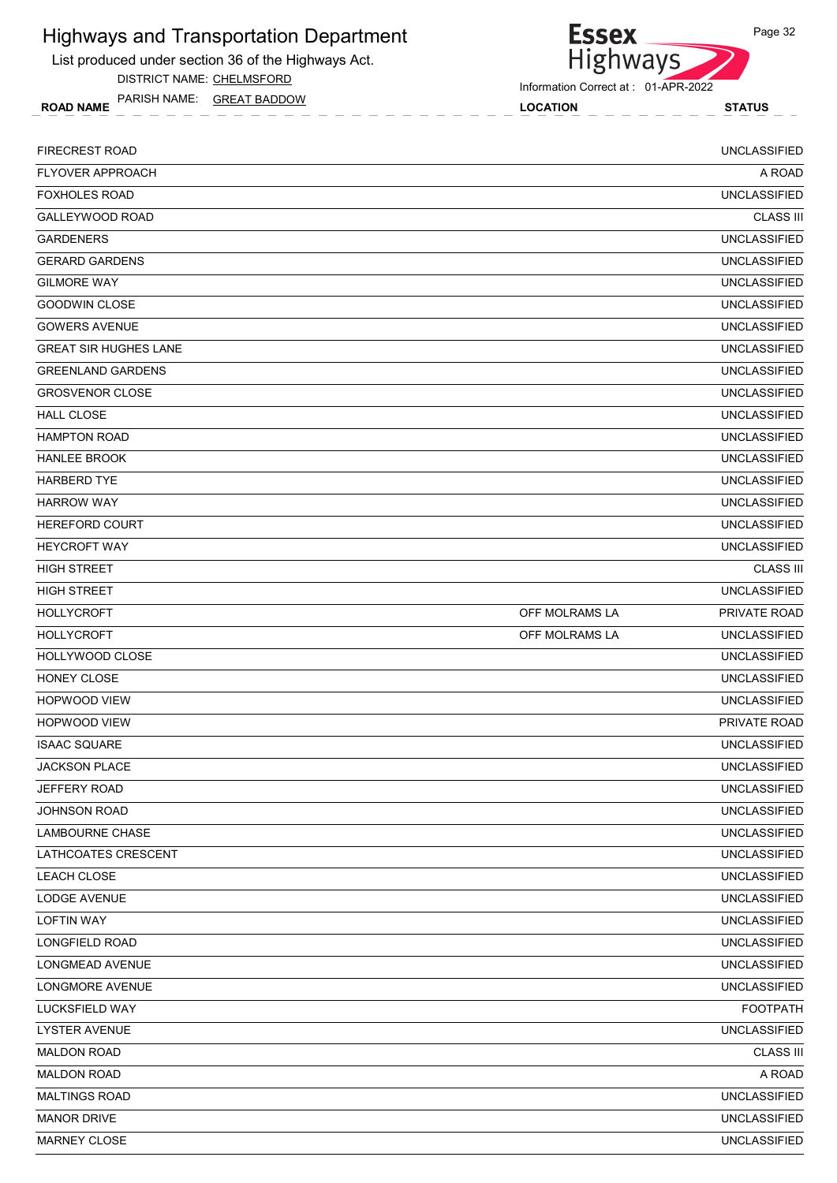# Highways and Transportation Department

List produced under section 36 of the Highways Act.

DISTRICT NAME: CHELMSFORD

PARISH NAME: GREAT BADDOW

Information Correct at : 01-APR-2022

| ROAD NAME | LOCATION | STATUS |
|---|---|---|
| FIRECREST ROAD | | UNCLASSIFIED |
| FLYOVER APPROACH | | A ROAD |
| FOXHOLES ROAD | | UNCLASSIFIED |
| GALLEYWOOD ROAD | | CLASS III |
| GARDENERS | | UNCLASSIFIED |
| GERARD GARDENS | | UNCLASSIFIED |
| GILMORE WAY | | UNCLASSIFIED |
| GOODWIN CLOSE | | UNCLASSIFIED |
| GOWERS AVENUE | | UNCLASSIFIED |
| GREAT SIR HUGHES LANE | | UNCLASSIFIED |
| GREENLAND GARDENS | | UNCLASSIFIED |
| GROSVENOR CLOSE | | UNCLASSIFIED |
| HALL CLOSE | | UNCLASSIFIED |
| HAMPTON ROAD | | UNCLASSIFIED |
| HANLEE BROOK | | UNCLASSIFIED |
| HARBERD TYE | | UNCLASSIFIED |
| HARROW WAY | | UNCLASSIFIED |
| HEREFORD COURT | | UNCLASSIFIED |
| HEYCROFT WAY | | UNCLASSIFIED |
| HIGH STREET | | CLASS III |
| HIGH STREET | | UNCLASSIFIED |
| HOLLYCROFT | OFF MOLRAMS LA | PRIVATE ROAD |
| HOLLYCROFT | OFF MOLRAMS LA | UNCLASSIFIED |
| HOLLYWOOD CLOSE | | UNCLASSIFIED |
| HONEY CLOSE | | UNCLASSIFIED |
| HOPWOOD VIEW | | UNCLASSIFIED |
| HOPWOOD VIEW | | PRIVATE ROAD |
| ISAAC SQUARE | | UNCLASSIFIED |
| JACKSON PLACE | | UNCLASSIFIED |
| JEFFERY ROAD | | UNCLASSIFIED |
| JOHNSON ROAD | | UNCLASSIFIED |
| LAMBOURNE CHASE | | UNCLASSIFIED |
| LATHCOATES CRESCENT | | UNCLASSIFIED |
| LEACH CLOSE | | UNCLASSIFIED |
| LODGE AVENUE | | UNCLASSIFIED |
| LOFTIN WAY | | UNCLASSIFIED |
| LONGFIELD ROAD | | UNCLASSIFIED |
| LONGMEAD AVENUE | | UNCLASSIFIED |
| LONGMORE AVENUE | | UNCLASSIFIED |
| LUCKSFIELD WAY | | FOOTPATH |
| LYSTER AVENUE | | UNCLASSIFIED |
| MALDON ROAD | | CLASS III |
| MALDON ROAD | | A ROAD |
| MALTINGS ROAD | | UNCLASSIFIED |
| MANOR DRIVE | | UNCLASSIFIED |
| MARNEY CLOSE | | UNCLASSIFIED |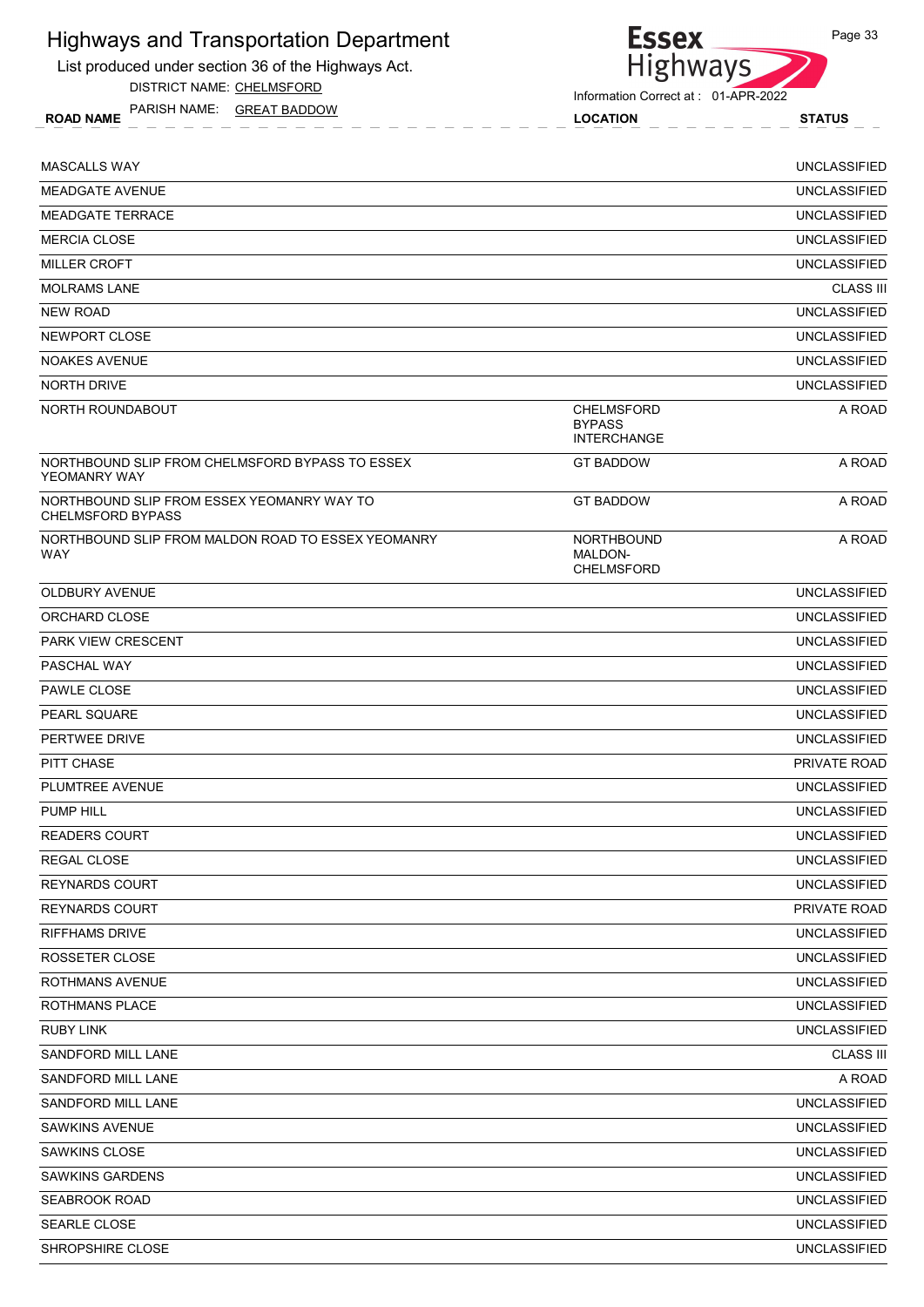# Highways and Transportation Department

List produced under section 36 of the Highways Act.

DISTRICT NAME: CHELMSFORD

PARISH NAME: GREAT BADDOW

Information Correct at : 01-APR-2022

| ROAD NAME | LOCATION | STATUS |
|---|---|---|
| MASCALLS WAY | | UNCLASSIFIED |
| MEADGATE AVENUE | | UNCLASSIFIED |
| MEADGATE TERRACE | | UNCLASSIFIED |
| MERCIA CLOSE | | UNCLASSIFIED |
| MILLER CROFT | | UNCLASSIFIED |
| MOLRAMS LANE | | CLASS III |
| NEW ROAD | | UNCLASSIFIED |
| NEWPORT CLOSE | | UNCLASSIFIED |
| NOAKES AVENUE | | UNCLASSIFIED |
| NORTH DRIVE | | UNCLASSIFIED |
| NORTH ROUNDABOUT | CHELMSFORD BYPASS INTERCHANGE | A ROAD |
| NORTHBOUND SLIP FROM CHELMSFORD BYPASS TO ESSEX YEOMANRY WAY | GT BADDOW | A ROAD |
| NORTHBOUND SLIP FROM ESSEX YEOMANRY WAY TO CHELMSFORD BYPASS | GT BADDOW | A ROAD |
| NORTHBOUND SLIP FROM MALDON ROAD TO ESSEX YEOMANRY WAY | NORTHBOUND MALDON-CHELMSFORD | A ROAD |
| OLDBURY AVENUE | | UNCLASSIFIED |
| ORCHARD CLOSE | | UNCLASSIFIED |
| PARK VIEW CRESCENT | | UNCLASSIFIED |
| PASCHAL WAY | | UNCLASSIFIED |
| PAWLE CLOSE | | UNCLASSIFIED |
| PEARL SQUARE | | UNCLASSIFIED |
| PERTWEE DRIVE | | UNCLASSIFIED |
| PITT CHASE | | PRIVATE ROAD |
| PLUMTREE AVENUE | | UNCLASSIFIED |
| PUMP HILL | | UNCLASSIFIED |
| READERS COURT | | UNCLASSIFIED |
| REGAL CLOSE | | UNCLASSIFIED |
| REYNARDS COURT | | UNCLASSIFIED |
| REYNARDS COURT | | PRIVATE ROAD |
| RIFFHAMS DRIVE | | UNCLASSIFIED |
| ROSSETER CLOSE | | UNCLASSIFIED |
| ROTHMANS AVENUE | | UNCLASSIFIED |
| ROTHMANS PLACE | | UNCLASSIFIED |
| RUBY LINK | | UNCLASSIFIED |
| SANDFORD MILL LANE | | CLASS III |
| SANDFORD MILL LANE | | A ROAD |
| SANDFORD MILL LANE | | UNCLASSIFIED |
| SAWKINS AVENUE | | UNCLASSIFIED |
| SAWKINS CLOSE | | UNCLASSIFIED |
| SAWKINS GARDENS | | UNCLASSIFIED |
| SEABROOK ROAD | | UNCLASSIFIED |
| SEARLE CLOSE | | UNCLASSIFIED |
| SHROPSHIRE CLOSE | | UNCLASSIFIED |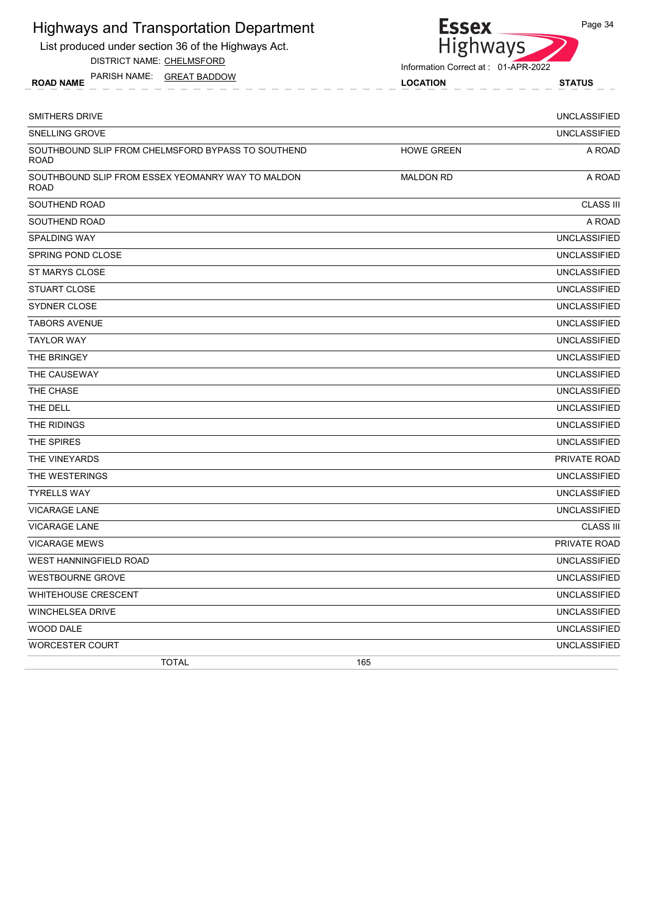# Highways and Transportation Department

List produced under section 36 of the Highways Act.

DISTRICT NAME: CHELMSFORD

PARISH NAME: GREAT BADDOW

Information Correct at : 01-APR-2022

| ROAD NAME | LOCATION | STATUS |
|---|---|---|
| SMITHERS DRIVE | | UNCLASSIFIED |
| SNELLING GROVE | | UNCLASSIFIED |
| SOUTHBOUND SLIP FROM CHELMSFORD BYPASS TO SOUTHEND ROAD | HOWE GREEN | A ROAD |
| SOUTHBOUND SLIP FROM ESSEX YEOMANRY WAY TO MALDON ROAD | MALDON RD | A ROAD |
| SOUTHEND ROAD | | CLASS III |
| SOUTHEND ROAD | | A ROAD |
| SPALDING WAY | | UNCLASSIFIED |
| SPRING POND CLOSE | | UNCLASSIFIED |
| ST MARYS CLOSE | | UNCLASSIFIED |
| STUART CLOSE | | UNCLASSIFIED |
| SYDNER CLOSE | | UNCLASSIFIED |
| TABORS AVENUE | | UNCLASSIFIED |
| TAYLOR WAY | | UNCLASSIFIED |
| THE BRINGEY | | UNCLASSIFIED |
| THE CAUSEWAY | | UNCLASSIFIED |
| THE CHASE | | UNCLASSIFIED |
| THE DELL | | UNCLASSIFIED |
| THE RIDINGS | | UNCLASSIFIED |
| THE SPIRES | | UNCLASSIFIED |
| THE VINEYARDS | | PRIVATE ROAD |
| THE WESTERINGS | | UNCLASSIFIED |
| TYRELLS WAY | | UNCLASSIFIED |
| VICARAGE LANE | | UNCLASSIFIED |
| VICARAGE LANE | | CLASS III |
| VICARAGE MEWS | | PRIVATE ROAD |
| WEST HANNINGFIELD ROAD | | UNCLASSIFIED |
| WESTBOURNE GROVE | | UNCLASSIFIED |
| WHITEHOUSE CRESCENT | | UNCLASSIFIED |
| WINCHELSEA DRIVE | | UNCLASSIFIED |
| WOOD DALE | | UNCLASSIFIED |
| WORCESTER COURT | | UNCLASSIFIED |
| TOTAL | 165 | |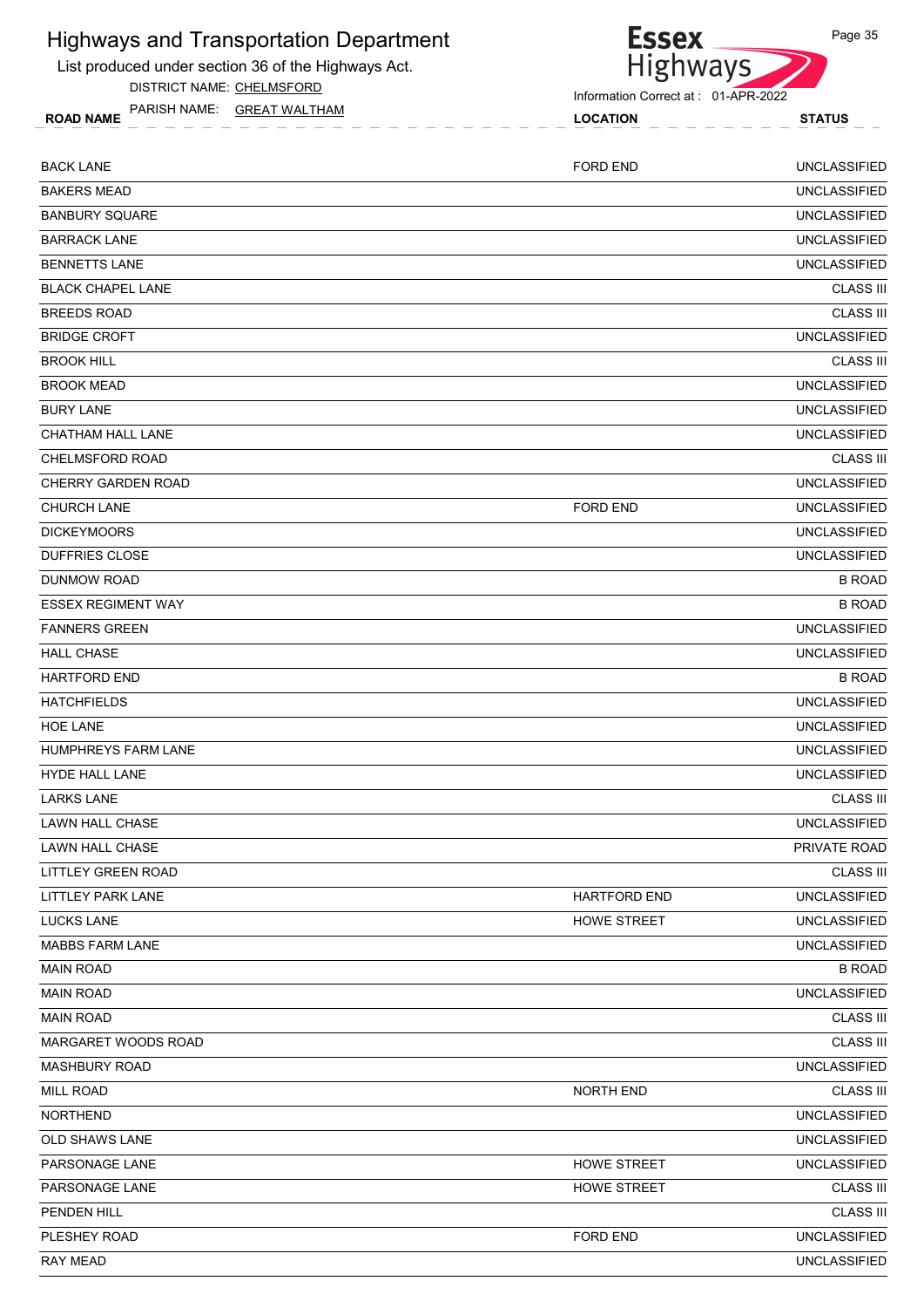# Highways and Transportation Department

List produced under section 36 of the Highways Act.

DISTRICT NAME: CHELMSFORD

PARISH NAME: GREAT WALTHAM

Information Correct at : 01-APR-2022

| ROAD NAME | LOCATION | STATUS |
|---|---|---|
| BACK LANE | FORD END | UNCLASSIFIED |
| BAKERS MEAD | | UNCLASSIFIED |
| BANBURY SQUARE | | UNCLASSIFIED |
| BARRACK LANE | | UNCLASSIFIED |
| BENNETTS LANE | | UNCLASSIFIED |
| BLACK CHAPEL LANE | | CLASS III |
| BREEDS ROAD | | CLASS III |
| BRIDGE CROFT | | UNCLASSIFIED |
| BROOK HILL | | CLASS III |
| BROOK MEAD | | UNCLASSIFIED |
| BURY LANE | | UNCLASSIFIED |
| CHATHAM HALL LANE | | UNCLASSIFIED |
| CHELMSFORD ROAD | | CLASS III |
| CHERRY GARDEN ROAD | | UNCLASSIFIED |
| CHURCH LANE | FORD END | UNCLASSIFIED |
| DICKEYMOORS | | UNCLASSIFIED |
| DUFFRIES CLOSE | | UNCLASSIFIED |
| DUNMOW ROAD | | B ROAD |
| ESSEX REGIMENT WAY | | B ROAD |
| FANNERS GREEN | | UNCLASSIFIED |
| HALL CHASE | | UNCLASSIFIED |
| HARTFORD END | | B ROAD |
| HATCHFIELDS | | UNCLASSIFIED |
| HOE LANE | | UNCLASSIFIED |
| HUMPHREYS FARM LANE | | UNCLASSIFIED |
| HYDE HALL LANE | | UNCLASSIFIED |
| LARKS LANE | | CLASS III |
| LAWN HALL CHASE | | UNCLASSIFIED |
| LAWN HALL CHASE | | PRIVATE ROAD |
| LITTLEY GREEN ROAD | | CLASS III |
| LITTLEY PARK LANE | HARTFORD END | UNCLASSIFIED |
| LUCKS LANE | HOWE STREET | UNCLASSIFIED |
| MABBS FARM LANE | | UNCLASSIFIED |
| MAIN ROAD | | B ROAD |
| MAIN ROAD | | UNCLASSIFIED |
| MAIN ROAD | | CLASS III |
| MARGARET WOODS ROAD | | CLASS III |
| MASHBURY ROAD | | UNCLASSIFIED |
| MILL ROAD | NORTH END | CLASS III |
| NORTHEND | | UNCLASSIFIED |
| OLD SHAWS LANE | | UNCLASSIFIED |
| PARSONAGE LANE | HOWE STREET | UNCLASSIFIED |
| PARSONAGE LANE | HOWE STREET | CLASS III |
| PENDEN HILL | | CLASS III |
| PLESHEY ROAD | FORD END | UNCLASSIFIED |
| RAY MEAD | | UNCLASSIFIED |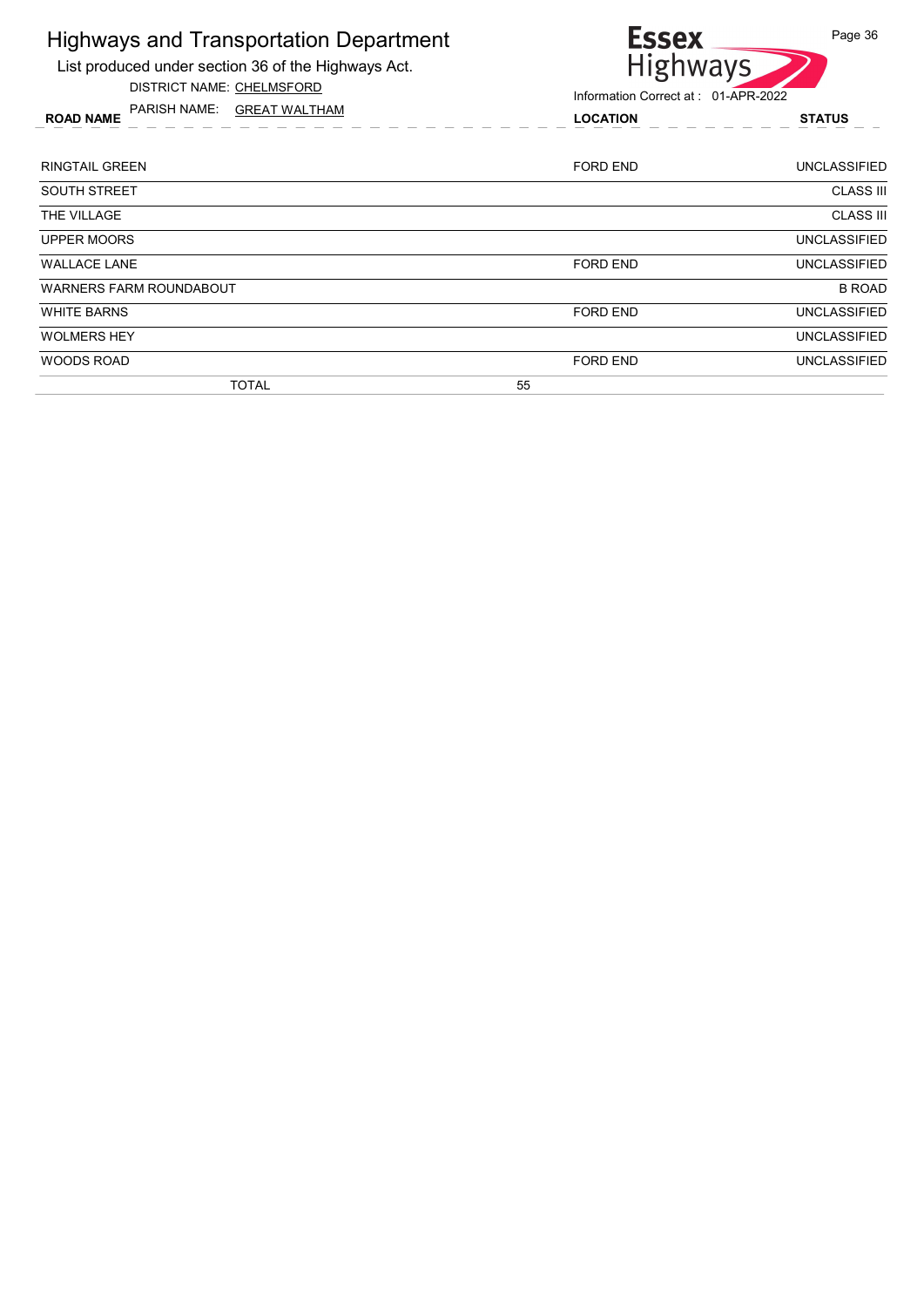# Highways and Transportation Department

List produced under section 36 of the Highways Act.

DISTRICT NAME: CHELMSFORD

PARISH NAME: GREAT WALTHAM

Information Correct at : 01-APR-2022

| ROAD NAME | LOCATION | STATUS |
|---|---|---|
| RINGTAIL GREEN | FORD END | UNCLASSIFIED |
| SOUTH STREET | | CLASS III |
| THE VILLAGE | | CLASS III |
| UPPER MOORS | | UNCLASSIFIED |
| WALLACE LANE | FORD END | UNCLASSIFIED |
| WARNERS FARM ROUNDABOUT | | B ROAD |
| WHITE BARNS | FORD END | UNCLASSIFIED |
| WOLMERS HEY | | UNCLASSIFIED |
| WOODS ROAD | FORD END | UNCLASSIFIED |
| TOTAL 55 | | |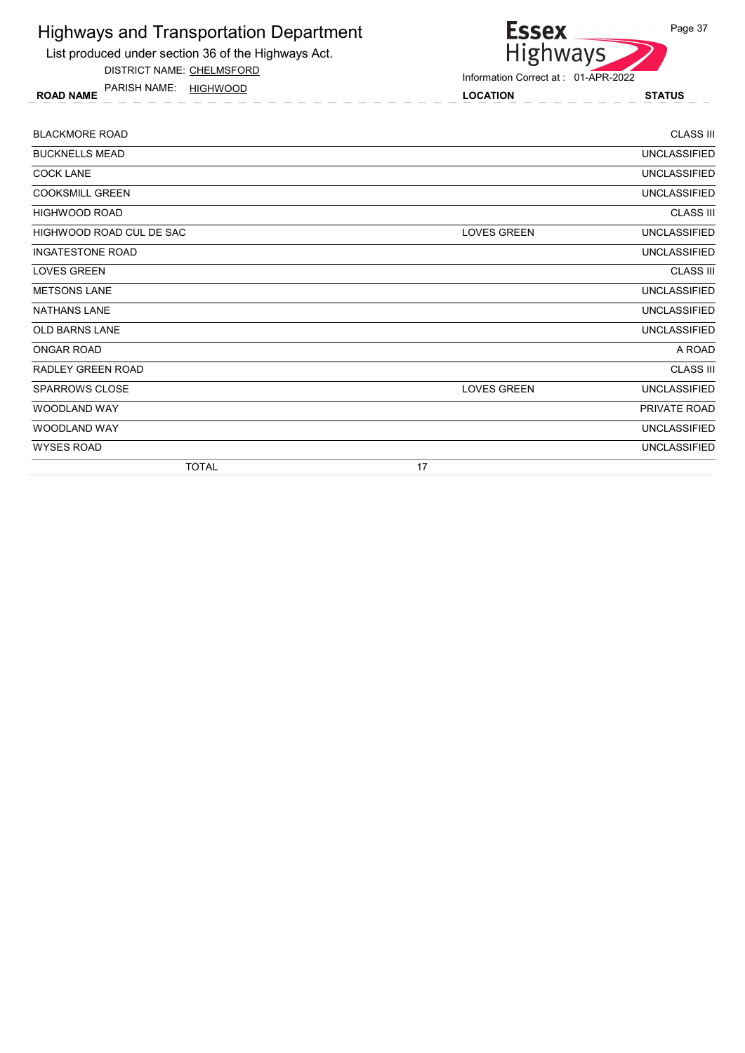# Highways and Transportation Department

List produced under section 36 of the Highways Act.

DISTRICT NAME: CHELMSFORD

PARISH NAME: HIGHWOOD

Information Correct at : 01-APR-2022

| ROAD NAME | LOCATION | STATUS |
|---|---|---|
| BLACKMORE ROAD | | CLASS III |
| BUCKNELLS MEAD | | UNCLASSIFIED |
| COCK LANE | | UNCLASSIFIED |
| COOKSMILL GREEN | | UNCLASSIFIED |
| HIGHWOOD ROAD | | CLASS III |
| HIGHWOOD ROAD CUL DE SAC | LOVES GREEN | UNCLASSIFIED |
| INGATESTONE ROAD | | UNCLASSIFIED |
| LOVES GREEN | | CLASS III |
| METSONS LANE | | UNCLASSIFIED |
| NATHANS LANE | | UNCLASSIFIED |
| OLD BARNS LANE | | UNCLASSIFIED |
| ONGAR ROAD | | A ROAD |
| RADLEY GREEN ROAD | | CLASS III |
| SPARROWS CLOSE | LOVES GREEN | UNCLASSIFIED |
| WOODLAND WAY | | PRIVATE ROAD |
| WOODLAND WAY | | UNCLASSIFIED |
| WYSES ROAD | | UNCLASSIFIED |
| TOTAL | 17 | |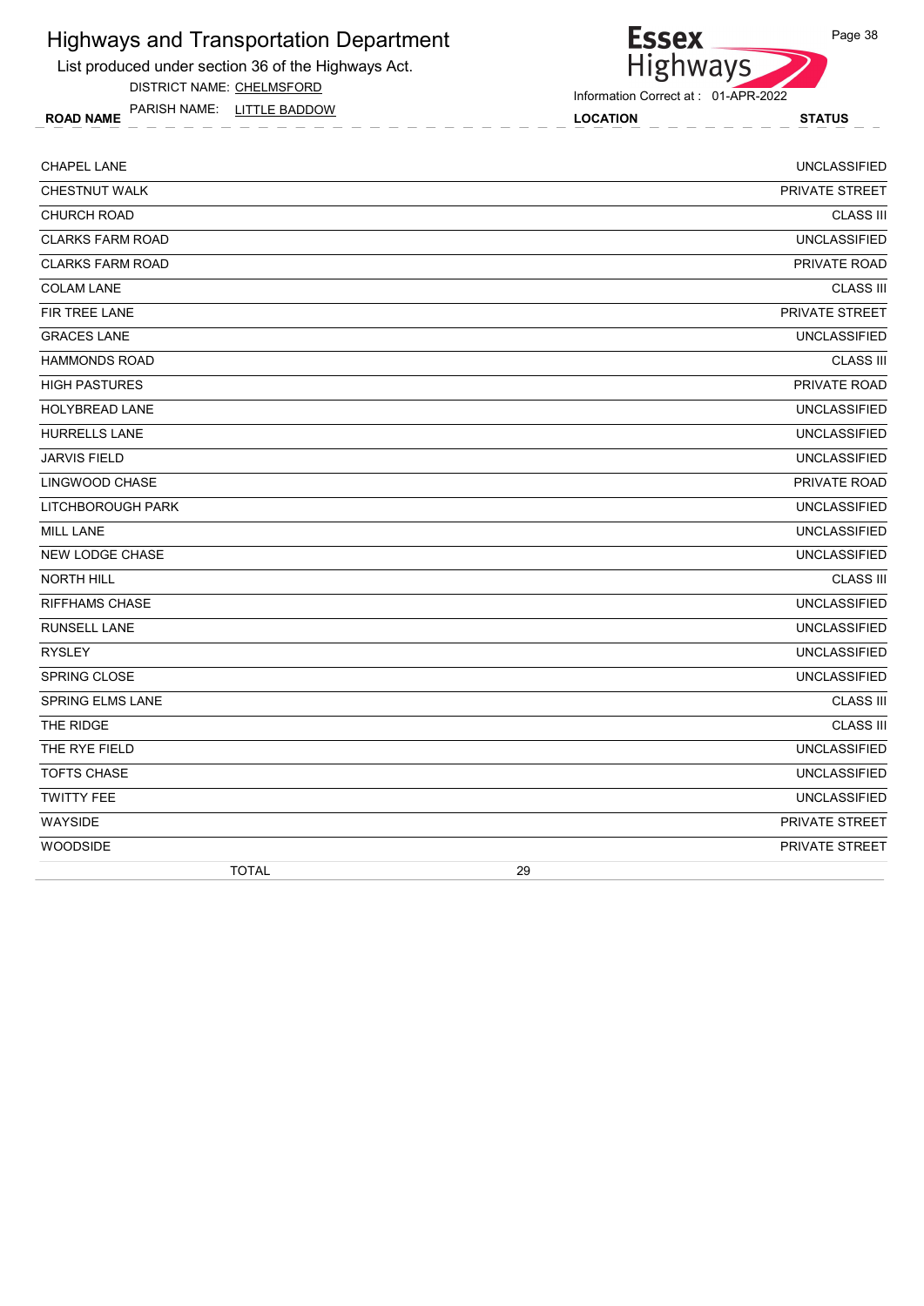# Highways and Transportation Department

List produced under section 36 of the Highways Act.

DISTRICT NAME: CHELMSFORD

PARISH NAME: LITTLE BADDOW

Information Correct at : 01-APR-2022

| ROAD NAME | LOCATION | STATUS |
|---|---|---|
| CHAPEL LANE | | UNCLASSIFIED |
| CHESTNUT WALK | | PRIVATE STREET |
| CHURCH ROAD | | CLASS III |
| CLARKS FARM ROAD | | UNCLASSIFIED |
| CLARKS FARM ROAD | | PRIVATE ROAD |
| COLAM LANE | | CLASS III |
| FIR TREE LANE | | PRIVATE STREET |
| GRACES LANE | | UNCLASSIFIED |
| HAMMONDS ROAD | | CLASS III |
| HIGH PASTURES | | PRIVATE ROAD |
| HOLYBREAD LANE | | UNCLASSIFIED |
| HURRELLS LANE | | UNCLASSIFIED |
| JARVIS FIELD | | UNCLASSIFIED |
| LINGWOOD CHASE | | PRIVATE ROAD |
| LITCHBOROUGH PARK | | UNCLASSIFIED |
| MILL LANE | | UNCLASSIFIED |
| NEW LODGE CHASE | | UNCLASSIFIED |
| NORTH HILL | | CLASS III |
| RIFFHAMS CHASE | | UNCLASSIFIED |
| RUNSELL LANE | | UNCLASSIFIED |
| RYSLEY | | UNCLASSIFIED |
| SPRING CLOSE | | UNCLASSIFIED |
| SPRING ELMS LANE | | CLASS III |
| THE RIDGE | | CLASS III |
| THE RYE FIELD | | UNCLASSIFIED |
| TOFTS CHASE | | UNCLASSIFIED |
| TWITTY FEE | | UNCLASSIFIED |
| WAYSIDE | | PRIVATE STREET |
| WOODSIDE | | PRIVATE STREET |
| TOTAL | 29 | |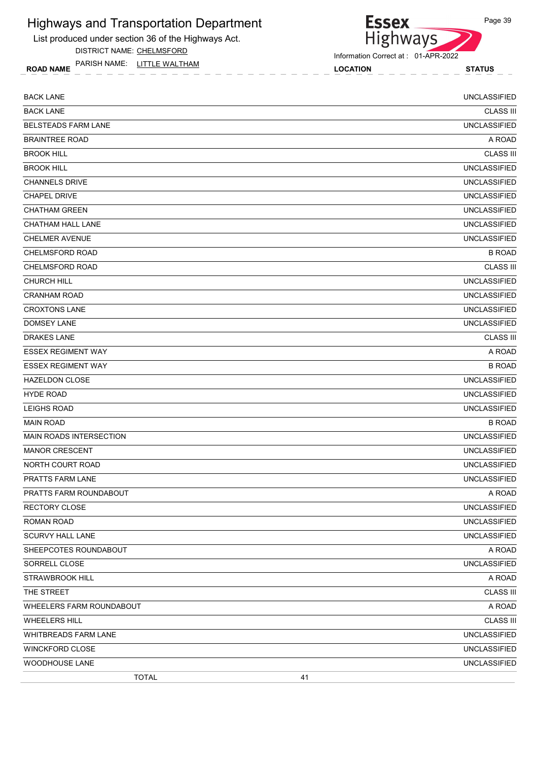# Highways and Transportation Department

List produced under section 36 of the Highways Act.

DISTRICT NAME: CHELMSFORD

PARISH NAME: LITTLE WALTHAM

Information Correct at : 01-APR-2022

| ROAD NAME | LOCATION | STATUS |
|---|---|---|
| BACK LANE | | UNCLASSIFIED |
| BACK LANE | | CLASS III |
| BELSTEADS FARM LANE | | UNCLASSIFIED |
| BRAINTREE ROAD | | A ROAD |
| BROOK HILL | | CLASS III |
| BROOK HILL | | UNCLASSIFIED |
| CHANNELS DRIVE | | UNCLASSIFIED |
| CHAPEL DRIVE | | UNCLASSIFIED |
| CHATHAM GREEN | | UNCLASSIFIED |
| CHATHAM HALL LANE | | UNCLASSIFIED |
| CHELMER AVENUE | | UNCLASSIFIED |
| CHELMSFORD ROAD | | B ROAD |
| CHELMSFORD ROAD | | CLASS III |
| CHURCH HILL | | UNCLASSIFIED |
| CRANHAM ROAD | | UNCLASSIFIED |
| CROXTONS LANE | | UNCLASSIFIED |
| DOMSEY LANE | | UNCLASSIFIED |
| DRAKES LANE | | CLASS III |
| ESSEX REGIMENT WAY | | A ROAD |
| ESSEX REGIMENT WAY | | B ROAD |
| HAZELDON CLOSE | | UNCLASSIFIED |
| HYDE ROAD | | UNCLASSIFIED |
| LEIGHS ROAD | | UNCLASSIFIED |
| MAIN ROAD | | B ROAD |
| MAIN ROADS INTERSECTION | | UNCLASSIFIED |
| MANOR CRESCENT | | UNCLASSIFIED |
| NORTH COURT ROAD | | UNCLASSIFIED |
| PRATTS FARM LANE | | UNCLASSIFIED |
| PRATTS FARM ROUNDABOUT | | A ROAD |
| RECTORY CLOSE | | UNCLASSIFIED |
| ROMAN ROAD | | UNCLASSIFIED |
| SCURVY HALL LANE | | UNCLASSIFIED |
| SHEEPCOTES ROUNDABOUT | | A ROAD |
| SORRELL CLOSE | | UNCLASSIFIED |
| STRAWBROOK HILL | | A ROAD |
| THE STREET | | CLASS III |
| WHEELERS FARM ROUNDABOUT | | A ROAD |
| WHEELERS HILL | | CLASS III |
| WHITBREADS FARM LANE | | UNCLASSIFIED |
| WINCKFORD CLOSE | | UNCLASSIFIED |
| WOODHOUSE LANE | | UNCLASSIFIED |
| TOTAL | 41 | |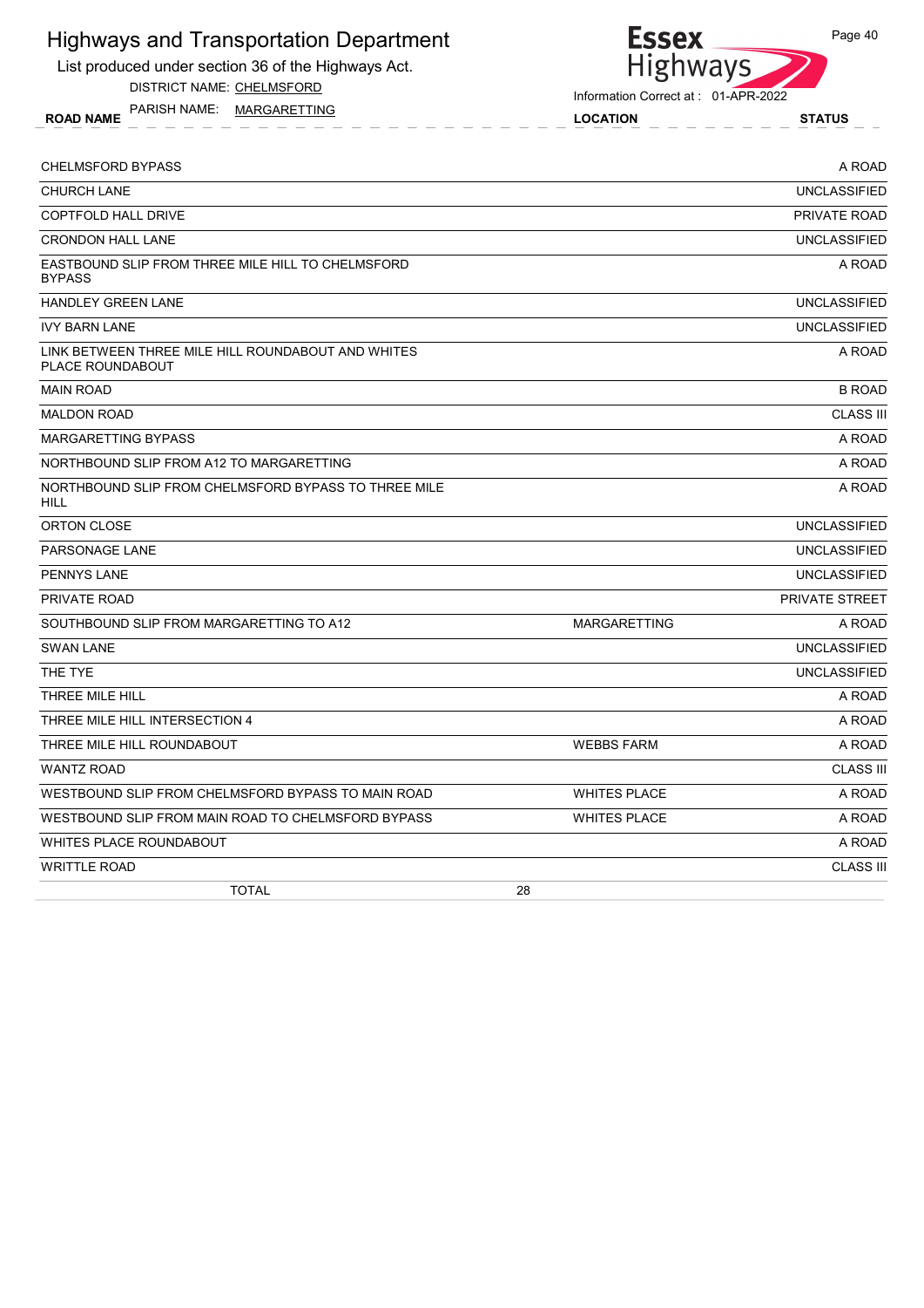# Highways and Transportation Department

List produced under section 36 of the Highways Act.

DISTRICT NAME: CHELMSFORD

PARISH NAME: MARGARETTING

Information Correct at : 01-APR-2022

| ROAD NAME | LOCATION | STATUS |
|---|---|---|
| CHELMSFORD BYPASS | | A ROAD |
| CHURCH LANE | | UNCLASSIFIED |
| COPTFOLD HALL DRIVE | | PRIVATE ROAD |
| CRONDON HALL LANE | | UNCLASSIFIED |
| EASTBOUND SLIP FROM THREE MILE HILL TO CHELMSFORD BYPASS | | A ROAD |
| HANDLEY GREEN LANE | | UNCLASSIFIED |
| IVY BARN LANE | | UNCLASSIFIED |
| LINK BETWEEN THREE MILE HILL ROUNDABOUT AND WHITES PLACE ROUNDABOUT | | A ROAD |
| MAIN ROAD | | B ROAD |
| MALDON ROAD | | CLASS III |
| MARGARETTING BYPASS | | A ROAD |
| NORTHBOUND SLIP FROM A12 TO MARGARETTING | | A ROAD |
| NORTHBOUND SLIP FROM CHELMSFORD BYPASS TO THREE MILE HILL | | A ROAD |
| ORTON CLOSE | | UNCLASSIFIED |
| PARSONAGE LANE | | UNCLASSIFIED |
| PENNYS LANE | | UNCLASSIFIED |
| PRIVATE ROAD | | PRIVATE STREET |
| SOUTHBOUND SLIP FROM MARGARETTING TO A12 | MARGARETTING | A ROAD |
| SWAN LANE | | UNCLASSIFIED |
| THE TYE | | UNCLASSIFIED |
| THREE MILE HILL | | A ROAD |
| THREE MILE HILL INTERSECTION 4 | | A ROAD |
| THREE MILE HILL ROUNDABOUT | WEBBS FARM | A ROAD |
| WANTZ ROAD | | CLASS III |
| WESTBOUND SLIP FROM CHELMSFORD BYPASS TO MAIN ROAD | WHITES PLACE | A ROAD |
| WESTBOUND SLIP FROM MAIN ROAD TO CHELMSFORD BYPASS | WHITES PLACE | A ROAD |
| WHITES PLACE ROUNDABOUT | | A ROAD |
| WRITTLE ROAD | | CLASS III |
| TOTAL | 28 | |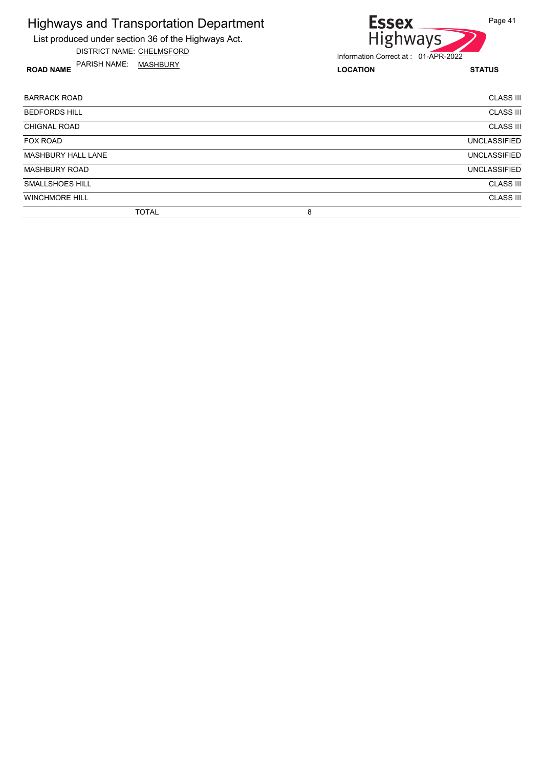# Highways and Transportation Department

List produced under section 36 of the Highways Act.

DISTRICT NAME: CHELMSFORD

PARISH NAME: MASHBURY

Essex Highways

Information Correct at : 01-APR-2022

| ROAD NAME | LOCATION | STATUS |
|---|---|---|
| BARRACK ROAD | | CLASS III |
| BEDFORDS HILL | | CLASS III |
| CHIGNAL ROAD | | CLASS III |
| FOX ROAD | | UNCLASSIFIED |
| MASHBURY HALL LANE | | UNCLASSIFIED |
| MASHBURY ROAD | | UNCLASSIFIED |
| SMALLSHOES HILL | | CLASS III |
| WINCHMORE HILL | | CLASS III |
| TOTAL | 8 | |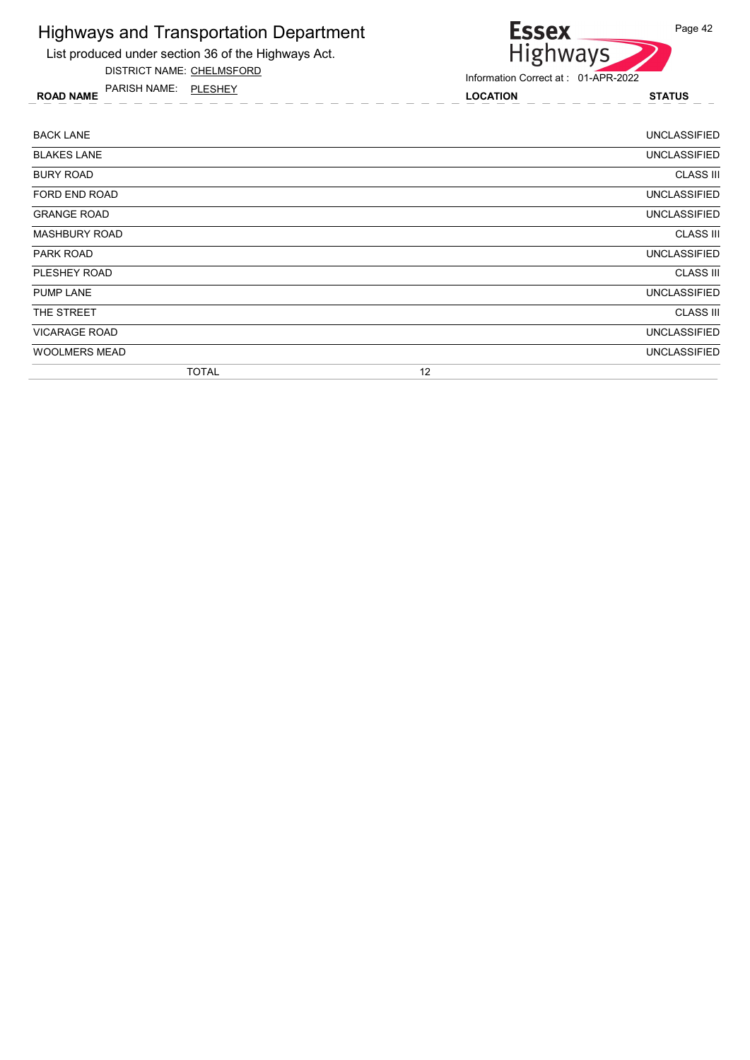# Highways and Transportation Department

List produced under section 36 of the Highways Act.

DISTRICT NAME: CHELMSFORD

PARISH NAME: PLESHEY

Essex Highways

Information Correct at : 01-APR-2022

| ROAD NAME | LOCATION | STATUS |
|---|---|---|
| BACK LANE | | UNCLASSIFIED |
| BLAKES LANE | | UNCLASSIFIED |
| BURY ROAD | | CLASS III |
| FORD END ROAD | | UNCLASSIFIED |
| GRANGE ROAD | | UNCLASSIFIED |
| MASHBURY ROAD | | CLASS III |
| PARK ROAD | | UNCLASSIFIED |
| PLESHEY ROAD | | CLASS III |
| PUMP LANE | | UNCLASSIFIED |
| THE STREET | | CLASS III |
| VICARAGE ROAD | | UNCLASSIFIED |
| WOOLMERS MEAD | | UNCLASSIFIED |
| TOTAL | 12 | |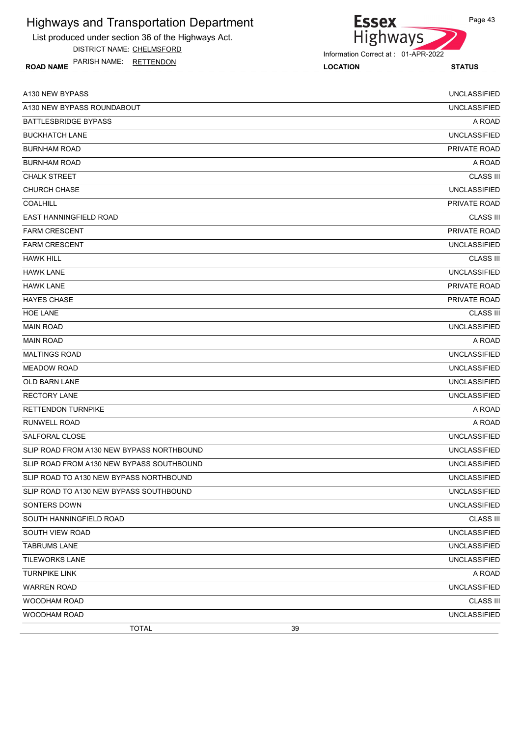# Highways and Transportation Department

List produced under section 36 of the Highways Act.

DISTRICT NAME: CHELMSFORD

PARISH NAME: RETTENDON

Information Correct at : 01-APR-2022

| ROAD NAME | LOCATION | STATUS |
|---|---|---|
| A130 NEW BYPASS | | UNCLASSIFIED |
| A130 NEW BYPASS ROUNDABOUT | | UNCLASSIFIED |
| BATTLESBRIDGE BYPASS | | A ROAD |
| BUCKHATCH LANE | | UNCLASSIFIED |
| BURNHAM ROAD | | PRIVATE ROAD |
| BURNHAM ROAD | | A ROAD |
| CHALK STREET | | CLASS III |
| CHURCH CHASE | | UNCLASSIFIED |
| COALHILL | | PRIVATE ROAD |
| EAST HANNINGFIELD ROAD | | CLASS III |
| FARM CRESCENT | | PRIVATE ROAD |
| FARM CRESCENT | | UNCLASSIFIED |
| HAWK HILL | | CLASS III |
| HAWK LANE | | UNCLASSIFIED |
| HAWK LANE | | PRIVATE ROAD |
| HAYES CHASE | | PRIVATE ROAD |
| HOE LANE | | CLASS III |
| MAIN ROAD | | UNCLASSIFIED |
| MAIN ROAD | | A ROAD |
| MALTINGS ROAD | | UNCLASSIFIED |
| MEADOW ROAD | | UNCLASSIFIED |
| OLD BARN LANE | | UNCLASSIFIED |
| RECTORY LANE | | UNCLASSIFIED |
| RETTENDON TURNPIKE | | A ROAD |
| RUNWELL ROAD | | A ROAD |
| SALFORAL CLOSE | | UNCLASSIFIED |
| SLIP ROAD FROM A130 NEW BYPASS NORTHBOUND | | UNCLASSIFIED |
| SLIP ROAD FROM A130 NEW BYPASS SOUTHBOUND | | UNCLASSIFIED |
| SLIP ROAD TO A130 NEW BYPASS NORTHBOUND | | UNCLASSIFIED |
| SLIP ROAD TO A130 NEW BYPASS SOUTHBOUND | | UNCLASSIFIED |
| SONTERS DOWN | | UNCLASSIFIED |
| SOUTH HANNINGFIELD ROAD | | CLASS III |
| SOUTH VIEW ROAD | | UNCLASSIFIED |
| TABRUMS LANE | | UNCLASSIFIED |
| TILEWORKS LANE | | UNCLASSIFIED |
| TURNPIKE LINK | | A ROAD |
| WARREN ROAD | | UNCLASSIFIED |
| WOODHAM ROAD | | CLASS III |
| WOODHAM ROAD | | UNCLASSIFIED |
| TOTAL | 39 | |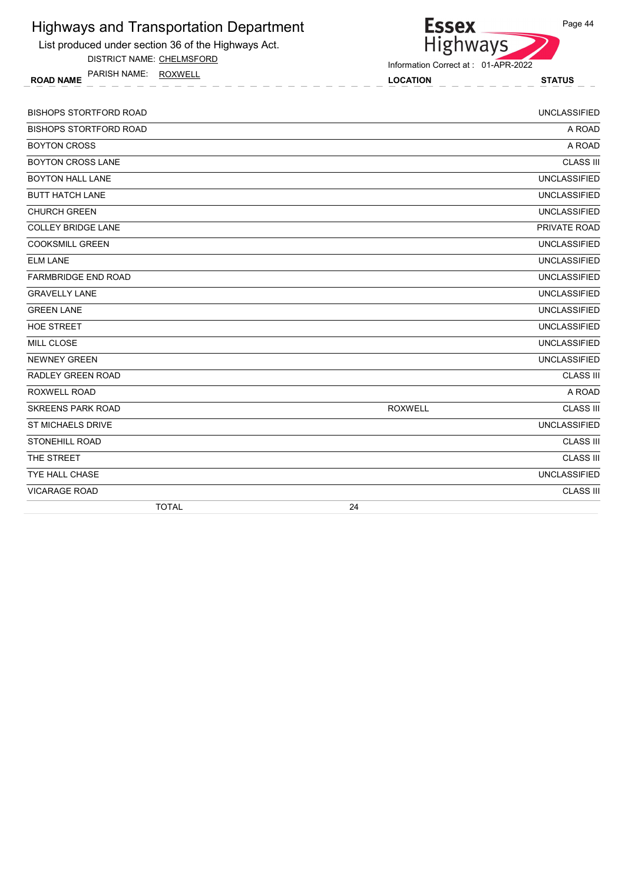# Highways and Transportation Department

List produced under section 36 of the Highways Act.

DISTRICT NAME: CHELMSFORD

PARISH NAME: ROXWELL

Information Correct at : 01-APR-2022

| ROAD NAME | LOCATION | STATUS |
|---|---|---|
| BISHOPS STORTFORD ROAD | | UNCLASSIFIED |
| BISHOPS STORTFORD ROAD | | A ROAD |
| BOYTON CROSS | | A ROAD |
| BOYTON CROSS LANE | | CLASS III |
| BOYTON HALL LANE | | UNCLASSIFIED |
| BUTT HATCH LANE | | UNCLASSIFIED |
| CHURCH GREEN | | UNCLASSIFIED |
| COLLEY BRIDGE LANE | | PRIVATE ROAD |
| COOKSMILL GREEN | | UNCLASSIFIED |
| ELM LANE | | UNCLASSIFIED |
| FARMBRIDGE END ROAD | | UNCLASSIFIED |
| GRAVELLY LANE | | UNCLASSIFIED |
| GREEN LANE | | UNCLASSIFIED |
| HOE STREET | | UNCLASSIFIED |
| MILL CLOSE | | UNCLASSIFIED |
| NEWNEY GREEN | | UNCLASSIFIED |
| RADLEY GREEN ROAD | | CLASS III |
| ROXWELL ROAD | | A ROAD |
| SKREENS PARK ROAD | ROXWELL | CLASS III |
| ST MICHAELS DRIVE | | UNCLASSIFIED |
| STONEHILL ROAD | | CLASS III |
| THE STREET | | CLASS III |
| TYE HALL CHASE | | UNCLASSIFIED |
| VICARAGE ROAD | | CLASS III |
| TOTAL | 24 | |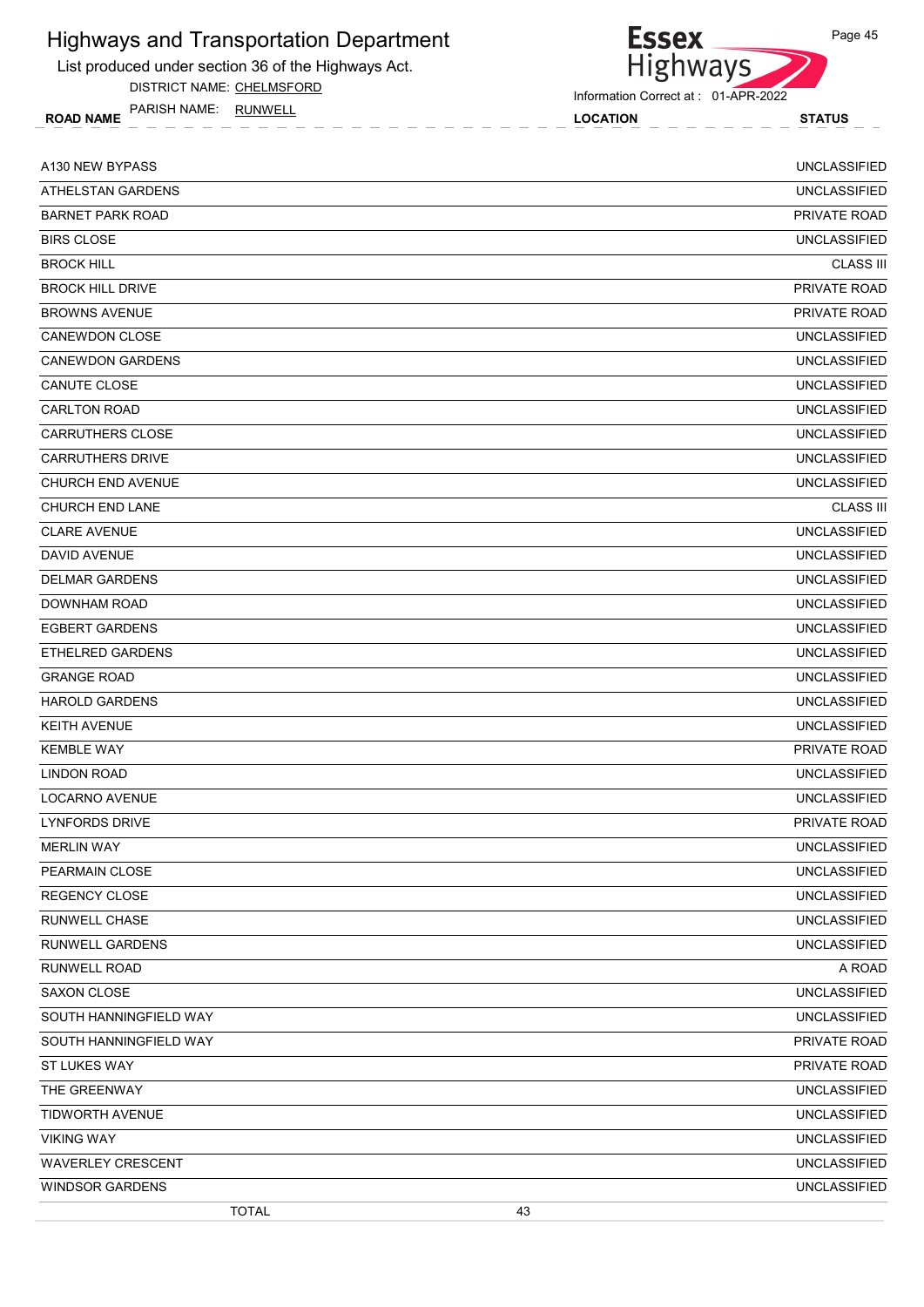# Highways and Transportation Department

List produced under section 36 of the Highways Act.

DISTRICT NAME: CHELMSFORD

PARISH NAME: RUNWELL

Information Correct at : 01-APR-2022

| ROAD NAME | LOCATION | STATUS |
|---|---|---|
| A130 NEW BYPASS | | UNCLASSIFIED |
| ATHELSTAN GARDENS | | UNCLASSIFIED |
| BARNET PARK ROAD | | PRIVATE ROAD |
| BIRS CLOSE | | UNCLASSIFIED |
| BROCK HILL | | CLASS III |
| BROCK HILL DRIVE | | PRIVATE ROAD |
| BROWNS AVENUE | | PRIVATE ROAD |
| CANEWDON CLOSE | | UNCLASSIFIED |
| CANEWDON GARDENS | | UNCLASSIFIED |
| CANUTE CLOSE | | UNCLASSIFIED |
| CARLTON ROAD | | UNCLASSIFIED |
| CARRUTHERS CLOSE | | UNCLASSIFIED |
| CARRUTHERS DRIVE | | UNCLASSIFIED |
| CHURCH END AVENUE | | UNCLASSIFIED |
| CHURCH END LANE | | CLASS III |
| CLARE AVENUE | | UNCLASSIFIED |
| DAVID AVENUE | | UNCLASSIFIED |
| DELMAR GARDENS | | UNCLASSIFIED |
| DOWNHAM ROAD | | UNCLASSIFIED |
| EGBERT GARDENS | | UNCLASSIFIED |
| ETHELRED GARDENS | | UNCLASSIFIED |
| GRANGE ROAD | | UNCLASSIFIED |
| HAROLD GARDENS | | UNCLASSIFIED |
| KEITH AVENUE | | UNCLASSIFIED |
| KEMBLE WAY | | PRIVATE ROAD |
| LINDON ROAD | | UNCLASSIFIED |
| LOCARNO AVENUE | | UNCLASSIFIED |
| LYNFORDS DRIVE | | PRIVATE ROAD |
| MERLIN WAY | | UNCLASSIFIED |
| PEARMAIN CLOSE | | UNCLASSIFIED |
| REGENCY CLOSE | | UNCLASSIFIED |
| RUNWELL CHASE | | UNCLASSIFIED |
| RUNWELL GARDENS | | UNCLASSIFIED |
| RUNWELL ROAD | | A ROAD |
| SAXON CLOSE | | UNCLASSIFIED |
| SOUTH HANNINGFIELD WAY | | UNCLASSIFIED |
| SOUTH HANNINGFIELD WAY | | PRIVATE ROAD |
| ST LUKES WAY | | PRIVATE ROAD |
| THE GREENWAY | | UNCLASSIFIED |
| TIDWORTH AVENUE | | UNCLASSIFIED |
| VIKING WAY | | UNCLASSIFIED |
| WAVERLEY CRESCENT | | UNCLASSIFIED |
| WINDSOR GARDENS | | UNCLASSIFIED |
| TOTAL | 43 | |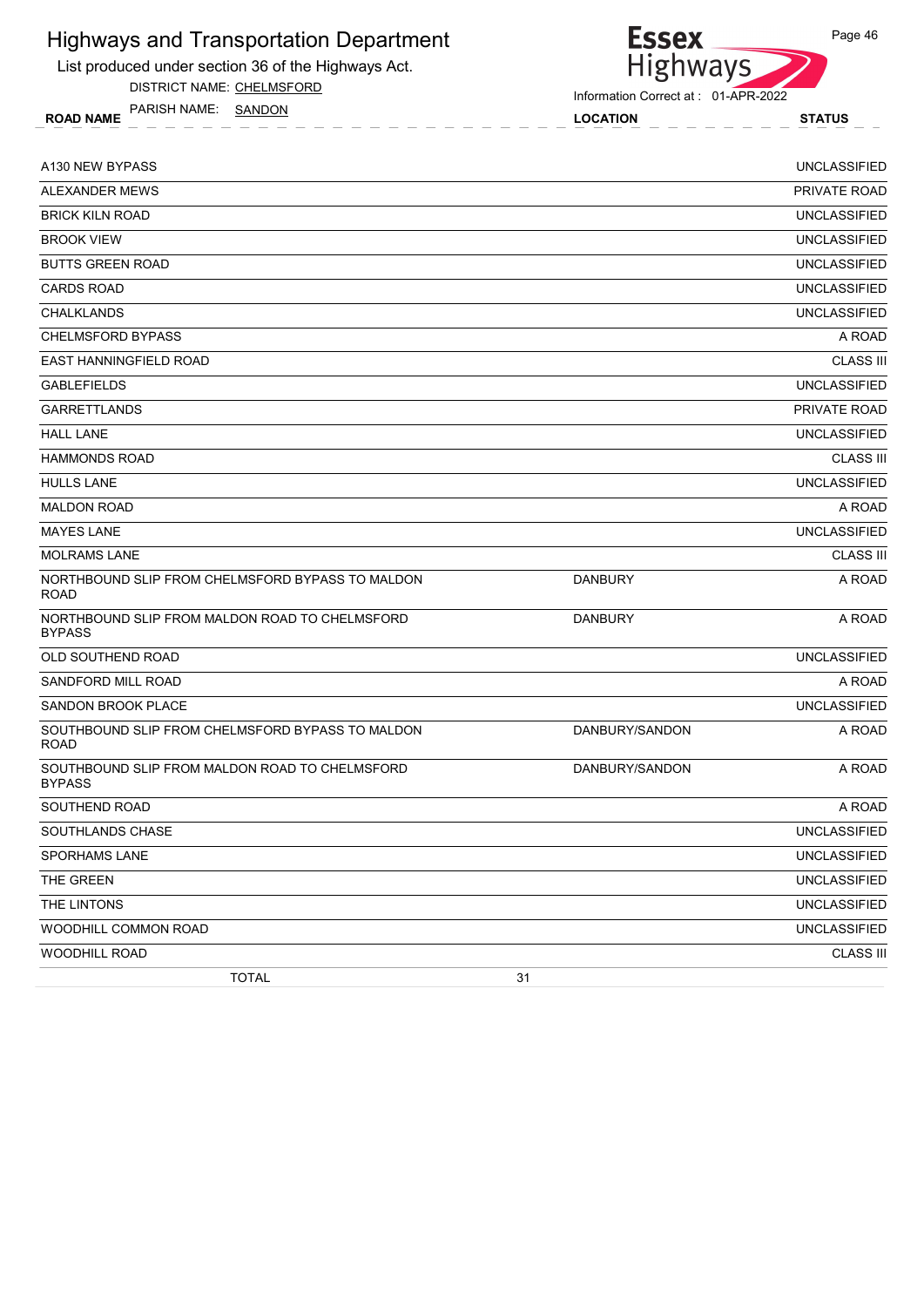# Highways and Transportation Department

List produced under section 36 of the Highways Act.

DISTRICT NAME: CHELMSFORD

PARISH NAME: SANDON

Essex Highways

Information Correct at : 01-APR-2022

| ROAD NAME | LOCATION | STATUS |
|---|---|---|
| A130 NEW BYPASS | | UNCLASSIFIED |
| ALEXANDER MEWS | | PRIVATE ROAD |
| BRICK KILN ROAD | | UNCLASSIFIED |
| BROOK VIEW | | UNCLASSIFIED |
| BUTTS GREEN ROAD | | UNCLASSIFIED |
| CARDS ROAD | | UNCLASSIFIED |
| CHALKLANDS | | UNCLASSIFIED |
| CHELMSFORD BYPASS | | A ROAD |
| EAST HANNINGFIELD ROAD | | CLASS III |
| GABLEFIELDS | | UNCLASSIFIED |
| GARRETTLANDS | | PRIVATE ROAD |
| HALL LANE | | UNCLASSIFIED |
| HAMMONDS ROAD | | CLASS III |
| HULLS LANE | | UNCLASSIFIED |
| MALDON ROAD | | A ROAD |
| MAYES LANE | | UNCLASSIFIED |
| MOLRAMS LANE | | CLASS III |
| NORTHBOUND SLIP FROM CHELMSFORD BYPASS TO MALDON ROAD | DANBURY | A ROAD |
| NORTHBOUND SLIP FROM MALDON ROAD TO CHELMSFORD BYPASS | DANBURY | A ROAD |
| OLD SOUTHEND ROAD | | UNCLASSIFIED |
| SANDFORD MILL ROAD | | A ROAD |
| SANDON BROOK PLACE | | UNCLASSIFIED |
| SOUTHBOUND SLIP FROM CHELMSFORD BYPASS TO MALDON ROAD | DANBURY/SANDON | A ROAD |
| SOUTHBOUND SLIP FROM MALDON ROAD TO CHELMSFORD BYPASS | DANBURY/SANDON | A ROAD |
| SOUTHEND ROAD | | A ROAD |
| SOUTHLANDS CHASE | | UNCLASSIFIED |
| SPORHAMS LANE | | UNCLASSIFIED |
| THE GREEN | | UNCLASSIFIED |
| THE LINTONS | | UNCLASSIFIED |
| WOODHILL COMMON ROAD | | UNCLASSIFIED |
| WOODHILL ROAD | | CLASS III |
| TOTAL | 31 | |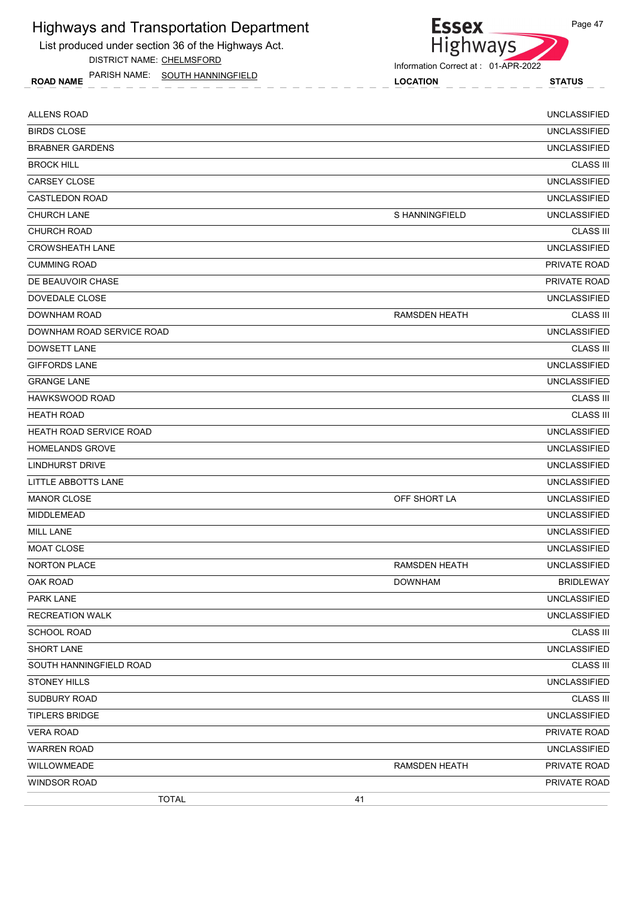# Highways and Transportation Department

List produced under section 36 of the Highways Act.

DISTRICT NAME: CHELMSFORD

PARISH NAME: SOUTH HANNINGFIELD

Information Correct at : 01-APR-2022

| ROAD NAME | LOCATION | STATUS |
|---|---|---|
| ALLENS ROAD | | UNCLASSIFIED |
| BIRDS CLOSE | | UNCLASSIFIED |
| BRABNER GARDENS | | UNCLASSIFIED |
| BROCK HILL | | CLASS III |
| CARSEY CLOSE | | UNCLASSIFIED |
| CASTLEDON ROAD | | UNCLASSIFIED |
| CHURCH LANE | S HANNINGFIELD | UNCLASSIFIED |
| CHURCH ROAD | | CLASS III |
| CROWSHEATH LANE | | UNCLASSIFIED |
| CUMMING ROAD | | PRIVATE ROAD |
| DE BEAUVOIR CHASE | | PRIVATE ROAD |
| DOVEDALE CLOSE | | UNCLASSIFIED |
| DOWNHAM ROAD | RAMSDEN HEATH | CLASS III |
| DOWNHAM ROAD SERVICE ROAD | | UNCLASSIFIED |
| DOWSETT LANE | | CLASS III |
| GIFFORDS LANE | | UNCLASSIFIED |
| GRANGE LANE | | UNCLASSIFIED |
| HAWKSWOOD ROAD | | CLASS III |
| HEATH ROAD | | CLASS III |
| HEATH ROAD SERVICE ROAD | | UNCLASSIFIED |
| HOMELANDS GROVE | | UNCLASSIFIED |
| LINDHURST DRIVE | | UNCLASSIFIED |
| LITTLE ABBOTTS LANE | | UNCLASSIFIED |
| MANOR CLOSE | OFF SHORT LA | UNCLASSIFIED |
| MIDDLEMEAD | | UNCLASSIFIED |
| MILL LANE | | UNCLASSIFIED |
| MOAT CLOSE | | UNCLASSIFIED |
| NORTON PLACE | RAMSDEN HEATH | UNCLASSIFIED |
| OAK ROAD | DOWNHAM | BRIDLEWAY |
| PARK LANE | | UNCLASSIFIED |
| RECREATION WALK | | UNCLASSIFIED |
| SCHOOL ROAD | | CLASS III |
| SHORT LANE | | UNCLASSIFIED |
| SOUTH HANNINGFIELD ROAD | | CLASS III |
| STONEY HILLS | | UNCLASSIFIED |
| SUDBURY ROAD | | CLASS III |
| TIPLERS BRIDGE | | UNCLASSIFIED |
| VERA ROAD | | PRIVATE ROAD |
| WARREN ROAD | | UNCLASSIFIED |
| WILLOWMEADE | RAMSDEN HEATH | PRIVATE ROAD |
| WINDSOR ROAD | | PRIVATE ROAD |
| TOTAL | 41 | |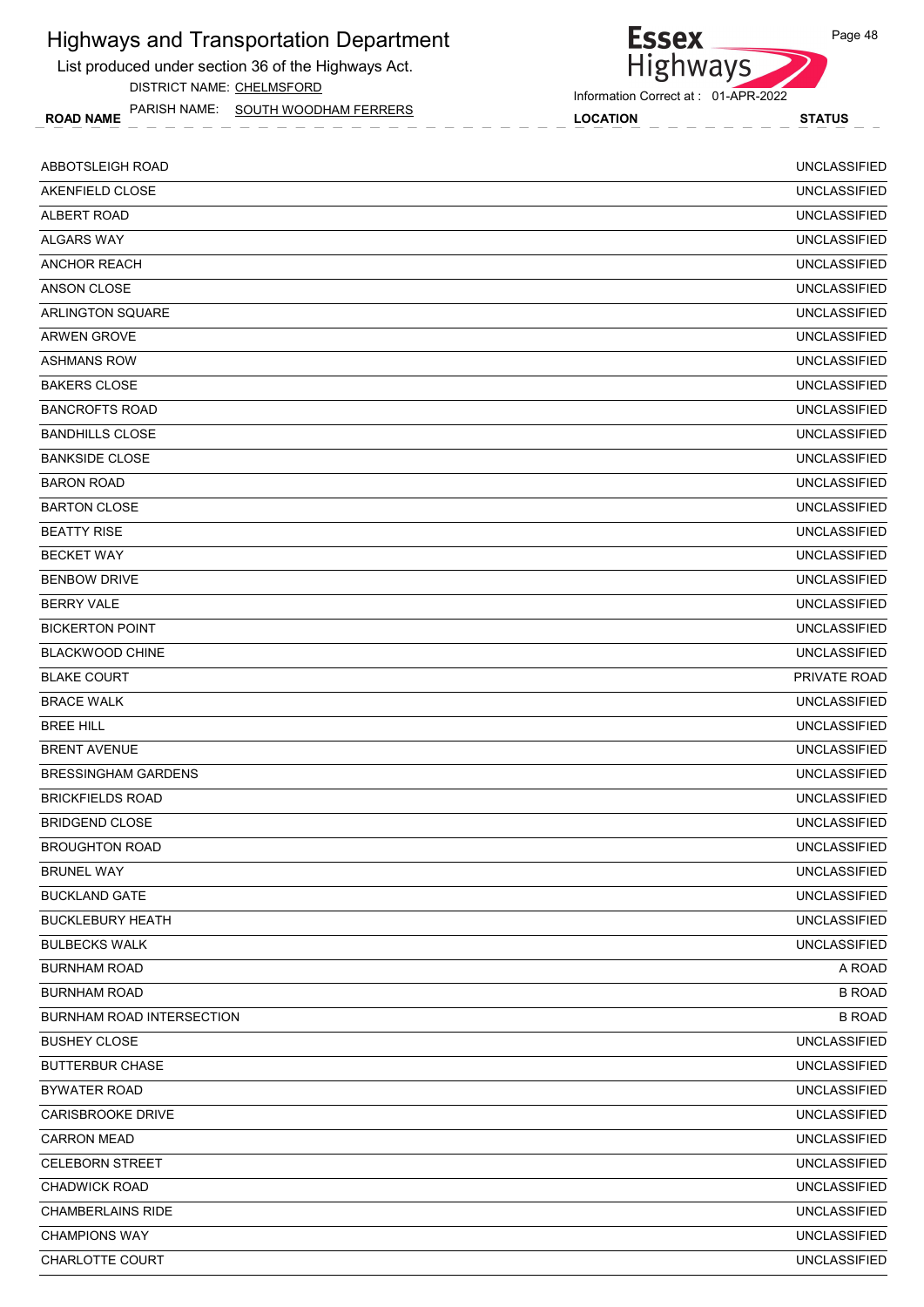# Highways and Transportation Department

List produced under section 36 of the Highways Act.

DISTRICT NAME: CHELMSFORD

PARISH NAME: SOUTH WOODHAM FERRERS

Information Correct at : 01-APR-2022

| ROAD NAME | LOCATION | STATUS |
|---|---|---|
| ABBOTSLEIGH ROAD | | UNCLASSIFIED |
| AKENFIELD CLOSE | | UNCLASSIFIED |
| ALBERT ROAD | | UNCLASSIFIED |
| ALGARS WAY | | UNCLASSIFIED |
| ANCHOR REACH | | UNCLASSIFIED |
| ANSON CLOSE | | UNCLASSIFIED |
| ARLINGTON SQUARE | | UNCLASSIFIED |
| ARWEN GROVE | | UNCLASSIFIED |
| ASHMANS ROW | | UNCLASSIFIED |
| BAKERS CLOSE | | UNCLASSIFIED |
| BANCROFTS ROAD | | UNCLASSIFIED |
| BANDHILLS CLOSE | | UNCLASSIFIED |
| BANKSIDE CLOSE | | UNCLASSIFIED |
| BARON ROAD | | UNCLASSIFIED |
| BARTON CLOSE | | UNCLASSIFIED |
| BEATTY RISE | | UNCLASSIFIED |
| BECKET WAY | | UNCLASSIFIED |
| BENBOW DRIVE | | UNCLASSIFIED |
| BERRY VALE | | UNCLASSIFIED |
| BICKERTON POINT | | UNCLASSIFIED |
| BLACKWOOD CHINE | | UNCLASSIFIED |
| BLAKE COURT | | PRIVATE ROAD |
| BRACE WALK | | UNCLASSIFIED |
| BREE HILL | | UNCLASSIFIED |
| BRENT AVENUE | | UNCLASSIFIED |
| BRESSINGHAM GARDENS | | UNCLASSIFIED |
| BRICKFIELDS ROAD | | UNCLASSIFIED |
| BRIDGEND CLOSE | | UNCLASSIFIED |
| BROUGHTON ROAD | | UNCLASSIFIED |
| BRUNEL WAY | | UNCLASSIFIED |
| BUCKLAND GATE | | UNCLASSIFIED |
| BUCKLEBURY HEATH | | UNCLASSIFIED |
| BULBECKS WALK | | UNCLASSIFIED |
| BURNHAM ROAD | | A ROAD |
| BURNHAM ROAD | | B ROAD |
| BURNHAM ROAD INTERSECTION | | B ROAD |
| BUSHEY CLOSE | | UNCLASSIFIED |
| BUTTERBUR CHASE | | UNCLASSIFIED |
| BYWATER ROAD | | UNCLASSIFIED |
| CARISBROOKE DRIVE | | UNCLASSIFIED |
| CARRON MEAD | | UNCLASSIFIED |
| CELEBORN STREET | | UNCLASSIFIED |
| CHADWICK ROAD | | UNCLASSIFIED |
| CHAMBERLAINS RIDE | | UNCLASSIFIED |
| CHAMPIONS WAY | | UNCLASSIFIED |
| CHARLOTTE COURT | | UNCLASSIFIED |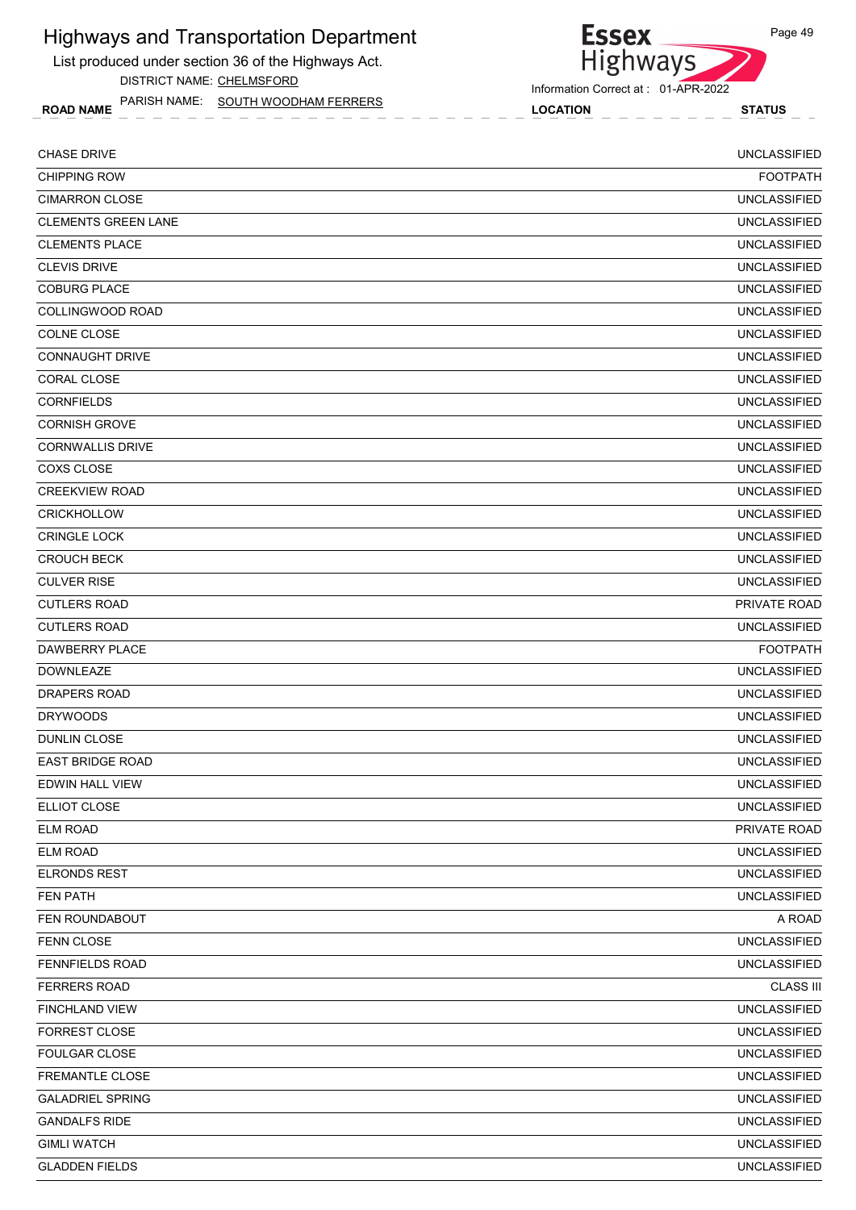# Highways and Transportation Department

List produced under section 36 of the Highways Act.

DISTRICT NAME: CHELMSFORD

PARISH NAME: SOUTH WOODHAM FERRERS

Information Correct at : 01-APR-2022

| ROAD NAME | LOCATION | STATUS |
|---|---|---|
| CHASE DRIVE | | UNCLASSIFIED |
| CHIPPING ROW | | FOOTPATH |
| CIMARRON CLOSE | | UNCLASSIFIED |
| CLEMENTS GREEN LANE | | UNCLASSIFIED |
| CLEMENTS PLACE | | UNCLASSIFIED |
| CLEVIS DRIVE | | UNCLASSIFIED |
| COBURG PLACE | | UNCLASSIFIED |
| COLLINGWOOD ROAD | | UNCLASSIFIED |
| COLNE CLOSE | | UNCLASSIFIED |
| CONNAUGHT DRIVE | | UNCLASSIFIED |
| CORAL CLOSE | | UNCLASSIFIED |
| CORNFIELDS | | UNCLASSIFIED |
| CORNISH GROVE | | UNCLASSIFIED |
| CORNWALLIS DRIVE | | UNCLASSIFIED |
| COXS CLOSE | | UNCLASSIFIED |
| CREEKVIEW ROAD | | UNCLASSIFIED |
| CRICKHOLLOW | | UNCLASSIFIED |
| CRINGLE LOCK | | UNCLASSIFIED |
| CROUCH BECK | | UNCLASSIFIED |
| CULVER RISE | | UNCLASSIFIED |
| CUTLERS ROAD | | PRIVATE ROAD |
| CUTLERS ROAD | | UNCLASSIFIED |
| DAWBERRY PLACE | | FOOTPATH |
| DOWNLEAZE | | UNCLASSIFIED |
| DRAPERS ROAD | | UNCLASSIFIED |
| DRYWOODS | | UNCLASSIFIED |
| DUNLIN CLOSE | | UNCLASSIFIED |
| EAST BRIDGE ROAD | | UNCLASSIFIED |
| EDWIN HALL VIEW | | UNCLASSIFIED |
| ELLIOT CLOSE | | UNCLASSIFIED |
| ELM ROAD | | PRIVATE ROAD |
| ELM ROAD | | UNCLASSIFIED |
| ELRONDS REST | | UNCLASSIFIED |
| FEN PATH | | UNCLASSIFIED |
| FEN ROUNDABOUT | | A ROAD |
| FENN CLOSE | | UNCLASSIFIED |
| FENNFIELDS ROAD | | UNCLASSIFIED |
| FERRERS ROAD | | CLASS III |
| FINCHLAND VIEW | | UNCLASSIFIED |
| FORREST CLOSE | | UNCLASSIFIED |
| FOULGAR CLOSE | | UNCLASSIFIED |
| FREMANTLE CLOSE | | UNCLASSIFIED |
| GALADRIEL SPRING | | UNCLASSIFIED |
| GANDALFS RIDE | | UNCLASSIFIED |
| GIMLI WATCH | | UNCLASSIFIED |
| GLADDEN FIELDS | | UNCLASSIFIED |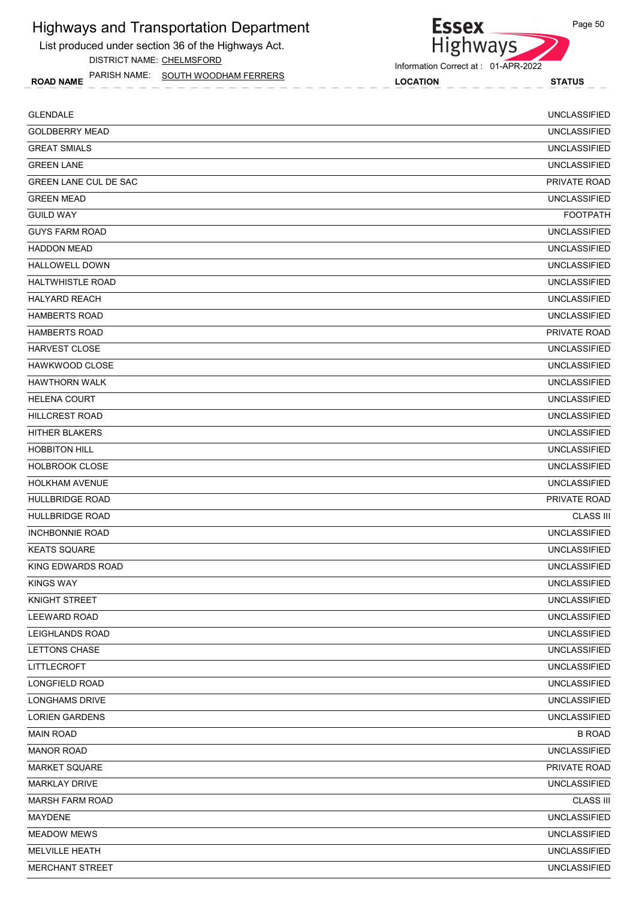# Highways and Transportation Department

List produced under section 36 of the Highways Act.

DISTRICT NAME: CHELMSFORD

PARISH NAME: SOUTH WOODHAM FERRERS

Information Correct at : 01-APR-2022

| ROAD NAME | LOCATION | STATUS |
|---|---|---|
| GLENDALE | | UNCLASSIFIED |
| GOLDBERRY MEAD | | UNCLASSIFIED |
| GREAT SMIALS | | UNCLASSIFIED |
| GREEN LANE | | UNCLASSIFIED |
| GREEN LANE CUL DE SAC | | PRIVATE ROAD |
| GREEN MEAD | | UNCLASSIFIED |
| GUILD WAY | | FOOTPATH |
| GUYS FARM ROAD | | UNCLASSIFIED |
| HADDON MEAD | | UNCLASSIFIED |
| HALLOWELL DOWN | | UNCLASSIFIED |
| HALTWHISTLE ROAD | | UNCLASSIFIED |
| HALYARD REACH | | UNCLASSIFIED |
| HAMBERTS ROAD | | UNCLASSIFIED |
| HAMBERTS ROAD | | PRIVATE ROAD |
| HARVEST CLOSE | | UNCLASSIFIED |
| HAWKWOOD CLOSE | | UNCLASSIFIED |
| HAWTHORN WALK | | UNCLASSIFIED |
| HELENA COURT | | UNCLASSIFIED |
| HILLCREST ROAD | | UNCLASSIFIED |
| HITHER BLAKERS | | UNCLASSIFIED |
| HOBBITON HILL | | UNCLASSIFIED |
| HOLBROOK CLOSE | | UNCLASSIFIED |
| HOLKHAM AVENUE | | UNCLASSIFIED |
| HULLBRIDGE ROAD | | PRIVATE ROAD |
| HULLBRIDGE ROAD | | CLASS III |
| INCHBONNIE ROAD | | UNCLASSIFIED |
| KEATS SQUARE | | UNCLASSIFIED |
| KING EDWARDS ROAD | | UNCLASSIFIED |
| KINGS WAY | | UNCLASSIFIED |
| KNIGHT STREET | | UNCLASSIFIED |
| LEEWARD ROAD | | UNCLASSIFIED |
| LEIGHLANDS ROAD | | UNCLASSIFIED |
| LETTONS CHASE | | UNCLASSIFIED |
| LITTLECROFT | | UNCLASSIFIED |
| LONGFIELD ROAD | | UNCLASSIFIED |
| LONGHAMS DRIVE | | UNCLASSIFIED |
| LORIEN GARDENS | | UNCLASSIFIED |
| MAIN ROAD | | B ROAD |
| MANOR ROAD | | UNCLASSIFIED |
| MARKET SQUARE | | PRIVATE ROAD |
| MARKLAY DRIVE | | UNCLASSIFIED |
| MARSH FARM ROAD | | CLASS III |
| MAYDENE | | UNCLASSIFIED |
| MEADOW MEWS | | UNCLASSIFIED |
| MELVILLE HEATH | | UNCLASSIFIED |
| MERCHANT STREET | | UNCLASSIFIED |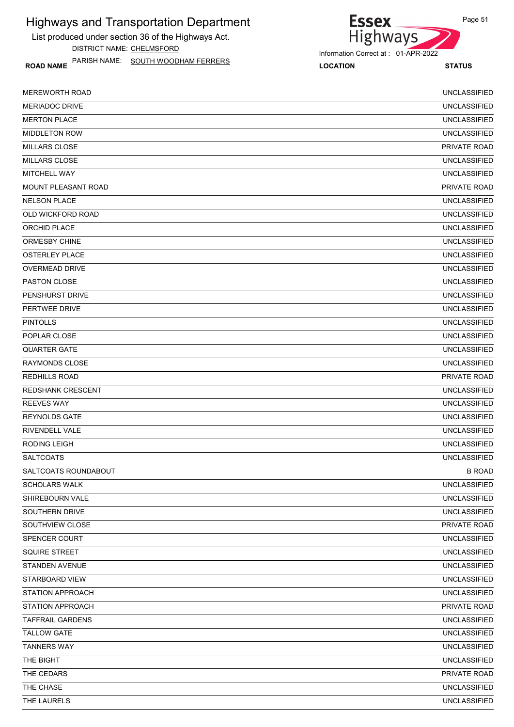# Highways and Transportation Department

List produced under section 36 of the Highways Act.

DISTRICT NAME: CHELMSFORD

PARISH NAME: SOUTH WOODHAM FERRERS

Information Correct at : 01-APR-2022

| ROAD NAME | LOCATION | STATUS |
|---|---|---|
| MEREWORTH ROAD | | UNCLASSIFIED |
| MERIADOC DRIVE | | UNCLASSIFIED |
| MERTON PLACE | | UNCLASSIFIED |
| MIDDLETON ROW | | UNCLASSIFIED |
| MILLARS CLOSE | | PRIVATE ROAD |
| MILLARS CLOSE | | UNCLASSIFIED |
| MITCHELL WAY | | UNCLASSIFIED |
| MOUNT PLEASANT ROAD | | PRIVATE ROAD |
| NELSON PLACE | | UNCLASSIFIED |
| OLD WICKFORD ROAD | | UNCLASSIFIED |
| ORCHID PLACE | | UNCLASSIFIED |
| ORMESBY CHINE | | UNCLASSIFIED |
| OSTERLEY PLACE | | UNCLASSIFIED |
| OVERMEAD DRIVE | | UNCLASSIFIED |
| PASTON CLOSE | | UNCLASSIFIED |
| PENSHURST DRIVE | | UNCLASSIFIED |
| PERTWEE DRIVE | | UNCLASSIFIED |
| PINTOLLS | | UNCLASSIFIED |
| POPLAR CLOSE | | UNCLASSIFIED |
| QUARTER GATE | | UNCLASSIFIED |
| RAYMONDS CLOSE | | UNCLASSIFIED |
| REDHILLS ROAD | | PRIVATE ROAD |
| REDSHANK CRESCENT | | UNCLASSIFIED |
| REEVES WAY | | UNCLASSIFIED |
| REYNOLDS GATE | | UNCLASSIFIED |
| RIVENDELL VALE | | UNCLASSIFIED |
| RODING LEIGH | | UNCLASSIFIED |
| SALTCOATS | | UNCLASSIFIED |
| SALTCOATS ROUNDABOUT | | B ROAD |
| SCHOLARS WALK | | UNCLASSIFIED |
| SHIREBOURN VALE | | UNCLASSIFIED |
| SOUTHERN DRIVE | | UNCLASSIFIED |
| SOUTHVIEW CLOSE | | PRIVATE ROAD |
| SPENCER COURT | | UNCLASSIFIED |
| SQUIRE STREET | | UNCLASSIFIED |
| STANDEN AVENUE | | UNCLASSIFIED |
| STARBOARD VIEW | | UNCLASSIFIED |
| STATION APPROACH | | UNCLASSIFIED |
| STATION APPROACH | | PRIVATE ROAD |
| TAFFRAIL GARDENS | | UNCLASSIFIED |
| TALLOW GATE | | UNCLASSIFIED |
| TANNERS WAY | | UNCLASSIFIED |
| THE BIGHT | | UNCLASSIFIED |
| THE CEDARS | | PRIVATE ROAD |
| THE CHASE | | UNCLASSIFIED |
| THE LAURELS | | UNCLASSIFIED |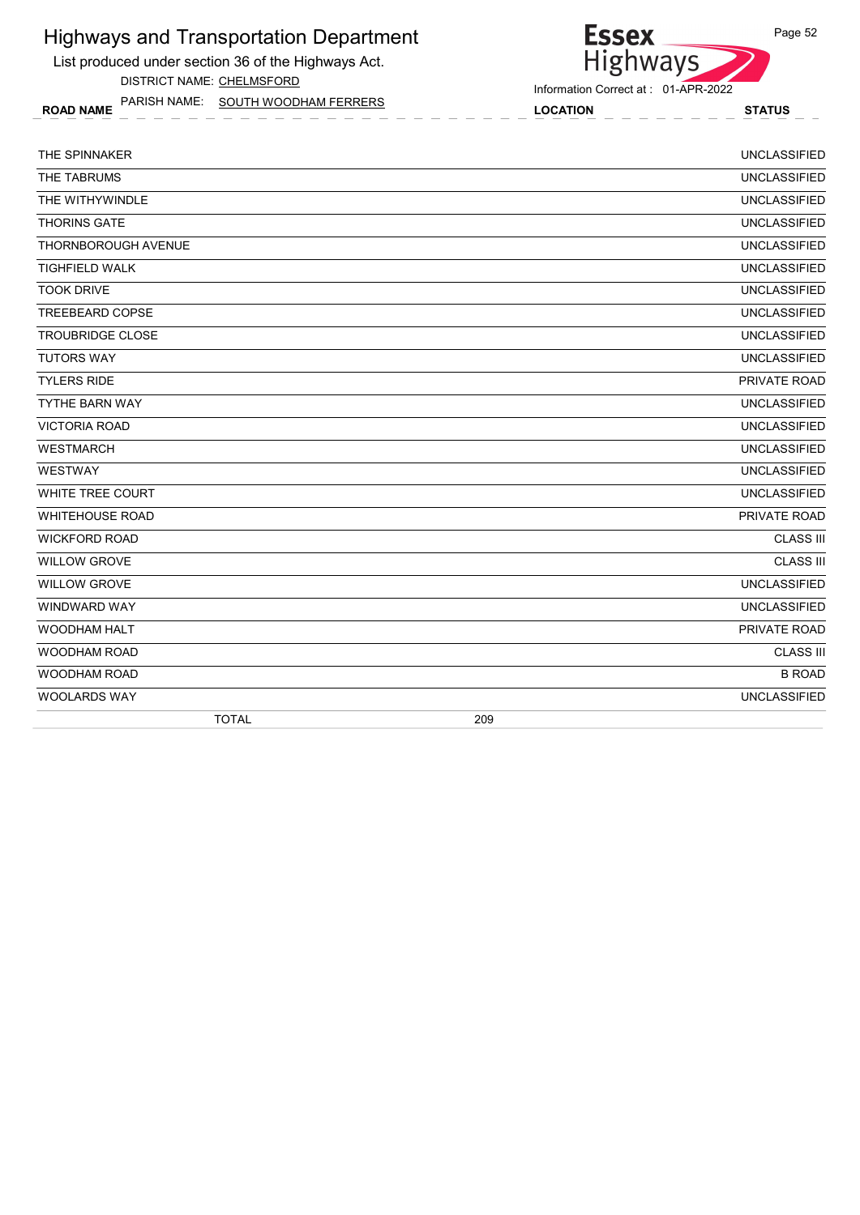# Highways and Transportation Department

List produced under section 36 of the Highways Act.

DISTRICT NAME: CHELMSFORD

PARISH NAME: SOUTH WOODHAM FERRERS

Information Correct at : 01-APR-2022

| ROAD NAME | LOCATION | STATUS |
|---|---|---|
| THE SPINNAKER | | UNCLASSIFIED |
| THE TABRUMS | | UNCLASSIFIED |
| THE WITHYWINDLE | | UNCLASSIFIED |
| THORINS GATE | | UNCLASSIFIED |
| THORNBOROUGH AVENUE | | UNCLASSIFIED |
| TIGHFIELD WALK | | UNCLASSIFIED |
| TOOK DRIVE | | UNCLASSIFIED |
| TREEBEARD COPSE | | UNCLASSIFIED |
| TROUBRIDGE CLOSE | | UNCLASSIFIED |
| TUTORS WAY | | UNCLASSIFIED |
| TYLERS RIDE | | PRIVATE ROAD |
| TYTHE BARN WAY | | UNCLASSIFIED |
| VICTORIA ROAD | | UNCLASSIFIED |
| WESTMARCH | | UNCLASSIFIED |
| WESTWAY | | UNCLASSIFIED |
| WHITE TREE COURT | | UNCLASSIFIED |
| WHITEHOUSE ROAD | | PRIVATE ROAD |
| WICKFORD ROAD | | CLASS III |
| WILLOW GROVE | | CLASS III |
| WILLOW GROVE | | UNCLASSIFIED |
| WINDWARD WAY | | UNCLASSIFIED |
| WOODHAM HALT | | PRIVATE ROAD |
| WOODHAM ROAD | | CLASS III |
| WOODHAM ROAD | | B ROAD |
| WOOLARDS WAY | | UNCLASSIFIED |
| TOTAL | 209 | |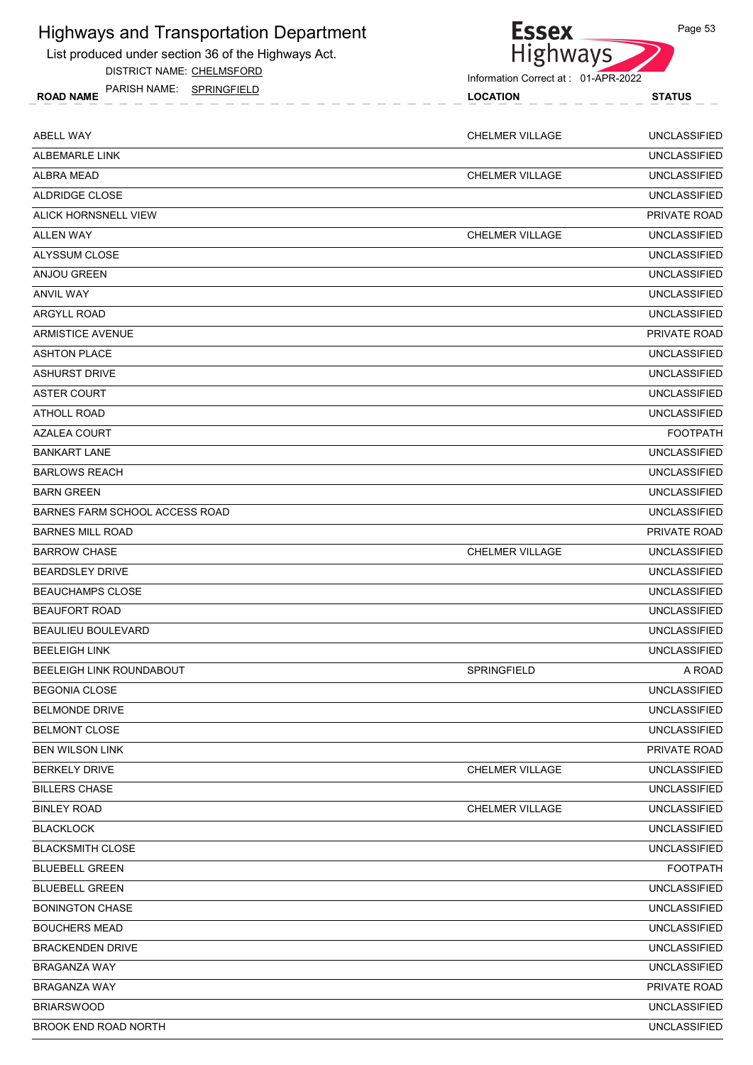# Highways and Transportation Department

List produced under section 36 of the Highways Act.

DISTRICT NAME: CHELMSFORD

PARISH NAME: SPRINGFIELD

Information Correct at : 01-APR-2022

| ROAD NAME | LOCATION | STATUS |
|---|---|---|
| ABELL WAY | CHELMER VILLAGE | UNCLASSIFIED |
| ALBEMARLE LINK | | UNCLASSIFIED |
| ALBRA MEAD | CHELMER VILLAGE | UNCLASSIFIED |
| ALDRIDGE CLOSE | | UNCLASSIFIED |
| ALICK HORNSNELL VIEW | | PRIVATE ROAD |
| ALLEN WAY | CHELMER VILLAGE | UNCLASSIFIED |
| ALYSSUM CLOSE | | UNCLASSIFIED |
| ANJOU GREEN | | UNCLASSIFIED |
| ANVIL WAY | | UNCLASSIFIED |
| ARGYLL ROAD | | UNCLASSIFIED |
| ARMISTICE AVENUE | | PRIVATE ROAD |
| ASHTON PLACE | | UNCLASSIFIED |
| ASHURST DRIVE | | UNCLASSIFIED |
| ASTER COURT | | UNCLASSIFIED |
| ATHOLL ROAD | | UNCLASSIFIED |
| AZALEA COURT | | FOOTPATH |
| BANKART LANE | | UNCLASSIFIED |
| BARLOWS REACH | | UNCLASSIFIED |
| BARN GREEN | | UNCLASSIFIED |
| BARNES FARM SCHOOL ACCESS ROAD | | UNCLASSIFIED |
| BARNES MILL ROAD | | PRIVATE ROAD |
| BARROW CHASE | CHELMER VILLAGE | UNCLASSIFIED |
| BEARDSLEY DRIVE | | UNCLASSIFIED |
| BEAUCHAMPS CLOSE | | UNCLASSIFIED |
| BEAUFORT ROAD | | UNCLASSIFIED |
| BEAULIEU BOULEVARD | | UNCLASSIFIED |
| BEELEIGH LINK | | UNCLASSIFIED |
| BEELEIGH LINK ROUNDABOUT | SPRINGFIELD | A ROAD |
| BEGONIA CLOSE | | UNCLASSIFIED |
| BELMONDE DRIVE | | UNCLASSIFIED |
| BELMONT CLOSE | | UNCLASSIFIED |
| BEN WILSON LINK | | PRIVATE ROAD |
| BERKELY DRIVE | CHELMER VILLAGE | UNCLASSIFIED |
| BILLERS CHASE | | UNCLASSIFIED |
| BINLEY ROAD | CHELMER VILLAGE | UNCLASSIFIED |
| BLACKLOCK | | UNCLASSIFIED |
| BLACKSMITH CLOSE | | UNCLASSIFIED |
| BLUEBELL GREEN | | FOOTPATH |
| BLUEBELL GREEN | | UNCLASSIFIED |
| BONINGTON CHASE | | UNCLASSIFIED |
| BOUCHERS MEAD | | UNCLASSIFIED |
| BRACKENDEN DRIVE | | UNCLASSIFIED |
| BRAGANZA WAY | | UNCLASSIFIED |
| BRAGANZA WAY | | PRIVATE ROAD |
| BRIARSWOOD | | UNCLASSIFIED |
| BROOK END ROAD NORTH | | UNCLASSIFIED |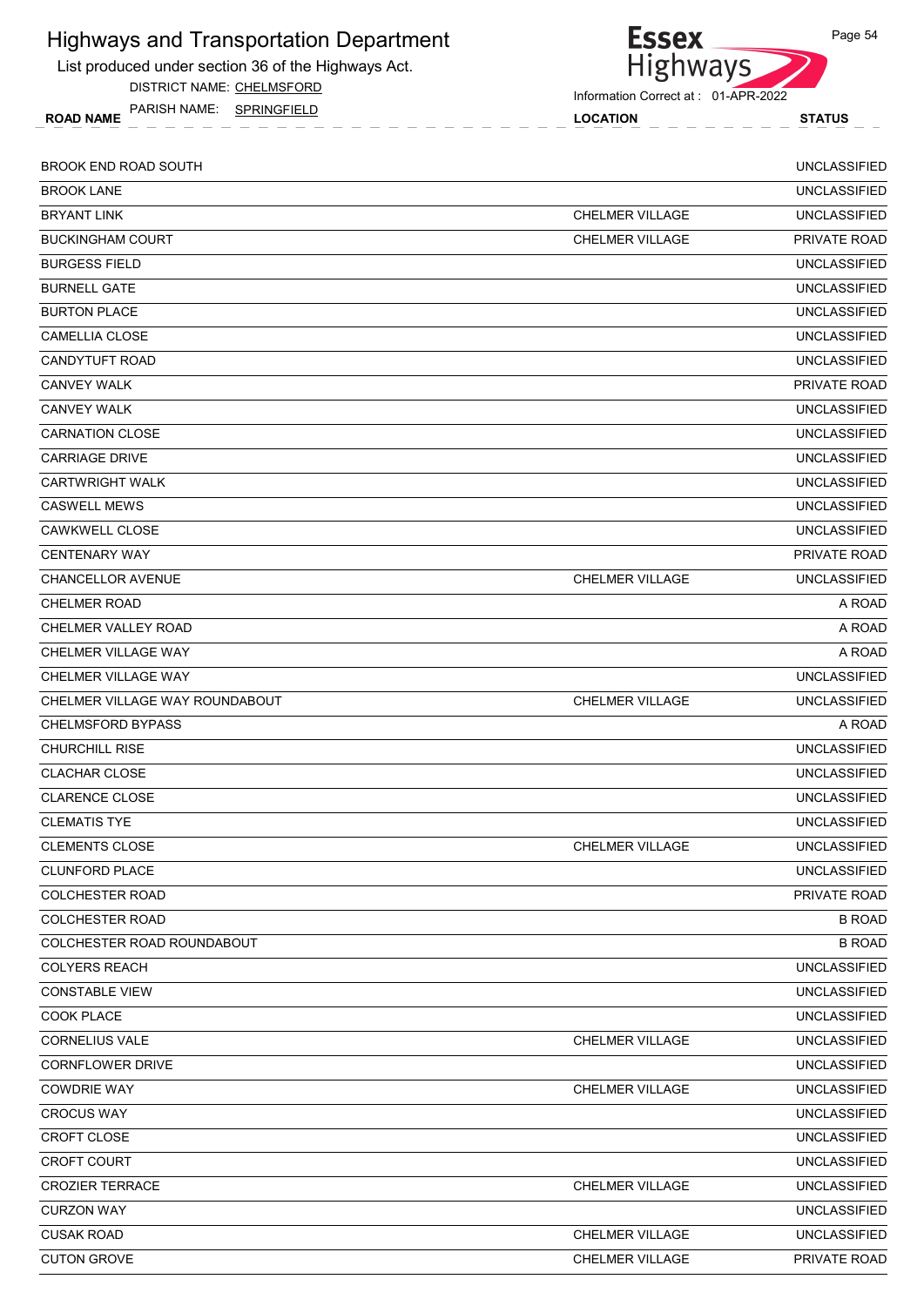# Highways and Transportation Department

List produced under section 36 of the Highways Act.

DISTRICT NAME: CHELMSFORD

PARISH NAME: SPRINGFIELD

Information Correct at : 01-APR-2022

| ROAD NAME | LOCATION | STATUS |
|---|---|---|
| BROOK END ROAD SOUTH | | UNCLASSIFIED |
| BROOK LANE | | UNCLASSIFIED |
| BRYANT LINK | CHELMER VILLAGE | UNCLASSIFIED |
| BUCKINGHAM COURT | CHELMER VILLAGE | PRIVATE ROAD |
| BURGESS FIELD | | UNCLASSIFIED |
| BURNELL GATE | | UNCLASSIFIED |
| BURTON PLACE | | UNCLASSIFIED |
| CAMELLIA CLOSE | | UNCLASSIFIED |
| CANDYTUFT ROAD | | UNCLASSIFIED |
| CANVEY WALK | | PRIVATE ROAD |
| CANVEY WALK | | UNCLASSIFIED |
| CARNATION CLOSE | | UNCLASSIFIED |
| CARRIAGE DRIVE | | UNCLASSIFIED |
| CARTWRIGHT WALK | | UNCLASSIFIED |
| CASWELL MEWS | | UNCLASSIFIED |
| CAWKWELL CLOSE | | UNCLASSIFIED |
| CENTENARY WAY | | PRIVATE ROAD |
| CHANCELLOR AVENUE | CHELMER VILLAGE | UNCLASSIFIED |
| CHELMER ROAD | | A ROAD |
| CHELMER VALLEY ROAD | | A ROAD |
| CHELMER VILLAGE WAY | | A ROAD |
| CHELMER VILLAGE WAY | | UNCLASSIFIED |
| CHELMER VILLAGE WAY ROUNDABOUT | CHELMER VILLAGE | UNCLASSIFIED |
| CHELMSFORD BYPASS | | A ROAD |
| CHURCHILL RISE | | UNCLASSIFIED |
| CLACHAR CLOSE | | UNCLASSIFIED |
| CLARENCE CLOSE | | UNCLASSIFIED |
| CLEMATIS TYE | | UNCLASSIFIED |
| CLEMENTS CLOSE | CHELMER VILLAGE | UNCLASSIFIED |
| CLUNFORD PLACE | | UNCLASSIFIED |
| COLCHESTER ROAD | | PRIVATE ROAD |
| COLCHESTER ROAD | | B ROAD |
| COLCHESTER ROAD ROUNDABOUT | | B ROAD |
| COLYERS REACH | | UNCLASSIFIED |
| CONSTABLE VIEW | | UNCLASSIFIED |
| COOK PLACE | | UNCLASSIFIED |
| CORNELIUS VALE | CHELMER VILLAGE | UNCLASSIFIED |
| CORNFLOWER DRIVE | | UNCLASSIFIED |
| COWDRIE WAY | CHELMER VILLAGE | UNCLASSIFIED |
| CROCUS WAY | | UNCLASSIFIED |
| CROFT CLOSE | | UNCLASSIFIED |
| CROFT COURT | | UNCLASSIFIED |
| CROZIER TERRACE | CHELMER VILLAGE | UNCLASSIFIED |
| CURZON WAY | | UNCLASSIFIED |
| CUSAK ROAD | CHELMER VILLAGE | UNCLASSIFIED |
| CUTON GROVE | CHELMER VILLAGE | PRIVATE ROAD |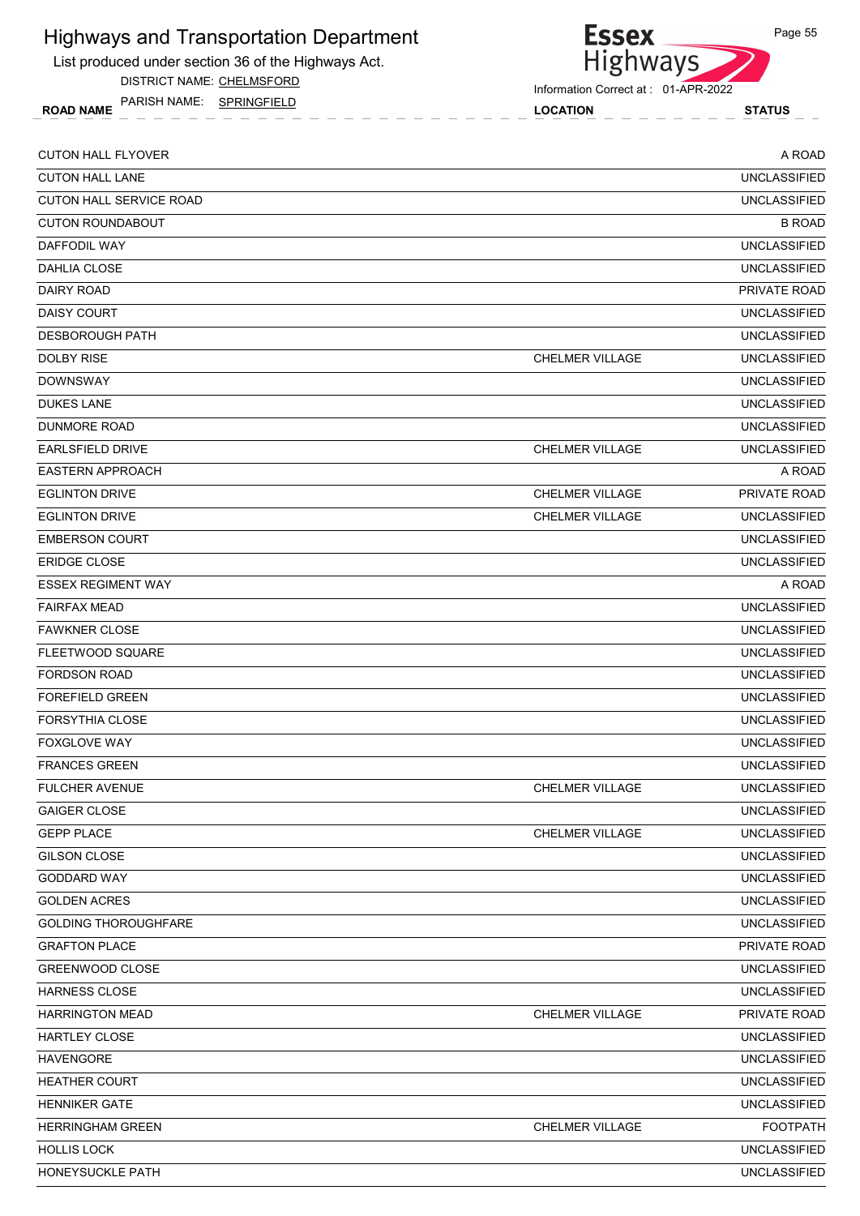# Highways and Transportation Department

List produced under section 36 of the Highways Act.

DISTRICT NAME: CHELMSFORD

PARISH NAME: SPRINGFIELD

Information Correct at : 01-APR-2022

| ROAD NAME | LOCATION | STATUS |
|---|---|---|
| CUTON HALL FLYOVER | | A ROAD |
| CUTON HALL LANE | | UNCLASSIFIED |
| CUTON HALL SERVICE ROAD | | UNCLASSIFIED |
| CUTON ROUNDABOUT | | B ROAD |
| DAFFODIL WAY | | UNCLASSIFIED |
| DAHLIA CLOSE | | UNCLASSIFIED |
| DAIRY ROAD | | PRIVATE ROAD |
| DAISY COURT | | UNCLASSIFIED |
| DESBOROUGH PATH | | UNCLASSIFIED |
| DOLBY RISE | CHELMER VILLAGE | UNCLASSIFIED |
| DOWNSWAY | | UNCLASSIFIED |
| DUKES LANE | | UNCLASSIFIED |
| DUNMORE ROAD | | UNCLASSIFIED |
| EARLSFIELD DRIVE | CHELMER VILLAGE | UNCLASSIFIED |
| EASTERN APPROACH | | A ROAD |
| EGLINTON DRIVE | CHELMER VILLAGE | PRIVATE ROAD |
| EGLINTON DRIVE | CHELMER VILLAGE | UNCLASSIFIED |
| EMBERSON COURT | | UNCLASSIFIED |
| ERIDGE CLOSE | | UNCLASSIFIED |
| ESSEX REGIMENT WAY | | A ROAD |
| FAIRFAX MEAD | | UNCLASSIFIED |
| FAWKNER CLOSE | | UNCLASSIFIED |
| FLEETWOOD SQUARE | | UNCLASSIFIED |
| FORDSON ROAD | | UNCLASSIFIED |
| FOREFIELD GREEN | | UNCLASSIFIED |
| FORSYTHIA CLOSE | | UNCLASSIFIED |
| FOXGLOVE WAY | | UNCLASSIFIED |
| FRANCES GREEN | | UNCLASSIFIED |
| FULCHER AVENUE | CHELMER VILLAGE | UNCLASSIFIED |
| GAIGER CLOSE | | UNCLASSIFIED |
| GEPP PLACE | CHELMER VILLAGE | UNCLASSIFIED |
| GILSON CLOSE | | UNCLASSIFIED |
| GODDARD WAY | | UNCLASSIFIED |
| GOLDEN ACRES | | UNCLASSIFIED |
| GOLDING THOROUGHFARE | | UNCLASSIFIED |
| GRAFTON PLACE | | PRIVATE ROAD |
| GREENWOOD CLOSE | | UNCLASSIFIED |
| HARNESS CLOSE | | UNCLASSIFIED |
| HARRINGTON MEAD | CHELMER VILLAGE | PRIVATE ROAD |
| HARTLEY CLOSE | | UNCLASSIFIED |
| HAVENGORE | | UNCLASSIFIED |
| HEATHER COURT | | UNCLASSIFIED |
| HENNIKER GATE | | UNCLASSIFIED |
| HERRINGHAM GREEN | CHELMER VILLAGE | FOOTPATH |
| HOLLIS LOCK | | UNCLASSIFIED |
| HONEYSUCKLE PATH | | UNCLASSIFIED |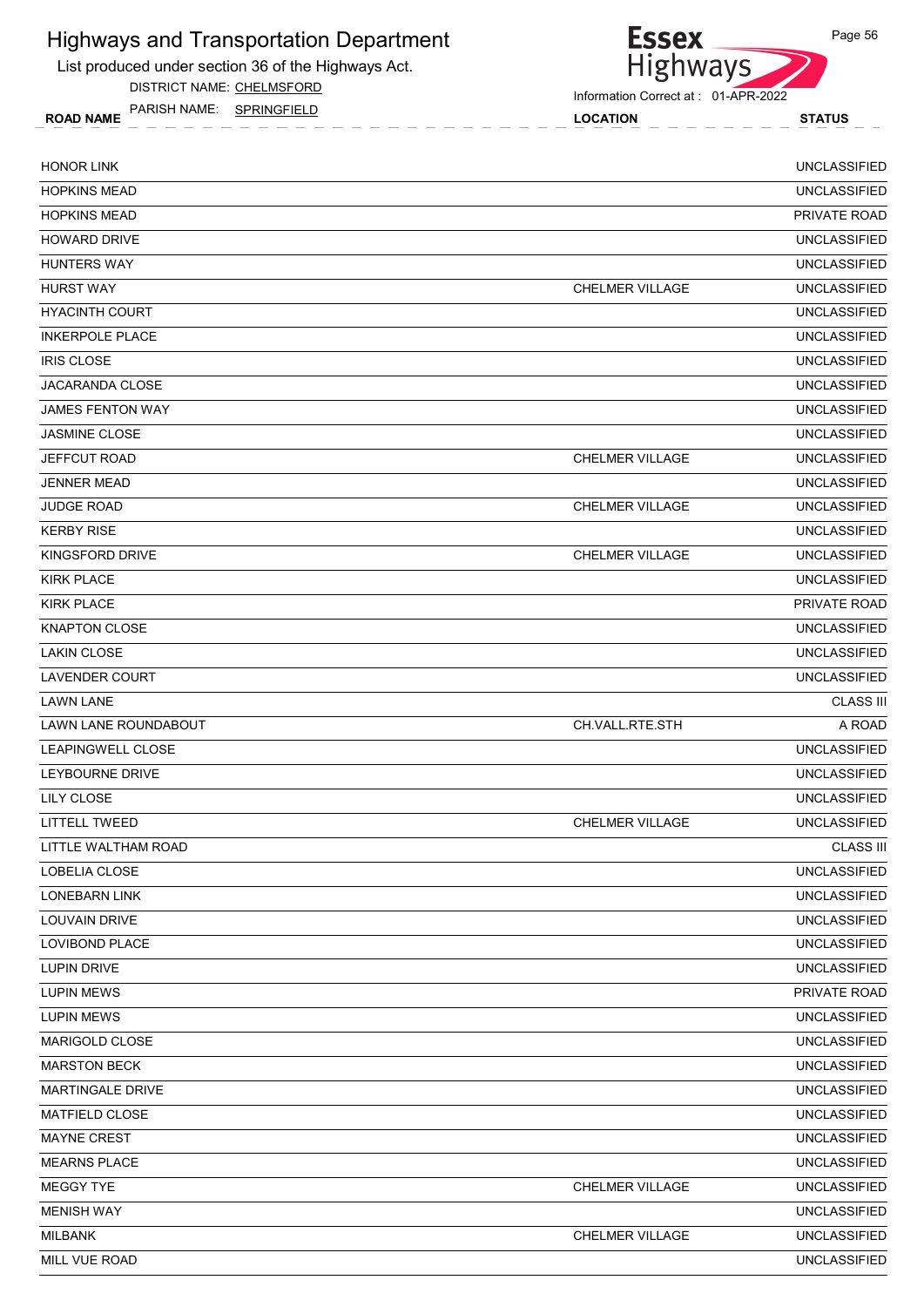# Highways and Transportation Department

List produced under section 36 of the Highways Act.

DISTRICT NAME: CHELMSFORD

PARISH NAME: SPRINGFIELD

Information Correct at : 01-APR-2022

| ROAD NAME | LOCATION | STATUS |
|---|---|---|
| HONOR LINK | | UNCLASSIFIED |
| HOPKINS MEAD | | UNCLASSIFIED |
| HOPKINS MEAD | | PRIVATE ROAD |
| HOWARD DRIVE | | UNCLASSIFIED |
| HUNTERS WAY | | UNCLASSIFIED |
| HURST WAY | CHELMER VILLAGE | UNCLASSIFIED |
| HYACINTH COURT | | UNCLASSIFIED |
| INKERPOLE PLACE | | UNCLASSIFIED |
| IRIS CLOSE | | UNCLASSIFIED |
| JACARANDA CLOSE | | UNCLASSIFIED |
| JAMES FENTON WAY | | UNCLASSIFIED |
| JASMINE CLOSE | | UNCLASSIFIED |
| JEFFCUT ROAD | CHELMER VILLAGE | UNCLASSIFIED |
| JENNER MEAD | | UNCLASSIFIED |
| JUDGE ROAD | CHELMER VILLAGE | UNCLASSIFIED |
| KERBY RISE | | UNCLASSIFIED |
| KINGSFORD DRIVE | CHELMER VILLAGE | UNCLASSIFIED |
| KIRK PLACE | | UNCLASSIFIED |
| KIRK PLACE | | PRIVATE ROAD |
| KNAPTON CLOSE | | UNCLASSIFIED |
| LAKIN CLOSE | | UNCLASSIFIED |
| LAVENDER COURT | | UNCLASSIFIED |
| LAWN LANE | | CLASS III |
| LAWN LANE ROUNDABOUT | CH.VALL.RTE.STH | A ROAD |
| LEAPINGWELL CLOSE | | UNCLASSIFIED |
| LEYBOURNE DRIVE | | UNCLASSIFIED |
| LILY CLOSE | | UNCLASSIFIED |
| LITTELL TWEED | CHELMER VILLAGE | UNCLASSIFIED |
| LITTLE WALTHAM ROAD | | CLASS III |
| LOBELIA CLOSE | | UNCLASSIFIED |
| LONEBARN LINK | | UNCLASSIFIED |
| LOUVAIN DRIVE | | UNCLASSIFIED |
| LOVIBOND PLACE | | UNCLASSIFIED |
| LUPIN DRIVE | | UNCLASSIFIED |
| LUPIN MEWS | | PRIVATE ROAD |
| LUPIN MEWS | | UNCLASSIFIED |
| MARIGOLD CLOSE | | UNCLASSIFIED |
| MARSTON BECK | | UNCLASSIFIED |
| MARTINGALE DRIVE | | UNCLASSIFIED |
| MATFIELD CLOSE | | UNCLASSIFIED |
| MAYNE CREST | | UNCLASSIFIED |
| MEARNS PLACE | | UNCLASSIFIED |
| MEGGY TYE | CHELMER VILLAGE | UNCLASSIFIED |
| MENISH WAY | | UNCLASSIFIED |
| MILBANK | CHELMER VILLAGE | UNCLASSIFIED |
| MILL VUE ROAD | | UNCLASSIFIED |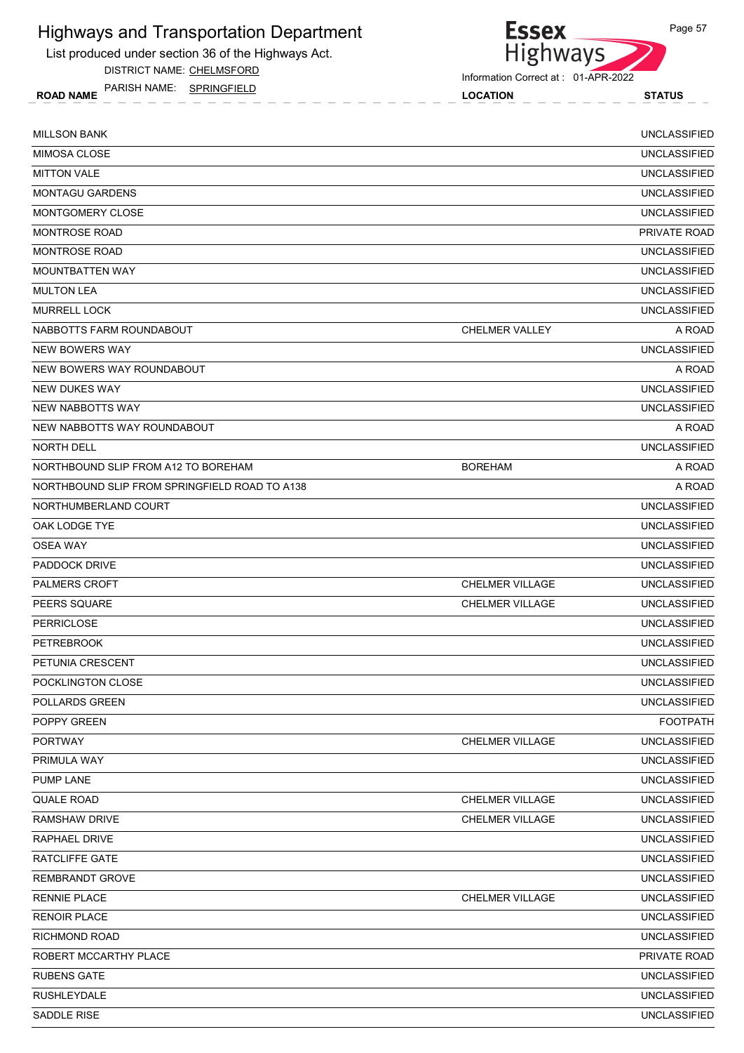# Highways and Transportation Department

List produced under section 36 of the Highways Act.

DISTRICT NAME: CHELMSFORD

PARISH NAME: SPRINGFIELD

Information Correct at : 01-APR-2022

| ROAD NAME | LOCATION | STATUS |
|---|---|---|
| MILLSON BANK | | UNCLASSIFIED |
| MIMOSA CLOSE | | UNCLASSIFIED |
| MITTON VALE | | UNCLASSIFIED |
| MONTAGU GARDENS | | UNCLASSIFIED |
| MONTGOMERY CLOSE | | UNCLASSIFIED |
| MONTROSE ROAD | | PRIVATE ROAD |
| MONTROSE ROAD | | UNCLASSIFIED |
| MOUNTBATTEN WAY | | UNCLASSIFIED |
| MULTON LEA | | UNCLASSIFIED |
| MURRELL LOCK | | UNCLASSIFIED |
| NABBOTTS FARM ROUNDABOUT | CHELMER VALLEY | A ROAD |
| NEW BOWERS WAY | | UNCLASSIFIED |
| NEW BOWERS WAY ROUNDABOUT | | A ROAD |
| NEW DUKES WAY | | UNCLASSIFIED |
| NEW NABBOTTS WAY | | UNCLASSIFIED |
| NEW NABBOTTS WAY ROUNDABOUT | | A ROAD |
| NORTH DELL | | UNCLASSIFIED |
| NORTHBOUND SLIP FROM A12 TO BOREHAM | BOREHAM | A ROAD |
| NORTHBOUND SLIP FROM SPRINGFIELD ROAD TO A138 | | A ROAD |
| NORTHUMBERLAND COURT | | UNCLASSIFIED |
| OAK LODGE TYE | | UNCLASSIFIED |
| OSEA WAY | | UNCLASSIFIED |
| PADDOCK DRIVE | | UNCLASSIFIED |
| PALMERS CROFT | CHELMER VILLAGE | UNCLASSIFIED |
| PEERS SQUARE | CHELMER VILLAGE | UNCLASSIFIED |
| PERRICLOSE | | UNCLASSIFIED |
| PETREBROOK | | UNCLASSIFIED |
| PETUNIA CRESCENT | | UNCLASSIFIED |
| POCKLINGTON CLOSE | | UNCLASSIFIED |
| POLLARDS GREEN | | UNCLASSIFIED |
| POPPY GREEN | | FOOTPATH |
| PORTWAY | CHELMER VILLAGE | UNCLASSIFIED |
| PRIMULA WAY | | UNCLASSIFIED |
| PUMP LANE | | UNCLASSIFIED |
| QUALE ROAD | CHELMER VILLAGE | UNCLASSIFIED |
| RAMSHAW DRIVE | CHELMER VILLAGE | UNCLASSIFIED |
| RAPHAEL DRIVE | | UNCLASSIFIED |
| RATCLIFFE GATE | | UNCLASSIFIED |
| REMBRANDT GROVE | | UNCLASSIFIED |
| RENNIE PLACE | CHELMER VILLAGE | UNCLASSIFIED |
| RENOIR PLACE | | UNCLASSIFIED |
| RICHMOND ROAD | | UNCLASSIFIED |
| ROBERT MCCARTHY PLACE | | PRIVATE ROAD |
| RUBENS GATE | | UNCLASSIFIED |
| RUSHLEYDALE | | UNCLASSIFIED |
| SADDLE RISE | | UNCLASSIFIED |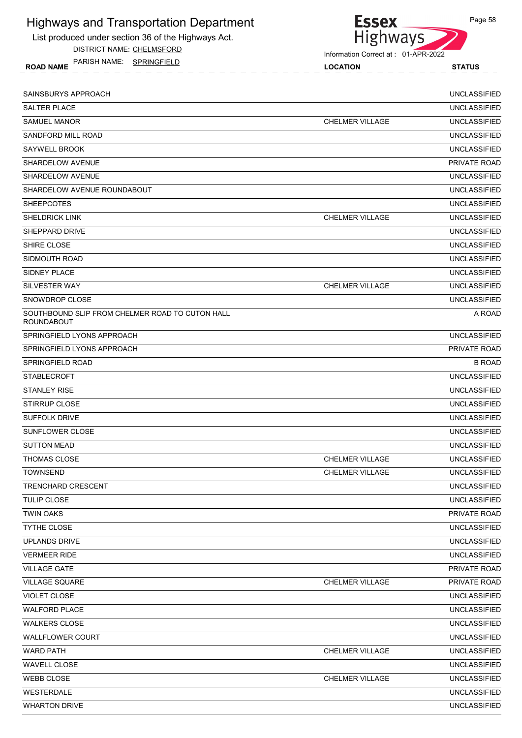# Highways and Transportation Department

List produced under section 36 of the Highways Act.

DISTRICT NAME: CHELMSFORD

PARISH NAME: SPRINGFIELD

Information Correct at : 01-APR-2022

| ROAD NAME | LOCATION | STATUS |
|---|---|---|
| SAINSBURYS APPROACH | | UNCLASSIFIED |
| SALTER PLACE | | UNCLASSIFIED |
| SAMUEL MANOR | CHELMER VILLAGE | UNCLASSIFIED |
| SANDFORD MILL ROAD | | UNCLASSIFIED |
| SAYWELL BROOK | | UNCLASSIFIED |
| SHARDELOW AVENUE | | PRIVATE ROAD |
| SHARDELOW AVENUE | | UNCLASSIFIED |
| SHARDELOW AVENUE ROUNDABOUT | | UNCLASSIFIED |
| SHEEPCOTES | | UNCLASSIFIED |
| SHELDRICK LINK | CHELMER VILLAGE | UNCLASSIFIED |
| SHEPPARD DRIVE | | UNCLASSIFIED |
| SHIRE CLOSE | | UNCLASSIFIED |
| SIDMOUTH ROAD | | UNCLASSIFIED |
| SIDNEY PLACE | | UNCLASSIFIED |
| SILVESTER WAY | CHELMER VILLAGE | UNCLASSIFIED |
| SNOWDROP CLOSE | | UNCLASSIFIED |
| SOUTHBOUND SLIP FROM CHELMER ROAD TO CUTON HALL ROUNDABOUT | | A ROAD |
| SPRINGFIELD LYONS APPROACH | | UNCLASSIFIED |
| SPRINGFIELD LYONS APPROACH | | PRIVATE ROAD |
| SPRINGFIELD ROAD | | B ROAD |
| STABLECROFT | | UNCLASSIFIED |
| STANLEY RISE | | UNCLASSIFIED |
| STIRRUP CLOSE | | UNCLASSIFIED |
| SUFFOLK DRIVE | | UNCLASSIFIED |
| SUNFLOWER CLOSE | | UNCLASSIFIED |
| SUTTON MEAD | | UNCLASSIFIED |
| THOMAS CLOSE | CHELMER VILLAGE | UNCLASSIFIED |
| TOWNSEND | CHELMER VILLAGE | UNCLASSIFIED |
| TRENCHARD CRESCENT | | UNCLASSIFIED |
| TULIP CLOSE | | UNCLASSIFIED |
| TWIN OAKS | | PRIVATE ROAD |
| TYTHE CLOSE | | UNCLASSIFIED |
| UPLANDS DRIVE | | UNCLASSIFIED |
| VERMEER RIDE | | UNCLASSIFIED |
| VILLAGE GATE | | PRIVATE ROAD |
| VILLAGE SQUARE | CHELMER VILLAGE | PRIVATE ROAD |
| VIOLET CLOSE | | UNCLASSIFIED |
| WALFORD PLACE | | UNCLASSIFIED |
| WALKERS CLOSE | | UNCLASSIFIED |
| WALLFLOWER COURT | | UNCLASSIFIED |
| WARD PATH | CHELMER VILLAGE | UNCLASSIFIED |
| WAVELL CLOSE | | UNCLASSIFIED |
| WEBB CLOSE | CHELMER VILLAGE | UNCLASSIFIED |
| WESTERDALE | | UNCLASSIFIED |
| WHARTON DRIVE | | UNCLASSIFIED |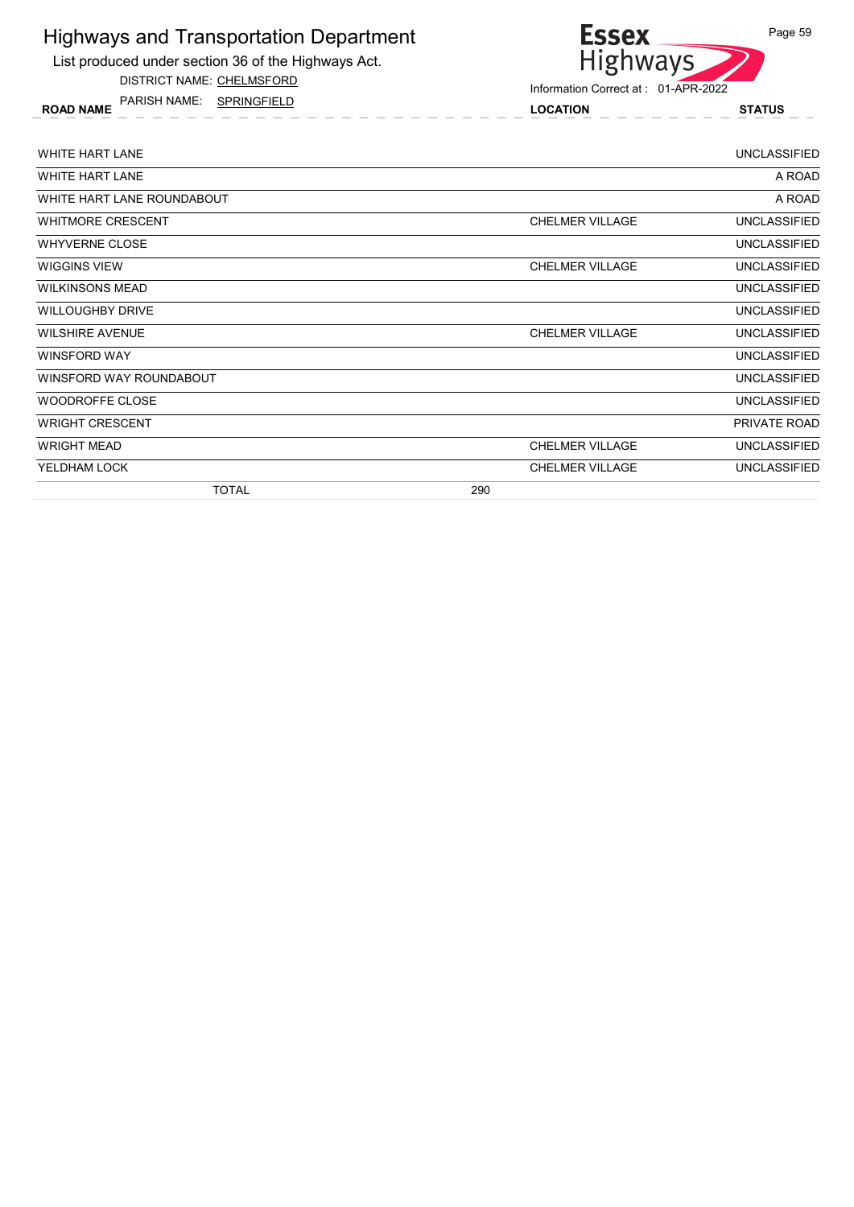# Highways and Transportation Department

List produced under section 36 of the Highways Act.

DISTRICT NAME: CHELMSFORD

PARISH NAME: SPRINGFIELD

Information Correct at : 01-APR-2022

| ROAD NAME | LOCATION | STATUS |
|---|---|---|
| WHITE HART LANE | | UNCLASSIFIED |
| WHITE HART LANE | | A ROAD |
| WHITE HART LANE ROUNDABOUT | | A ROAD |
| WHITMORE CRESCENT | CHELMER VILLAGE | UNCLASSIFIED |
| WHYVERNE CLOSE | | UNCLASSIFIED |
| WIGGINS VIEW | CHELMER VILLAGE | UNCLASSIFIED |
| WILKINSONS MEAD | | UNCLASSIFIED |
| WILLOUGHBY DRIVE | | UNCLASSIFIED |
| WILSHIRE AVENUE | CHELMER VILLAGE | UNCLASSIFIED |
| WINSFORD WAY | | UNCLASSIFIED |
| WINSFORD WAY ROUNDABOUT | | UNCLASSIFIED |
| WOODROFFE CLOSE | | UNCLASSIFIED |
| WRIGHT CRESCENT | | PRIVATE ROAD |
| WRIGHT MEAD | CHELMER VILLAGE | UNCLASSIFIED |
| YELDHAM LOCK | CHELMER VILLAGE | UNCLASSIFIED |
| TOTAL 290 | | |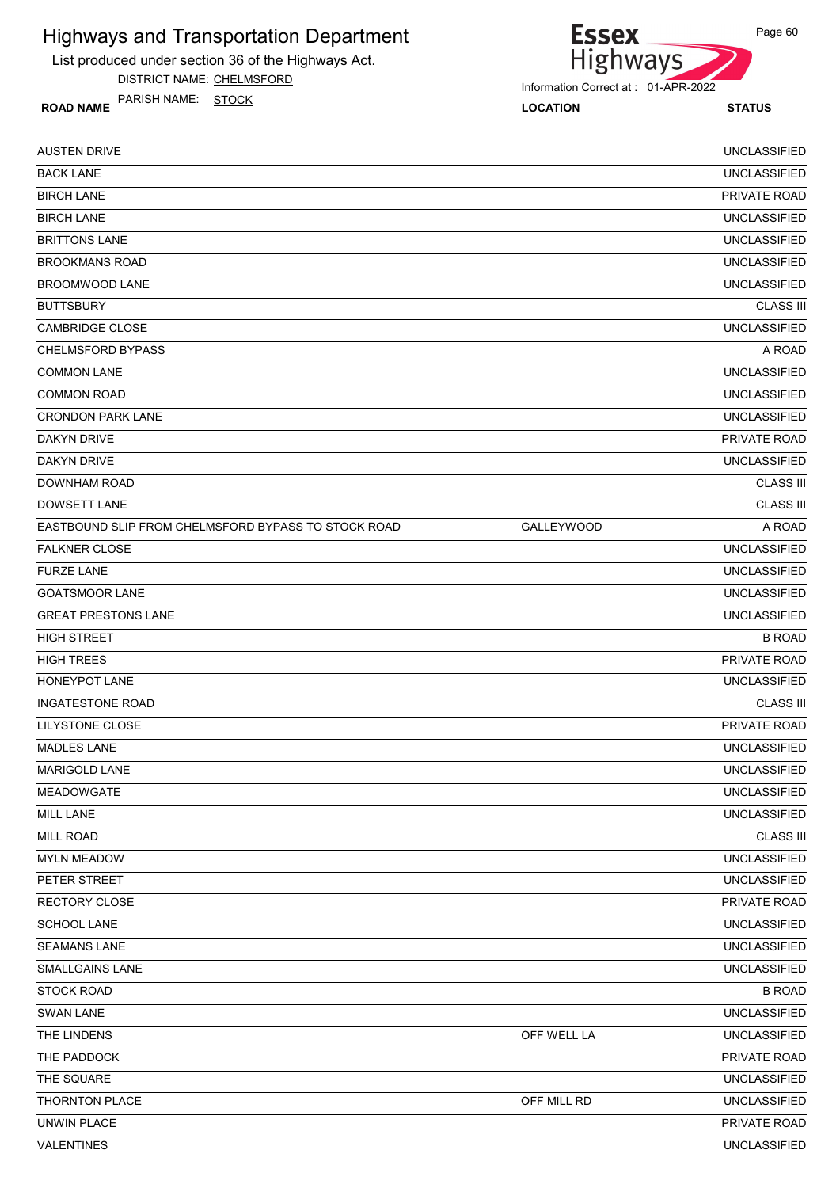# Highways and Transportation Department

List produced under section 36 of the Highways Act.

DISTRICT NAME: CHELMSFORD

PARISH NAME: STOCK

Information Correct at : 01-APR-2022

| ROAD NAME | LOCATION | STATUS |
|---|---|---|
| AUSTEN DRIVE | | UNCLASSIFIED |
| BACK LANE | | UNCLASSIFIED |
| BIRCH LANE | | PRIVATE ROAD |
| BIRCH LANE | | UNCLASSIFIED |
| BRITTONS LANE | | UNCLASSIFIED |
| BROOKMANS ROAD | | UNCLASSIFIED |
| BROOMWOOD LANE | | UNCLASSIFIED |
| BUTTSBURY | | CLASS III |
| CAMBRIDGE CLOSE | | UNCLASSIFIED |
| CHELMSFORD BYPASS | | A ROAD |
| COMMON LANE | | UNCLASSIFIED |
| COMMON ROAD | | UNCLASSIFIED |
| CRONDON PARK LANE | | UNCLASSIFIED |
| DAKYN DRIVE | | PRIVATE ROAD |
| DAKYN DRIVE | | UNCLASSIFIED |
| DOWNHAM ROAD | | CLASS III |
| DOWSETT LANE | | CLASS III |
| EASTBOUND SLIP FROM CHELMSFORD BYPASS TO STOCK ROAD | GALLEYWOOD | A ROAD |
| FALKNER CLOSE | | UNCLASSIFIED |
| FURZE LANE | | UNCLASSIFIED |
| GOATSMOOR LANE | | UNCLASSIFIED |
| GREAT PRESTONS LANE | | UNCLASSIFIED |
| HIGH STREET | | B ROAD |
| HIGH TREES | | PRIVATE ROAD |
| HONEYPOT LANE | | UNCLASSIFIED |
| INGATESTONE ROAD | | CLASS III |
| LILYSTONE CLOSE | | PRIVATE ROAD |
| MADLES LANE | | UNCLASSIFIED |
| MARIGOLD LANE | | UNCLASSIFIED |
| MEADOWGATE | | UNCLASSIFIED |
| MILL LANE | | UNCLASSIFIED |
| MILL ROAD | | CLASS III |
| MYLN MEADOW | | UNCLASSIFIED |
| PETER STREET | | UNCLASSIFIED |
| RECTORY CLOSE | | PRIVATE ROAD |
| SCHOOL LANE | | UNCLASSIFIED |
| SEAMANS LANE | | UNCLASSIFIED |
| SMALLGAINS LANE | | UNCLASSIFIED |
| STOCK ROAD | | B ROAD |
| SWAN LANE | | UNCLASSIFIED |
| THE LINDENS | OFF WELL LA | UNCLASSIFIED |
| THE PADDOCK | | PRIVATE ROAD |
| THE SQUARE | | UNCLASSIFIED |
| THORNTON PLACE | OFF MILL RD | UNCLASSIFIED |
| UNWIN PLACE | | PRIVATE ROAD |
| VALENTINES | | UNCLASSIFIED |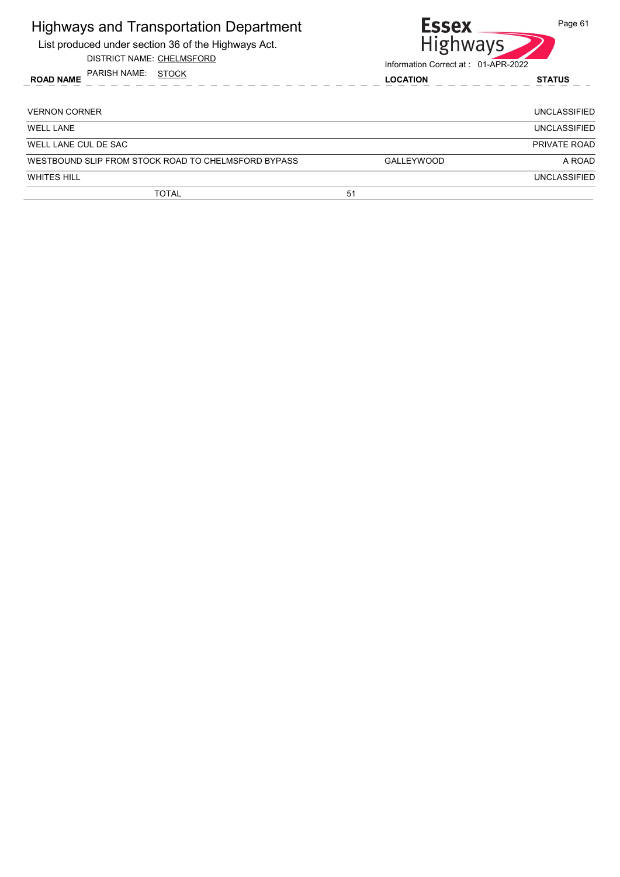# Highways and Transportation Department

List produced under section 36 of the Highways Act.

DISTRICT NAME: CHELMSFORD

PARISH NAME: STOCK

Information Correct at : 01-APR-2022

| ROAD NAME | LOCATION | STATUS |
|---|---|---|
| VERNON CORNER | | UNCLASSIFIED |
| WELL LANE | | UNCLASSIFIED |
| WELL LANE CUL DE SAC | | PRIVATE ROAD |
| WESTBOUND SLIP FROM STOCK ROAD TO CHELMSFORD BYPASS | GALLEYWOOD | A ROAD |
| WHITES HILL | | UNCLASSIFIED |
| TOTAL 51 | | |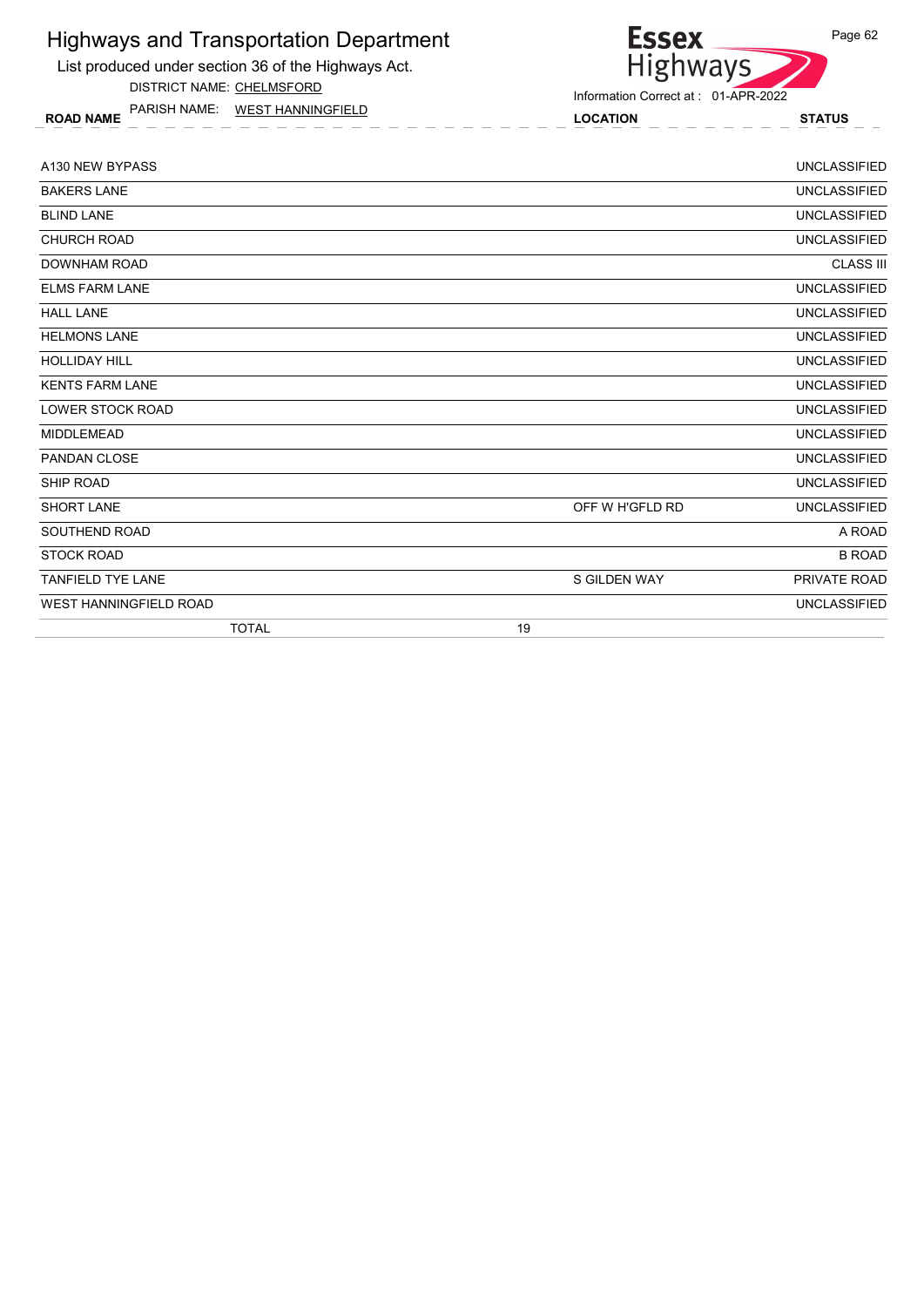# Highways and Transportation Department

List produced under section 36 of the Highways Act.

DISTRICT NAME: CHELMSFORD

PARISH NAME: WEST HANNINGFIELD

Information Correct at : 01-APR-2022

| ROAD NAME | LOCATION | STATUS |
|---|---|---|
| A130 NEW BYPASS | | UNCLASSIFIED |
| BAKERS LANE | | UNCLASSIFIED |
| BLIND LANE | | UNCLASSIFIED |
| CHURCH ROAD | | UNCLASSIFIED |
| DOWNHAM ROAD | | CLASS III |
| ELMS FARM LANE | | UNCLASSIFIED |
| HALL LANE | | UNCLASSIFIED |
| HELMONS LANE | | UNCLASSIFIED |
| HOLLIDAY HILL | | UNCLASSIFIED |
| KENTS FARM LANE | | UNCLASSIFIED |
| LOWER STOCK ROAD | | UNCLASSIFIED |
| MIDDLEMEAD | | UNCLASSIFIED |
| PANDAN CLOSE | | UNCLASSIFIED |
| SHIP ROAD | | UNCLASSIFIED |
| SHORT LANE | OFF W H'GFLD RD | UNCLASSIFIED |
| SOUTHEND ROAD | | A ROAD |
| STOCK ROAD | | B ROAD |
| TANFIELD TYE LANE | S GILDEN WAY | PRIVATE ROAD |
| WEST HANNINGFIELD ROAD | | UNCLASSIFIED |
| TOTAL | 19 | |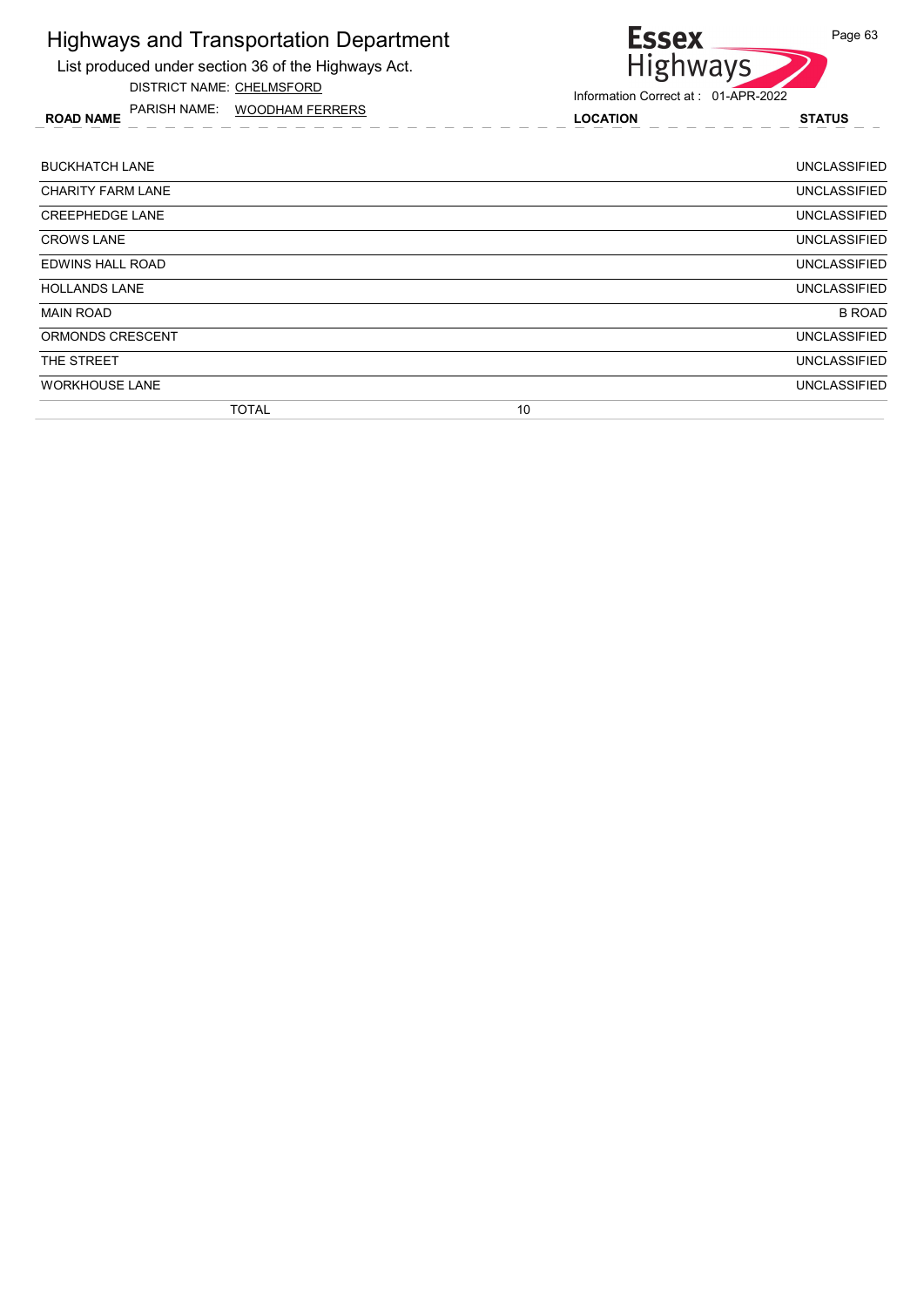# Highways and Transportation Department

List produced under section 36 of the Highways Act.

DISTRICT NAME: CHELMSFORD

PARISH NAME: WOODHAM FERRERS

Essex Highways

Information Correct at : 01-APR-2022

| ROAD NAME | LOCATION | STATUS |
|---|---|---|
| BUCKHATCH LANE | | UNCLASSIFIED |
| CHARITY FARM LANE | | UNCLASSIFIED |
| CREEPHEDGE LANE | | UNCLASSIFIED |
| CROWS LANE | | UNCLASSIFIED |
| EDWINS HALL ROAD | | UNCLASSIFIED |
| HOLLANDS LANE | | UNCLASSIFIED |
| MAIN ROAD | | B ROAD |
| ORMONDS CRESCENT | | UNCLASSIFIED |
| THE STREET | | UNCLASSIFIED |
| WORKHOUSE LANE | | UNCLASSIFIED |
| TOTAL | 10 | |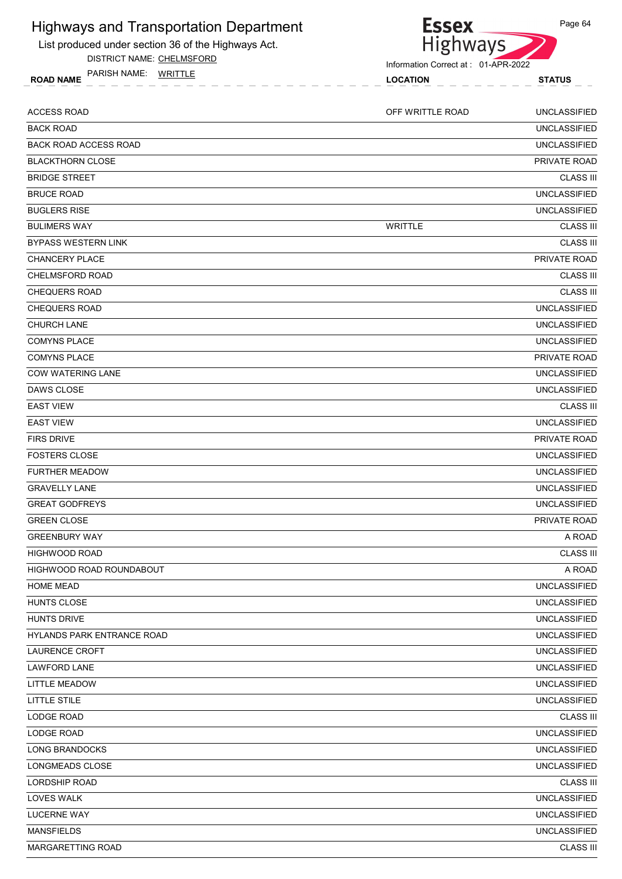# Highways and Transportation Department

List produced under section 36 of the Highways Act.

DISTRICT NAME: CHELMSFORD

PARISH NAME: WRITTLE

Information Correct at : 01-APR-2022

| ROAD NAME | LOCATION | STATUS |
|---|---|---|
| ACCESS ROAD | OFF WRITTLE ROAD | UNCLASSIFIED |
| BACK ROAD | | UNCLASSIFIED |
| BACK ROAD ACCESS ROAD | | UNCLASSIFIED |
| BLACKTHORN CLOSE | | PRIVATE ROAD |
| BRIDGE STREET | | CLASS III |
| BRUCE ROAD | | UNCLASSIFIED |
| BUGLERS RISE | | UNCLASSIFIED |
| BULIMERS WAY | WRITTLE | CLASS III |
| BYPASS WESTERN LINK | | CLASS III |
| CHANCERY PLACE | | PRIVATE ROAD |
| CHELMSFORD ROAD | | CLASS III |
| CHEQUERS ROAD | | CLASS III |
| CHEQUERS ROAD | | UNCLASSIFIED |
| CHURCH LANE | | UNCLASSIFIED |
| COMYNS PLACE | | UNCLASSIFIED |
| COMYNS PLACE | | PRIVATE ROAD |
| COW WATERING LANE | | UNCLASSIFIED |
| DAWS CLOSE | | UNCLASSIFIED |
| EAST VIEW | | CLASS III |
| EAST VIEW | | UNCLASSIFIED |
| FIRS DRIVE | | PRIVATE ROAD |
| FOSTERS CLOSE | | UNCLASSIFIED |
| FURTHER MEADOW | | UNCLASSIFIED |
| GRAVELLY LANE | | UNCLASSIFIED |
| GREAT GODFREYS | | UNCLASSIFIED |
| GREEN CLOSE | | PRIVATE ROAD |
| GREENBURY WAY | | A ROAD |
| HIGHWOOD ROAD | | CLASS III |
| HIGHWOOD ROAD ROUNDABOUT | | A ROAD |
| HOME MEAD | | UNCLASSIFIED |
| HUNTS CLOSE | | UNCLASSIFIED |
| HUNTS DRIVE | | UNCLASSIFIED |
| HYLANDS PARK ENTRANCE ROAD | | UNCLASSIFIED |
| LAURENCE CROFT | | UNCLASSIFIED |
| LAWFORD LANE | | UNCLASSIFIED |
| LITTLE MEADOW | | UNCLASSIFIED |
| LITTLE STILE | | UNCLASSIFIED |
| LODGE ROAD | | CLASS III |
| LODGE ROAD | | UNCLASSIFIED |
| LONG BRANDOCKS | | UNCLASSIFIED |
| LONGMEADS CLOSE | | UNCLASSIFIED |
| LORDSHIP ROAD | | CLASS III |
| LOVES WALK | | UNCLASSIFIED |
| LUCERNE WAY | | UNCLASSIFIED |
| MANSFIELDS | | UNCLASSIFIED |
| MARGARETTING ROAD | | CLASS III |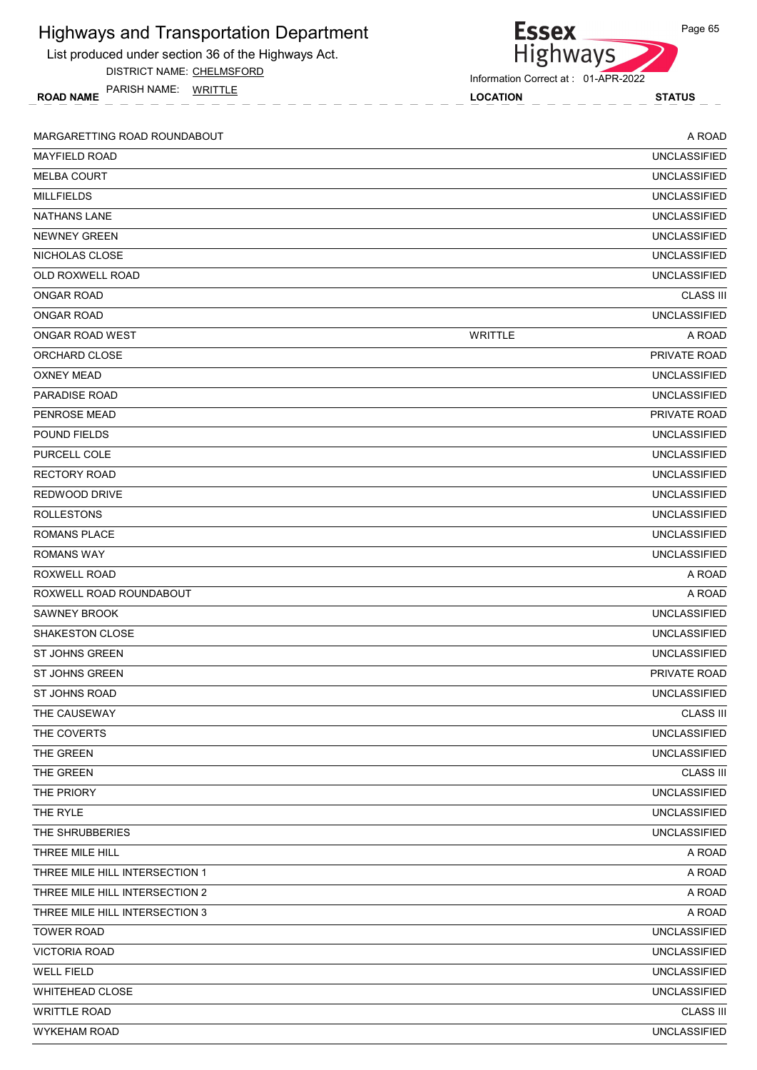# Highways and Transportation Department

List produced under section 36 of the Highways Act.

DISTRICT NAME: CHELMSFORD

PARISH NAME: WRITTLE

Information Correct at : 01-APR-2022

| ROAD NAME | LOCATION | STATUS |
|---|---|---|
| MARGARETTING ROAD ROUNDABOUT | | A ROAD |
| MAYFIELD ROAD | | UNCLASSIFIED |
| MELBA COURT | | UNCLASSIFIED |
| MILLFIELDS | | UNCLASSIFIED |
| NATHANS LANE | | UNCLASSIFIED |
| NEWNEY GREEN | | UNCLASSIFIED |
| NICHOLAS CLOSE | | UNCLASSIFIED |
| OLD ROXWELL ROAD | | UNCLASSIFIED |
| ONGAR ROAD | | CLASS III |
| ONGAR ROAD | | UNCLASSIFIED |
| ONGAR ROAD WEST | WRITTLE | A ROAD |
| ORCHARD CLOSE | | PRIVATE ROAD |
| OXNEY MEAD | | UNCLASSIFIED |
| PARADISE ROAD | | UNCLASSIFIED |
| PENROSE MEAD | | PRIVATE ROAD |
| POUND FIELDS | | UNCLASSIFIED |
| PURCELL COLE | | UNCLASSIFIED |
| RECTORY ROAD | | UNCLASSIFIED |
| REDWOOD DRIVE | | UNCLASSIFIED |
| ROLLESTONS | | UNCLASSIFIED |
| ROMANS PLACE | | UNCLASSIFIED |
| ROMANS WAY | | UNCLASSIFIED |
| ROXWELL ROAD | | A ROAD |
| ROXWELL ROAD ROUNDABOUT | | A ROAD |
| SAWNEY BROOK | | UNCLASSIFIED |
| SHAKESTON CLOSE | | UNCLASSIFIED |
| ST JOHNS GREEN | | UNCLASSIFIED |
| ST JOHNS GREEN | | PRIVATE ROAD |
| ST JOHNS ROAD | | UNCLASSIFIED |
| THE CAUSEWAY | | CLASS III |
| THE COVERTS | | UNCLASSIFIED |
| THE GREEN | | UNCLASSIFIED |
| THE GREEN | | CLASS III |
| THE PRIORY | | UNCLASSIFIED |
| THE RYLE | | UNCLASSIFIED |
| THE SHRUBBERIES | | UNCLASSIFIED |
| THREE MILE HILL | | A ROAD |
| THREE MILE HILL INTERSECTION 1 | | A ROAD |
| THREE MILE HILL INTERSECTION 2 | | A ROAD |
| THREE MILE HILL INTERSECTION 3 | | A ROAD |
| TOWER ROAD | | UNCLASSIFIED |
| VICTORIA ROAD | | UNCLASSIFIED |
| WELL FIELD | | UNCLASSIFIED |
| WHITEHEAD CLOSE | | UNCLASSIFIED |
| WRITTLE ROAD | | CLASS III |
| WYKEHAM ROAD | | UNCLASSIFIED |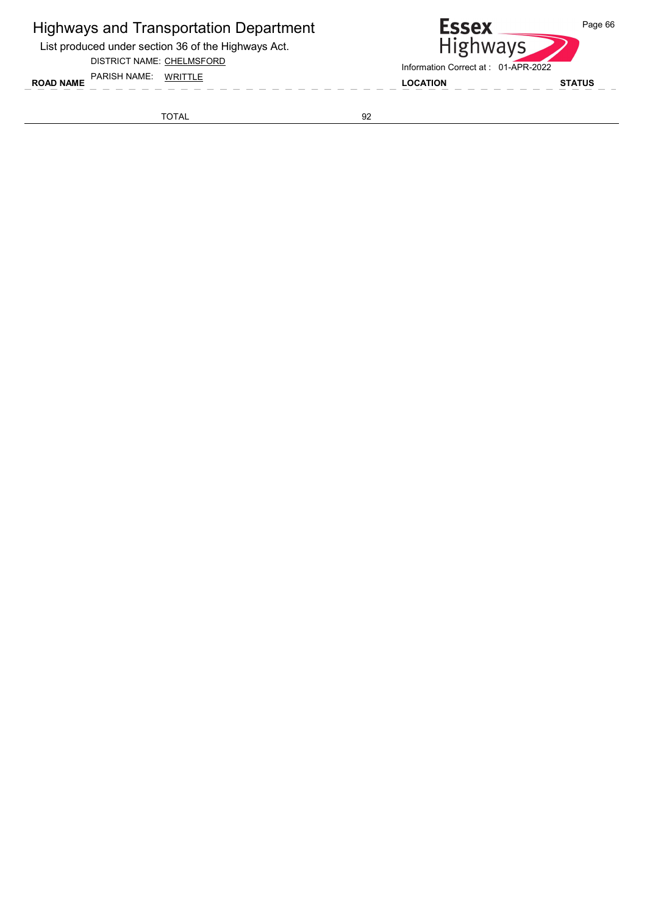# Highways and Transportation Department

List produced under section 36 of the Highways Act.

DISTRICT NAME: CHELMSFORD

PARISH NAME: WRITTLE

Essex Highways

Information Correct at : 01-APR-2022

| ROAD NAME | | LOCATION | STATUS |
|---|---|---|---|
| TOTAL | 92 | | |